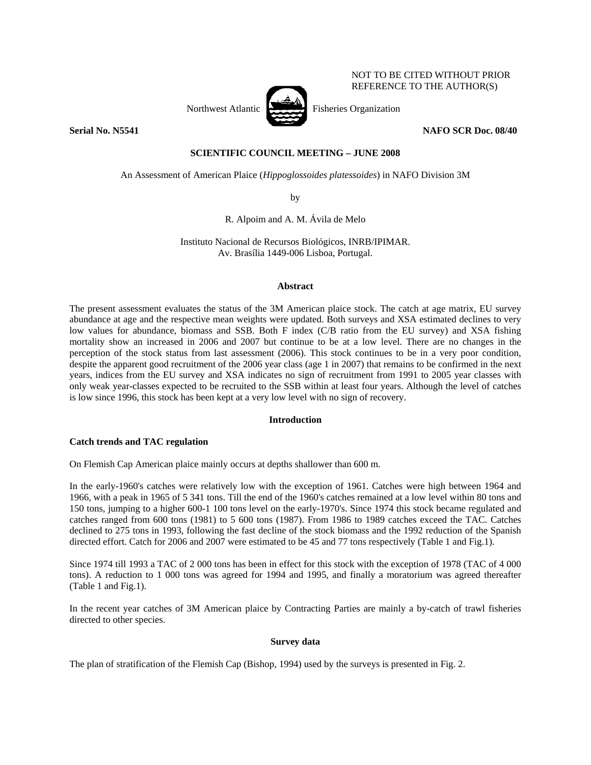NOT TO BE CITED WITHOUT PRIOR REFERENCE TO THE AUTHOR(S)

Northwest Atlantic Fisheries Organization

**Serial No. N5541** **NAFO SCR Doc. 08/40**

**SCIENTIFIC COUNCIL MEETING – JUNE 2008**

An Assessment of American Plaice (*Hippoglossoides platessoides*) in NAFO Division 3M

by

R. Alpoim and A. M. Ávila de Melo

Instituto Nacional de Recursos Biológicos, INRB/IPIMAR.
Av. Brasília 1449-006 Lisboa, Portugal.

## Abstract

The present assessment evaluates the status of the 3M American plaice stock. The catch at age matrix, EU survey abundance at age and the respective mean weights were updated. Both surveys and XSA estimated declines to very low values for abundance, biomass and SSB. Both F index (C/B ratio from the EU survey) and XSA fishing mortality show an increased in 2006 and 2007 but continue to be at a low level. There are no changes in the perception of the stock status from last assessment (2006). This stock continues to be in a very poor condition, despite the apparent good recruitment of the 2006 year class (age 1 in 2007) that remains to be confirmed in the next years, indices from the EU survey and XSA indicates no sign of recruitment from 1991 to 2005 year classes with only weak year-classes expected to be recruited to the SSB within at least four years. Although the level of catches is low since 1996, this stock has been kept at a very low level with no sign of recovery.

## Introduction

### Catch trends and TAC regulation

On Flemish Cap American plaice mainly occurs at depths shallower than 600 m.

In the early-1960's catches were relatively low with the exception of 1961. Catches were high between 1964 and 1966, with a peak in 1965 of 5 341 tons. Till the end of the 1960's catches remained at a low level within 80 tons and 150 tons, jumping to a higher 600-1 100 tons level on the early-1970's. Since 1974 this stock became regulated and catches ranged from 600 tons (1981) to 5 600 tons (1987). From 1986 to 1989 catches exceed the TAC. Catches declined to 275 tons in 1993, following the fast decline of the stock biomass and the 1992 reduction of the Spanish directed effort. Catch for 2006 and 2007 were estimated to be 45 and 77 tons respectively (Table 1 and Fig.1).

Since 1974 till 1993 a TAC of 2 000 tons has been in effect for this stock with the exception of 1978 (TAC of 4 000 tons). A reduction to 1 000 tons was agreed for 1994 and 1995, and finally a moratorium was agreed thereafter (Table 1 and Fig.1).

In the recent year catches of 3M American plaice by Contracting Parties are mainly a by-catch of trawl fisheries directed to other species.

## Survey data

The plan of stratification of the Flemish Cap (Bishop, 1994) used by the surveys is presented in Fig. 2.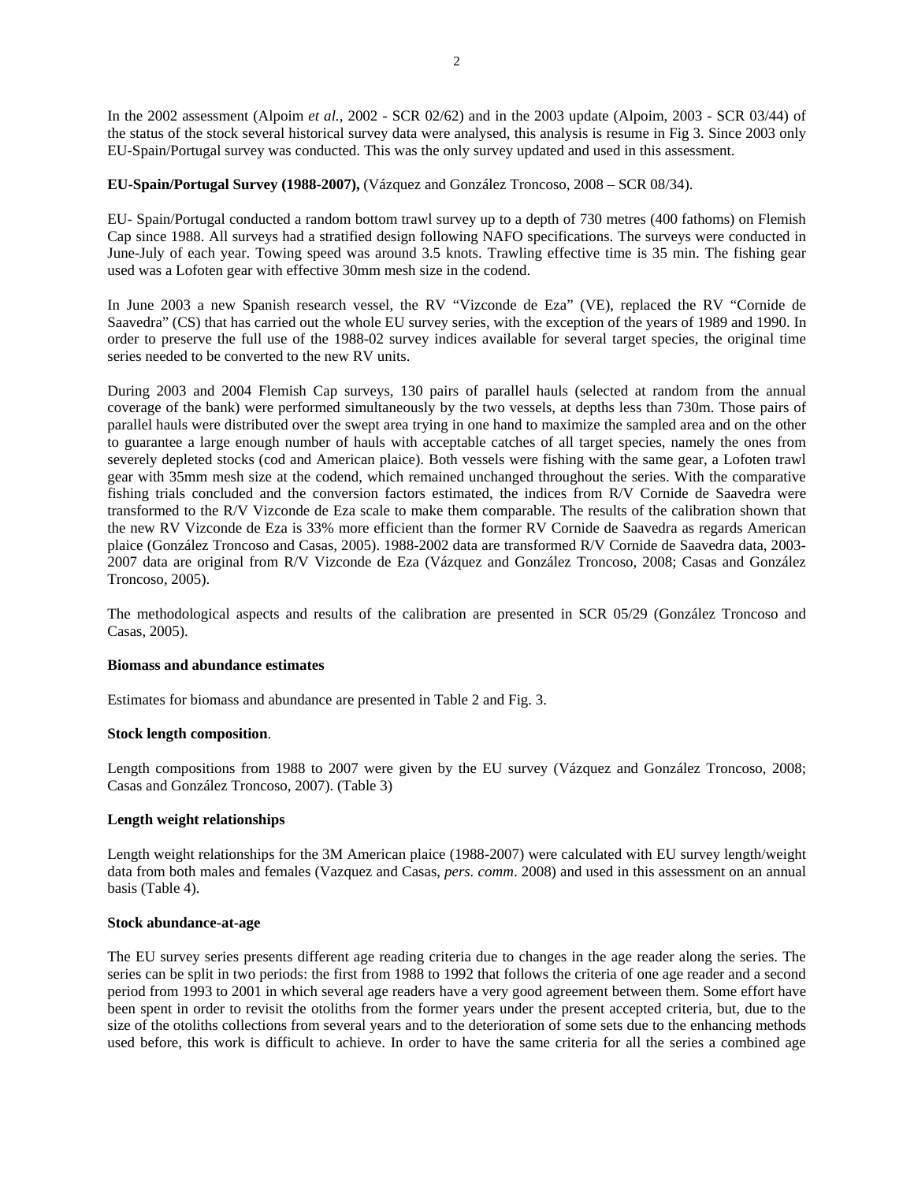In the 2002 assessment (Alpoim *et al.*, 2002 - SCR 02/62) and in the 2003 update (Alpoim, 2003 - SCR 03/44) of the status of the stock several historical survey data were analysed, this analysis is resume in Fig 3. Since 2003 only EU-Spain/Portugal survey was conducted. This was the only survey updated and used in this assessment.

**EU-Spain/Portugal Survey (1988-2007),** (Vázquez and González Troncoso, 2008 – SCR 08/34).

EU- Spain/Portugal conducted a random bottom trawl survey up to a depth of 730 metres (400 fathoms) on Flemish Cap since 1988. All surveys had a stratified design following NAFO specifications. The surveys were conducted in June-July of each year. Towing speed was around 3.5 knots. Trawling effective time is 35 min. The fishing gear used was a Lofoten gear with effective 30mm mesh size in the codend.

In June 2003 a new Spanish research vessel, the RV "Vizconde de Eza" (VE), replaced the RV "Cornide de Saavedra" (CS) that has carried out the whole EU survey series, with the exception of the years of 1989 and 1990. In order to preserve the full use of the 1988-02 survey indices available for several target species, the original time series needed to be converted to the new RV units.

During 2003 and 2004 Flemish Cap surveys, 130 pairs of parallel hauls (selected at random from the annual coverage of the bank) were performed simultaneously by the two vessels, at depths less than 730m. Those pairs of parallel hauls were distributed over the swept area trying in one hand to maximize the sampled area and on the other to guarantee a large enough number of hauls with acceptable catches of all target species, namely the ones from severely depleted stocks (cod and American plaice). Both vessels were fishing with the same gear, a Lofoten trawl gear with 35mm mesh size at the codend, which remained unchanged throughout the series. With the comparative fishing trials concluded and the conversion factors estimated, the indices from R/V Cornide de Saavedra were transformed to the R/V Vizconde de Eza scale to make them comparable. The results of the calibration shown that the new RV Vizconde de Eza is 33% more efficient than the former RV Cornide de Saavedra as regards American plaice (González Troncoso and Casas, 2005). 1988-2002 data are transformed R/V Cornide de Saavedra data, 2003-2007 data are original from R/V Vizconde de Eza (Vázquez and González Troncoso, 2008; Casas and González Troncoso, 2005).

The methodological aspects and results of the calibration are presented in SCR 05/29 (González Troncoso and Casas, 2005).

**Biomass and abundance estimates**

Estimates for biomass and abundance are presented in Table 2 and Fig. 3.

**Stock length composition**.

Length compositions from 1988 to 2007 were given by the EU survey (Vázquez and González Troncoso, 2008; Casas and González Troncoso, 2007). (Table 3)

**Length weight relationships**

Length weight relationships for the 3M American plaice (1988-2007) were calculated with EU survey length/weight data from both males and females (Vazquez and Casas, *pers. comm*. 2008) and used in this assessment on an annual basis (Table 4).

**Stock abundance-at-age**

The EU survey series presents different age reading criteria due to changes in the age reader along the series. The series can be split in two periods: the first from 1988 to 1992 that follows the criteria of one age reader and a second period from 1993 to 2001 in which several age readers have a very good agreement between them. Some effort have been spent in order to revisit the otoliths from the former years under the present accepted criteria, but, due to the size of the otoliths collections from several years and to the deterioration of some sets due to the enhancing methods used before, this work is difficult to achieve. In order to have the same criteria for all the series a combined age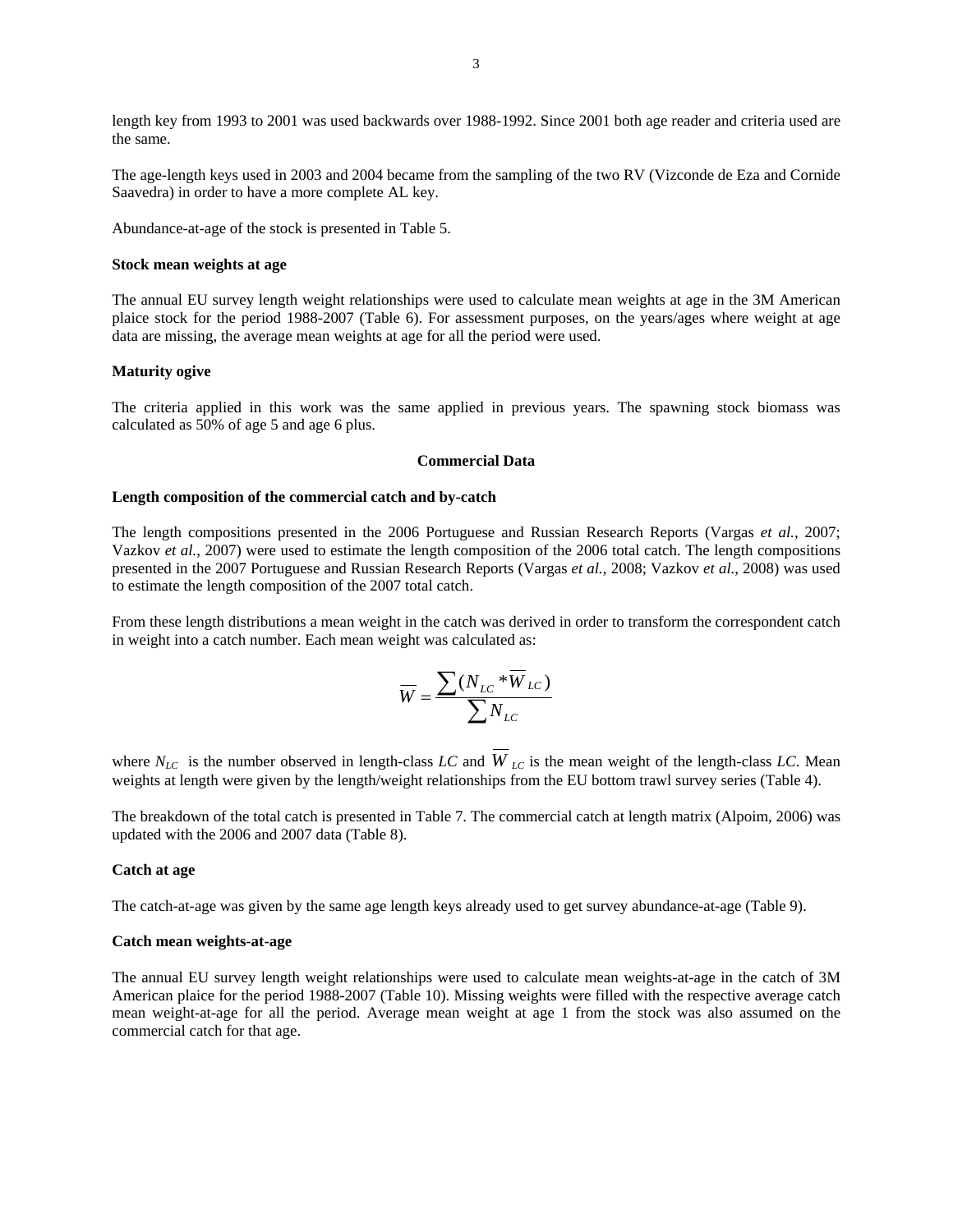length key from 1993 to 2001 was used backwards over 1988-1992. Since 2001 both age reader and criteria used are the same.

The age-length keys used in 2003 and 2004 became from the sampling of the two RV (Vizconde de Eza and Cornide Saavedra) in order to have a more complete AL key.

Abundance-at-age of the stock is presented in Table 5.

**Stock mean weights at age**

The annual EU survey length weight relationships were used to calculate mean weights at age in the 3M American plaice stock for the period 1988-2007 (Table 6). For assessment purposes, on the years/ages where weight at age data are missing, the average mean weights at age for all the period were used.

**Maturity ogive**

The criteria applied in this work was the same applied in previous years. The spawning stock biomass was calculated as 50% of age 5 and age 6 plus.

## Commercial Data

**Length composition of the commercial catch and by-catch**

The length compositions presented in the 2006 Portuguese and Russian Research Reports (Vargas *et al.*, 2007; Vazkov *et al.*, 2007) were used to estimate the length composition of the 2006 total catch. The length compositions presented in the 2007 Portuguese and Russian Research Reports (Vargas *et al.*, 2008; Vazkov *et al.*, 2008) was used to estimate the length composition of the 2007 total catch.

From these length distributions a mean weight in the catch was derived in order to transform the correspondent catch in weight into a catch number. Each mean weight was calculated as:

$$\overline{W} = \frac{\sum (N_{LC} * \overline{W}_{LC})}{\sum N_{LC}}$$

where $N_{LC}$ is the number observed in length-class *LC* and $\overline{W}_{LC}$ is the mean weight of the length-class *LC*. Mean weights at length were given by the length/weight relationships from the EU bottom trawl survey series (Table 4).

The breakdown of the total catch is presented in Table 7. The commercial catch at length matrix (Alpoim, 2006) was updated with the 2006 and 2007 data (Table 8).

**Catch at age**

The catch-at-age was given by the same age length keys already used to get survey abundance-at-age (Table 9).

**Catch mean weights-at-age**

The annual EU survey length weight relationships were used to calculate mean weights-at-age in the catch of 3M American plaice for the period 1988-2007 (Table 10). Missing weights were filled with the respective average catch mean weight-at-age for all the period. Average mean weight at age 1 from the stock was also assumed on the commercial catch for that age.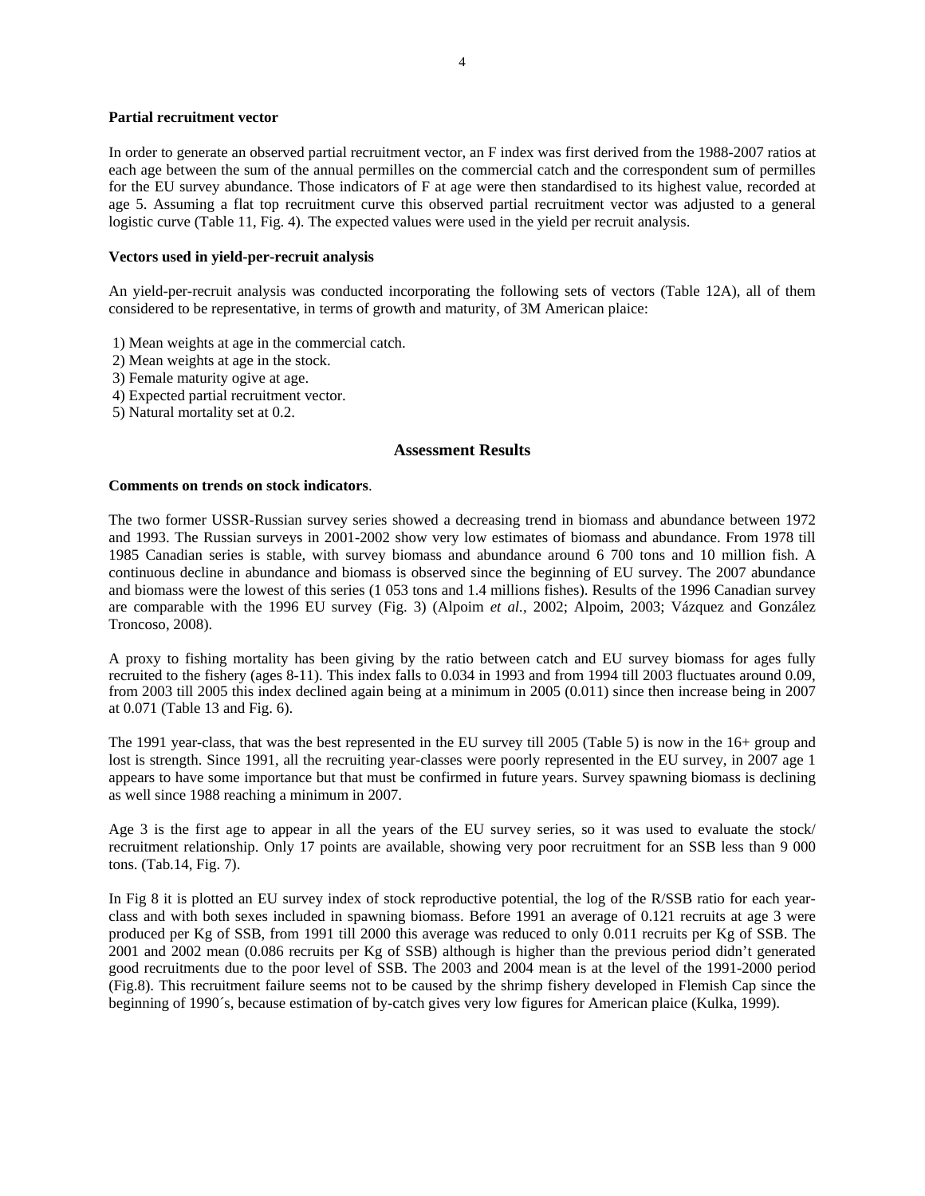**Partial recruitment vector**

In order to generate an observed partial recruitment vector, an F index was first derived from the 1988-2007 ratios at each age between the sum of the annual permilles on the commercial catch and the correspondent sum of permilles for the EU survey abundance. Those indicators of F at age were then standardised to its highest value, recorded at age 5. Assuming a flat top recruitment curve this observed partial recruitment vector was adjusted to a general logistic curve (Table 11, Fig. 4). The expected values were used in the yield per recruit analysis.

**Vectors used in yield-per-recruit analysis**

An yield-per-recruit analysis was conducted incorporating the following sets of vectors (Table 12A), all of them considered to be representative, in terms of growth and maturity, of 3M American plaice:

1) Mean weights at age in the commercial catch.
2) Mean weights at age in the stock.
3) Female maturity ogive at age.
4) Expected partial recruitment vector.
5) Natural mortality set at 0.2.

## Assessment Results

**Comments on trends on stock indicators**.

The two former USSR-Russian survey series showed a decreasing trend in biomass and abundance between 1972 and 1993. The Russian surveys in 2001-2002 show very low estimates of biomass and abundance. From 1978 till 1985 Canadian series is stable, with survey biomass and abundance around 6 700 tons and 10 million fish. A continuous decline in abundance and biomass is observed since the beginning of EU survey. The 2007 abundance and biomass were the lowest of this series (1 053 tons and 1.4 millions fishes). Results of the 1996 Canadian survey are comparable with the 1996 EU survey (Fig. 3) (Alpoim *et al*., 2002; Alpoim, 2003; Vázquez and González Troncoso, 2008).

A proxy to fishing mortality has been giving by the ratio between catch and EU survey biomass for ages fully recruited to the fishery (ages 8-11). This index falls to 0.034 in 1993 and from 1994 till 2003 fluctuates around 0.09, from 2003 till 2005 this index declined again being at a minimum in 2005 (0.011) since then increase being in 2007 at 0.071 (Table 13 and Fig. 6).

The 1991 year-class, that was the best represented in the EU survey till 2005 (Table 5) is now in the 16+ group and lost is strength. Since 1991, all the recruiting year-classes were poorly represented in the EU survey, in 2007 age 1 appears to have some importance but that must be confirmed in future years. Survey spawning biomass is declining as well since 1988 reaching a minimum in 2007.

Age 3 is the first age to appear in all the years of the EU survey series, so it was used to evaluate the stock/ recruitment relationship. Only 17 points are available, showing very poor recruitment for an SSB less than 9 000 tons. (Tab.14, Fig. 7).

In Fig 8 it is plotted an EU survey index of stock reproductive potential, the log of the R/SSB ratio for each year-class and with both sexes included in spawning biomass. Before 1991 an average of 0.121 recruits at age 3 were produced per Kg of SSB, from 1991 till 2000 this average was reduced to only 0.011 recruits per Kg of SSB. The 2001 and 2002 mean (0.086 recruits per Kg of SSB) although is higher than the previous period didn't generated good recruitments due to the poor level of SSB. The 2003 and 2004 mean is at the level of the 1991-2000 period (Fig.8). This recruitment failure seems not to be caused by the shrimp fishery developed in Flemish Cap since the beginning of 1990´s, because estimation of by-catch gives very low figures for American plaice (Kulka, 1999).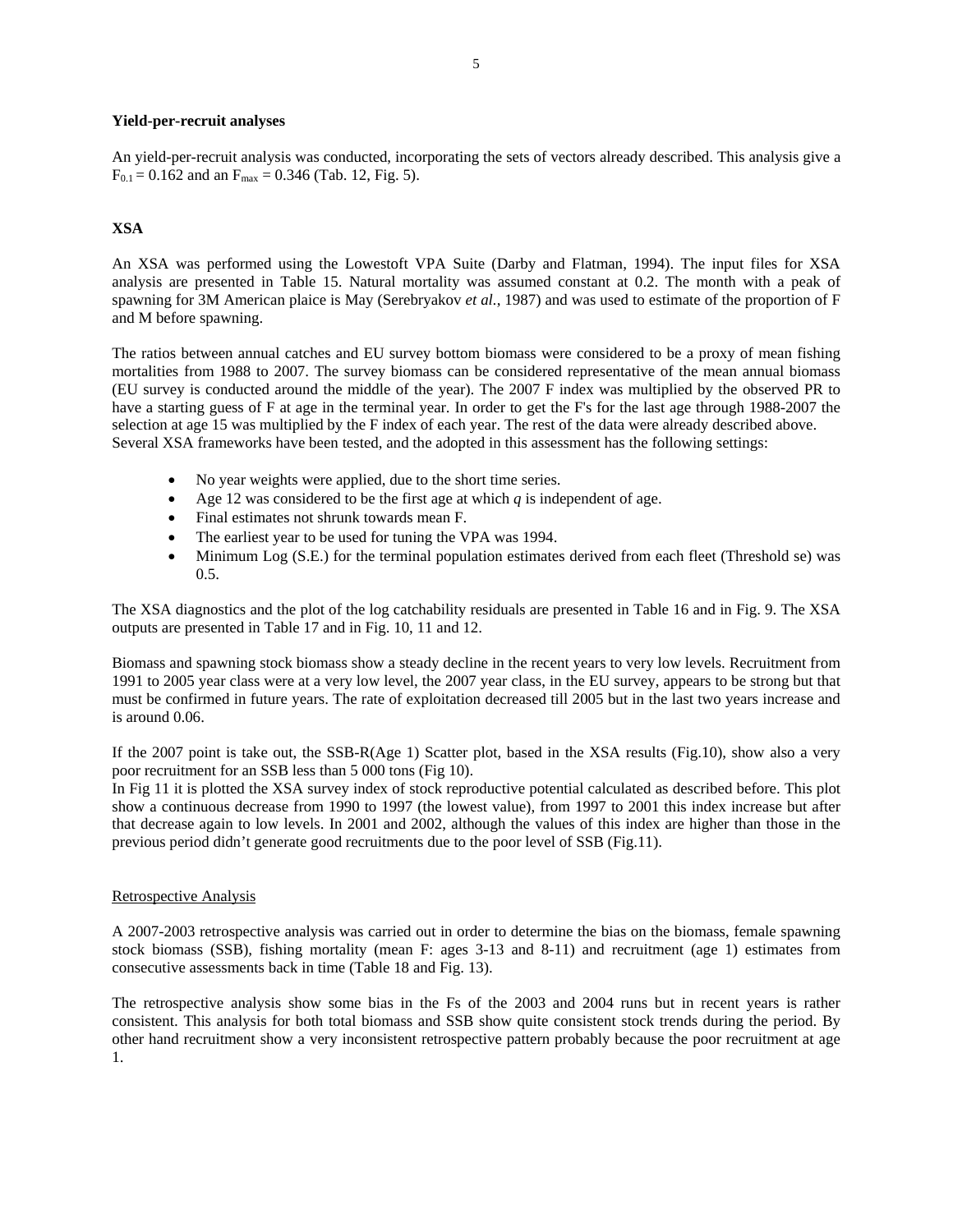**Yield-per-recruit analyses**

An yield-per-recruit analysis was conducted, incorporating the sets of vectors already described. This analysis give a $F_{0.1} = 0.162$ and an $F_{max} = 0.346$ (Tab. 12, Fig. 5).

**XSA**

An XSA was performed using the Lowestoft VPA Suite (Darby and Flatman, 1994). The input files for XSA analysis are presented in Table 15. Natural mortality was assumed constant at 0.2. The month with a peak of spawning for 3M American plaice is May (Serebryakov *et al.*, 1987) and was used to estimate of the proportion of F and M before spawning.

The ratios between annual catches and EU survey bottom biomass were considered to be a proxy of mean fishing mortalities from 1988 to 2007. The survey biomass can be considered representative of the mean annual biomass (EU survey is conducted around the middle of the year). The 2007 F index was multiplied by the observed PR to have a starting guess of F at age in the terminal year. In order to get the F's for the last age through 1988-2007 the selection at age 15 was multiplied by the F index of each year. The rest of the data were already described above. Several XSA frameworks have been tested, and the adopted in this assessment has the following settings:

- No year weights were applied, due to the short time series.
- Age 12 was considered to be the first age at which *q* is independent of age.
- Final estimates not shrunk towards mean F.
- The earliest year to be used for tuning the VPA was 1994.
- Minimum Log (S.E.) for the terminal population estimates derived from each fleet (Threshold se) was 0.5.

The XSA diagnostics and the plot of the log catchability residuals are presented in Table 16 and in Fig. 9. The XSA outputs are presented in Table 17 and in Fig. 10, 11 and 12.

Biomass and spawning stock biomass show a steady decline in the recent years to very low levels. Recruitment from 1991 to 2005 year class were at a very low level, the 2007 year class, in the EU survey, appears to be strong but that must be confirmed in future years. The rate of exploitation decreased till 2005 but in the last two years increase and is around 0.06.

If the 2007 point is take out, the SSB-R(Age 1) Scatter plot, based in the XSA results (Fig.10), show also a very poor recruitment for an SSB less than 5 000 tons (Fig 10).
In Fig 11 it is plotted the XSA survey index of stock reproductive potential calculated as described before. This plot show a continuous decrease from 1990 to 1997 (the lowest value), from 1997 to 2001 this index increase but after that decrease again to low levels. In 2001 and 2002, although the values of this index are higher than those in the previous period didn't generate good recruitments due to the poor level of SSB (Fig.11).

<u>Retrospective Analysis</u>

A 2007-2003 retrospective analysis was carried out in order to determine the bias on the biomass, female spawning stock biomass (SSB), fishing mortality (mean F: ages 3-13 and 8-11) and recruitment (age 1) estimates from consecutive assessments back in time (Table 18 and Fig. 13).

The retrospective analysis show some bias in the Fs of the 2003 and 2004 runs but in recent years is rather consistent. This analysis for both total biomass and SSB show quite consistent stock trends during the period. By other hand recruitment show a very inconsistent retrospective pattern probably because the poor recruitment at age 1.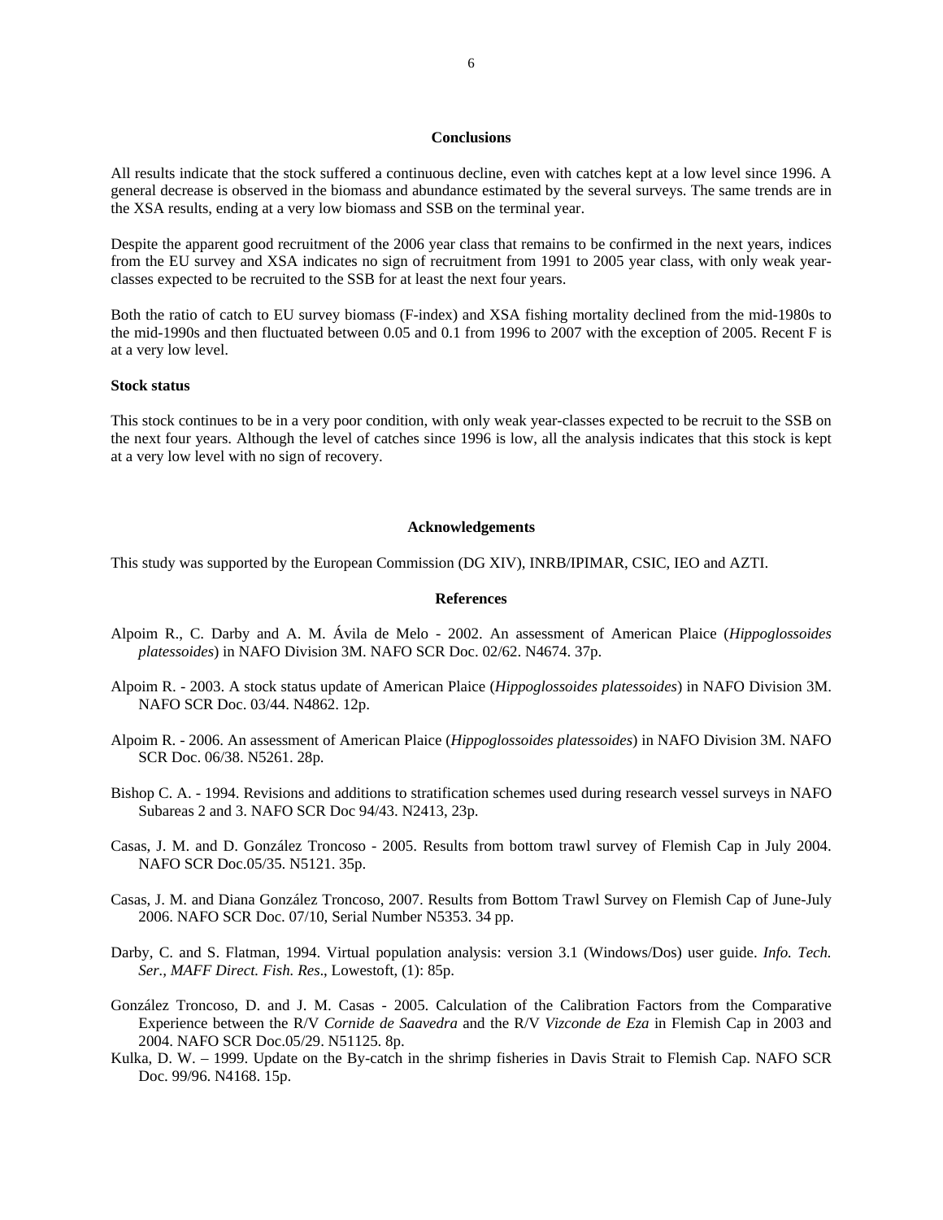## Conclusions

All results indicate that the stock suffered a continuous decline, even with catches kept at a low level since 1996. A general decrease is observed in the biomass and abundance estimated by the several surveys. The same trends are in the XSA results, ending at a very low biomass and SSB on the terminal year.

Despite the apparent good recruitment of the 2006 year class that remains to be confirmed in the next years, indices from the EU survey and XSA indicates no sign of recruitment from 1991 to 2005 year class, with only weak year-classes expected to be recruited to the SSB for at least the next four years.

Both the ratio of catch to EU survey biomass (F-index) and XSA fishing mortality declined from the mid-1980s to the mid-1990s and then fluctuated between 0.05 and 0.1 from 1996 to 2007 with the exception of 2005. Recent F is at a very low level.

### Stock status

This stock continues to be in a very poor condition, with only weak year-classes expected to be recruit to the SSB on the next four years. Although the level of catches since 1996 is low, all the analysis indicates that this stock is kept at a very low level with no sign of recovery.

## Acknowledgements

This study was supported by the European Commission (DG XIV), INRB/IPIMAR, CSIC, IEO and AZTI.

## References

Alpoim R., C. Darby and A. M. Ávila de Melo - 2002. An assessment of American Plaice (*Hippoglossoides platessoides*) in NAFO Division 3M. NAFO SCR Doc. 02/62. N4674. 37p.

Alpoim R. - 2003. A stock status update of American Plaice (*Hippoglossoides platessoides*) in NAFO Division 3M. NAFO SCR Doc. 03/44. N4862. 12p.

Alpoim R. - 2006. An assessment of American Plaice (*Hippoglossoides platessoides*) in NAFO Division 3M. NAFO SCR Doc. 06/38. N5261. 28p.

Bishop C. A. - 1994. Revisions and additions to stratification schemes used during research vessel surveys in NAFO Subareas 2 and 3. NAFO SCR Doc 94/43. N2413, 23p.

Casas, J. M. and D. González Troncoso - 2005. Results from bottom trawl survey of Flemish Cap in July 2004. NAFO SCR Doc.05/35. N5121. 35p.

Casas, J. M. and Diana González Troncoso, 2007. Results from Bottom Trawl Survey on Flemish Cap of June-July 2006. NAFO SCR Doc. 07/10, Serial Number N5353. 34 pp.

Darby, C. and S. Flatman, 1994. Virtual population analysis: version 3.1 (Windows/Dos) user guide. *Info. Tech. Ser., MAFF Direct. Fish. Res*., Lowestoft, (1): 85p.

González Troncoso, D. and J. M. Casas - 2005. Calculation of the Calibration Factors from the Comparative Experience between the R/V *Cornide de Saavedra* and the R/V *Vizconde de Eza* in Flemish Cap in 2003 and 2004. NAFO SCR Doc.05/29. N51125. 8p.

Kulka, D. W. – 1999. Update on the By-catch in the shrimp fisheries in Davis Strait to Flemish Cap. NAFO SCR Doc. 99/96. N4168. 15p.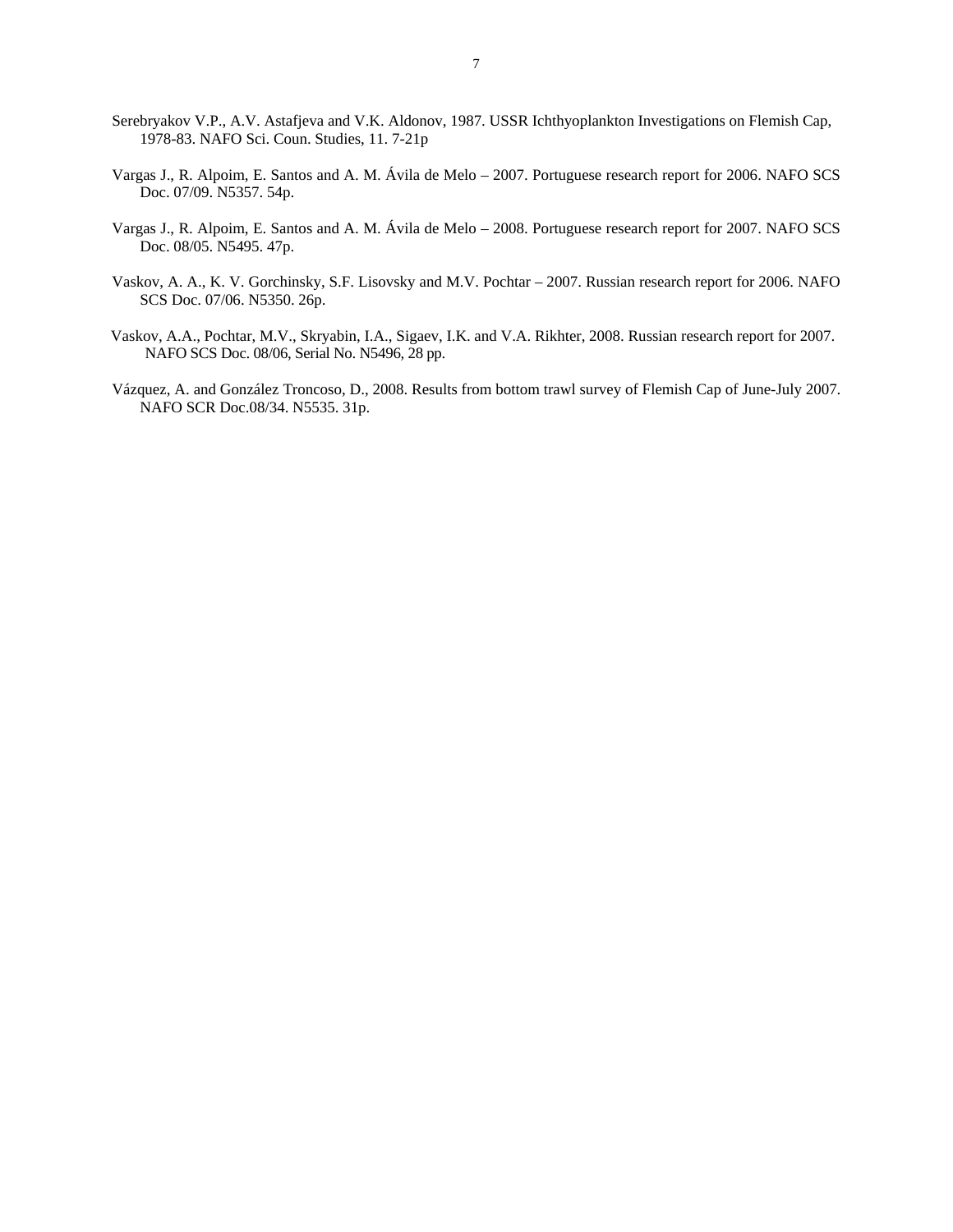Serebryakov V.P., A.V. Astafjeva and V.K. Aldonov, 1987. USSR Ichthyoplankton Investigations on Flemish Cap, 1978-83. NAFO Sci. Coun. Studies, 11. 7-21p

Vargas J., R. Alpoim, E. Santos and A. M. Ávila de Melo – 2007. Portuguese research report for 2006. NAFO SCS Doc. 07/09. N5357. 54p.

Vargas J., R. Alpoim, E. Santos and A. M. Ávila de Melo – 2008. Portuguese research report for 2007. NAFO SCS Doc. 08/05. N5495. 47p.

Vaskov, A. A., K. V. Gorchinsky, S.F. Lisovsky and M.V. Pochtar – 2007. Russian research report for 2006. NAFO SCS Doc. 07/06. N5350. 26p.

Vaskov, A.A., Pochtar, M.V., Skryabin, I.A., Sigaev, I.K. and V.A. Rikhter, 2008. Russian research report for 2007. NAFO SCS Doc. 08/06, Serial No. N5496, 28 pp.

Vázquez, A. and González Troncoso, D., 2008. Results from bottom trawl survey of Flemish Cap of June-July 2007. NAFO SCR Doc.08/34. N5535. 31p.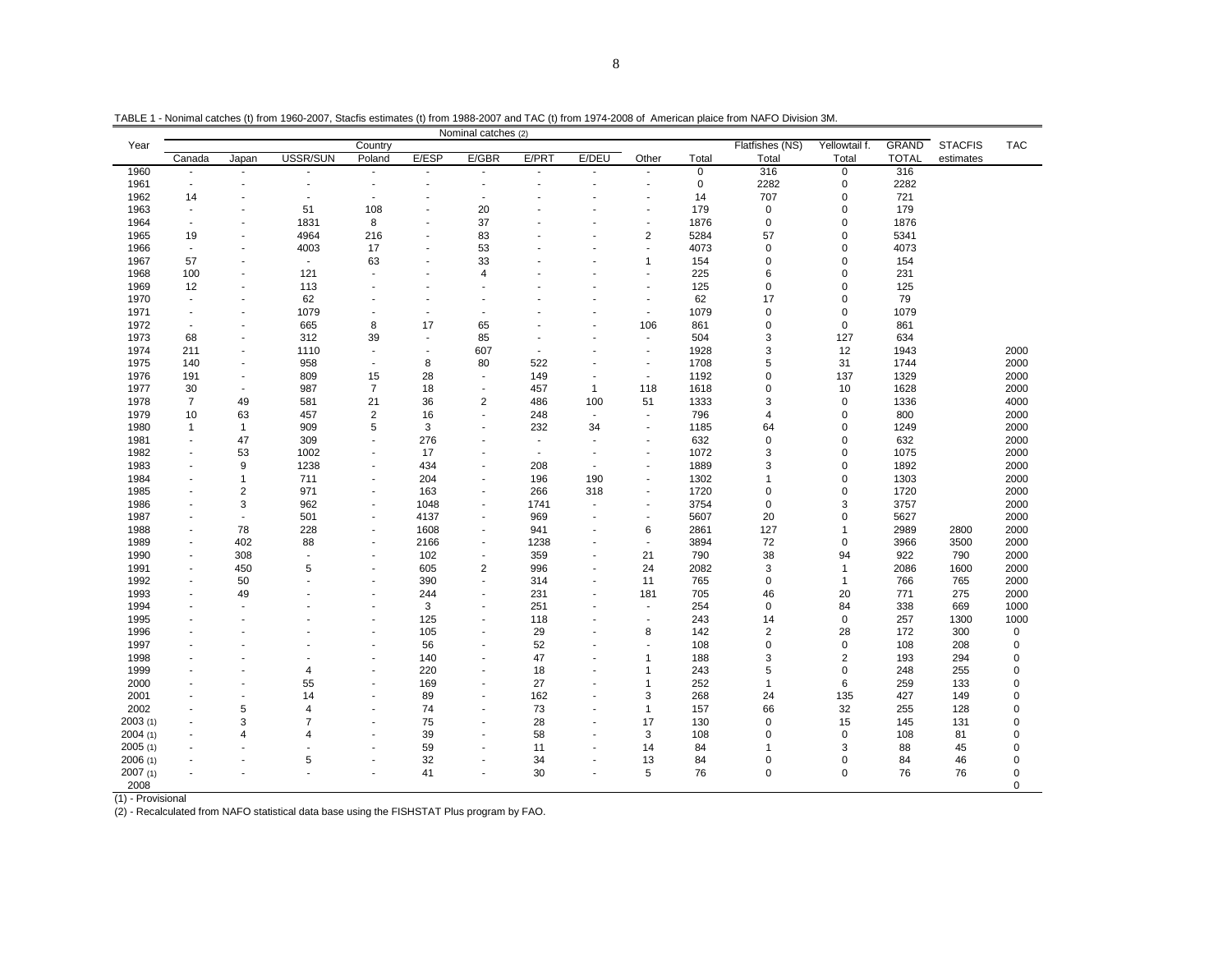TABLE 1 - Nonimal catches (t) from 1960-2007, Stacfis estimates (t) from 1988-2007 and TAC (t) from 1974-2008 of American plaice from NAFO Division 3M.

| Year | Nominal catches (2) | | | | | | | | | | | | | | |
|---|---|---|---|---|---|---|---|---|---|---|---|---|---|---|---|
| | Country | | | | | | | | | | Flatfishes (NS) | Yellowtail f. | GRAND | STACFIS | TAC |
| | Canada | Japan | USSR/SUN | Poland | E/ESP | E/GBR | E/PRT | E/DEU | Other | Total | Total | Total | TOTAL | estimates | |
| 1960 | - | - | - | - | - | - | - | - | - | 0 | 316 | 0 | 316 | | |
| 1961 | - | - | - | - | - | - | - | - | - | 0 | 2282 | 0 | 2282 | | |
| 1962 | 14 | - | - | - | - | - | - | - | - | 14 | 707 | 0 | 721 | | |
| 1963 | - | - | 51 | 108 | - | 20 | - | - | - | 179 | 0 | 0 | 179 | | |
| 1964 | - | - | 1831 | 8 | - | 37 | - | - | - | 1876 | 0 | 0 | 1876 | | |
| 1965 | 19 | - | 4964 | 216 | - | 83 | - | - | 2 | 5284 | 57 | 0 | 5341 | | |
| 1966 | - | - | 4003 | 17 | - | 53 | - | - | - | 4073 | 0 | 0 | 4073 | | |
| 1967 | 57 | - | - | 63 | - | 33 | - | - | 1 | 154 | 0 | 0 | 154 | | |
| 1968 | 100 | - | 121 | - | - | 4 | - | - | - | 225 | 6 | 0 | 231 | | |
| 1969 | 12 | - | 113 | - | - | - | - | - | - | 125 | 0 | 0 | 125 | | |
| 1970 | - | - | 62 | - | - | - | - | - | - | 62 | 17 | 0 | 79 | | |
| 1971 | - | - | 1079 | - | - | - | - | - | - | 1079 | 0 | 0 | 1079 | | |
| 1972 | - | - | 665 | 8 | 17 | 65 | - | - | 106 | 861 | 0 | 0 | 861 | | |
| 1973 | 68 | - | 312 | 39 | - | 85 | - | - | - | 504 | 3 | 127 | 634 | | |
| 1974 | 211 | - | 1110 | - | - | 607 | - | - | - | 1928 | 3 | 12 | 1943 | | 2000 |
| 1975 | 140 | - | 958 | - | 8 | 80 | 522 | - | - | 1708 | 5 | 31 | 1744 | | 2000 |
| 1976 | 191 | - | 809 | 15 | 28 | - | 149 | - | - | 1192 | 0 | 137 | 1329 | | 2000 |
| 1977 | 30 | - | 987 | 7 | 18 | - | 457 | 1 | 118 | 1618 | 0 | 10 | 1628 | | 2000 |
| 1978 | 7 | 49 | 581 | 21 | 36 | 2 | 486 | 100 | 51 | 1333 | 3 | 0 | 1336 | | 4000 |
| 1979 | 10 | 63 | 457 | 2 | 16 | - | 248 | - | - | 796 | 4 | 0 | 800 | | 2000 |
| 1980 | 1 | 1 | 909 | 5 | 3 | - | 232 | 34 | - | 1185 | 64 | 0 | 1249 | | 2000 |
| 1981 | - | 47 | 309 | - | 276 | - | - | - | - | 632 | 0 | 0 | 632 | | 2000 |
| 1982 | - | 53 | 1002 | - | 17 | - | - | - | - | 1072 | 3 | 0 | 1075 | | 2000 |
| 1983 | - | 9 | 1238 | - | 434 | - | 208 | - | - | 1889 | 3 | 0 | 1892 | | 2000 |
| 1984 | - | 1 | 711 | - | 204 | - | 196 | 190 | - | 1302 | 1 | 0 | 1303 | | 2000 |
| 1985 | - | 2 | 971 | - | 163 | - | 266 | 318 | - | 1720 | 0 | 0 | 1720 | | 2000 |
| 1986 | - | 3 | 962 | - | 1048 | - | 1741 | - | - | 3754 | 0 | 3 | 3757 | | 2000 |
| 1987 | - | - | 501 | - | 4137 | - | 969 | - | - | 5607 | 20 | 0 | 5627 | | 2000 |
| 1988 | - | 78 | 228 | - | 1608 | - | 941 | - | 6 | 2861 | 127 | 1 | 2989 | 2800 | 2000 |
| 1989 | - | 402 | 88 | - | 2166 | - | 1238 | - | - | 3894 | 72 | 0 | 3966 | 3500 | 2000 |
| 1990 | - | 308 | - | - | 102 | - | 359 | - | 21 | 790 | 38 | 94 | 922 | 790 | 2000 |
| 1991 | - | 450 | 5 | - | 605 | 2 | 996 | - | 24 | 2082 | 3 | 1 | 2086 | 1600 | 2000 |
| 1992 | - | 50 | - | - | 390 | - | 314 | - | 11 | 765 | 0 | 1 | 766 | 765 | 2000 |
| 1993 | - | 49 | - | - | 244 | - | 231 | - | 181 | 705 | 46 | 20 | 771 | 275 | 2000 |
| 1994 | - | - | - | - | 3 | - | 251 | - | - | 254 | 0 | 84 | 338 | 669 | 1000 |
| 1995 | - | - | - | - | 125 | - | 118 | - | - | 243 | 14 | 0 | 257 | 1300 | 1000 |
| 1996 | - | - | - | - | 105 | - | 29 | - | 8 | 142 | 2 | 28 | 172 | 300 | 0 |
| 1997 | - | - | - | - | 56 | - | 52 | - | - | 108 | 0 | 0 | 108 | 208 | 0 |
| 1998 | - | - | - | - | 140 | - | 47 | - | 1 | 188 | 3 | 2 | 193 | 294 | 0 |
| 1999 | - | - | 4 | - | 220 | - | 18 | - | 1 | 243 | 5 | 0 | 248 | 255 | 0 |
| 2000 | - | - | 55 | - | 169 | - | 27 | - | 1 | 252 | 1 | 6 | 259 | 133 | 0 |
| 2001 | - | - | 14 | - | 89 | - | 162 | - | 3 | 268 | 24 | 135 | 427 | 149 | 0 |
| 2002 | - | 5 | 4 | - | 74 | - | 73 | - | 1 | 157 | 66 | 32 | 255 | 128 | 0 |
| 2003 (1) | - | 3 | 7 | - | 75 | - | 28 | - | 17 | 130 | 0 | 15 | 145 | 131 | 0 |
| 2004 (1) | - | 4 | 4 | - | 39 | - | 58 | - | 3 | 108 | 0 | 0 | 108 | 81 | 0 |
| 2005 (1) | - | - | - | - | 59 | - | 11 | - | 14 | 84 | 1 | 3 | 88 | 45 | 0 |
| 2006 (1) | - | - | 5 | - | 32 | - | 34 | - | 13 | 84 | 0 | 0 | 84 | 46 | 0 |
| 2007 (1) | - | - | - | - | 41 | - | 30 | - | 5 | 76 | 0 | 0 | 76 | 76 | 0 |
| 2008 | | | | | | | | | | | | | | | 0 |

(1) - Provisional

(2) - Recalculated from NAFO statistical data base using the FISHSTAT Plus program by FAO.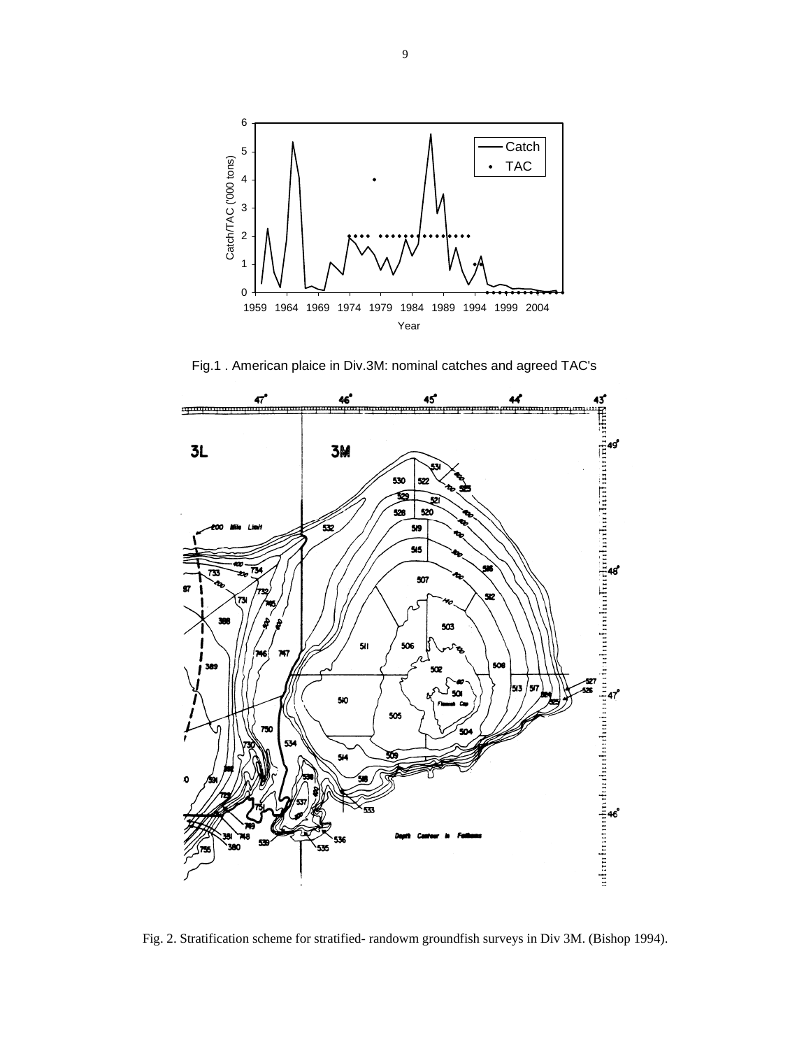6
5
4
3
2
1
0

Catch/TAC ('000 tons)

1959 1964 1969 1974 1979 1984 1989 1994 1999 2004

Year

Catch
TAC

Fig.1 . American plaice in Div.3M: nominal catches and agreed TAC's

3L
3M
200 Mile Limit
Flemish Cap
Depth Contour in Fathoms

47° 46° 45° 44° 43°
49° 48° 47° 46°

Fig. 2. Stratification scheme for stratified- randowm groundfish surveys in Div 3M. (Bishop 1994).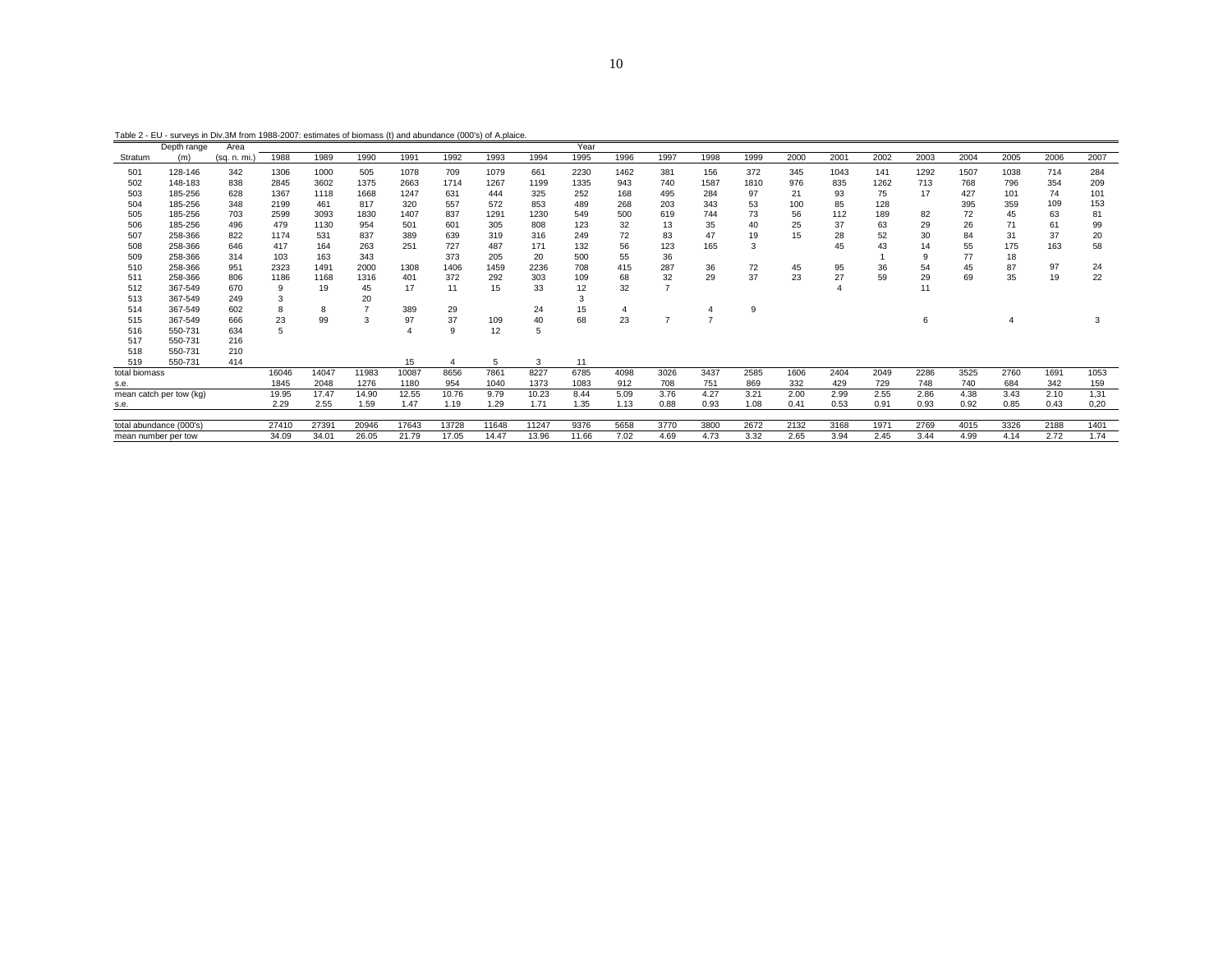Table 2 - EU - surveys in Div.3M from 1988-2007: estimates of biomass (t) and abundance (000's) of A.plaice.

| | Depth range | Area | Year | | | | | | | | | | | | | | | | | | | |
|---|---|---|---|---|---|---|---|---|---|---|---|---|---|---|---|---|---|---|---|---|---|---|
| Stratum | (m) | (sq. n. mi.) | 1988 | 1989 | 1990 | 1991 | 1992 | 1993 | 1994 | 1995 | 1996 | 1997 | 1998 | 1999 | 2000 | 2001 | 2002 | 2003 | 2004 | 2005 | 2006 | 2007 |
| 501 | 128-146 | 342 | 1306 | 1000 | 505 | 1078 | 709 | 1079 | 661 | 2230 | 1462 | 381 | 156 | 372 | 345 | 1043 | 141 | 1292 | 1507 | 1038 | 714 | 284 |
| 502 | 148-183 | 838 | 2845 | 3602 | 1375 | 2663 | 1714 | 1267 | 1199 | 1335 | 943 | 740 | 1587 | 1810 | 976 | 835 | 1262 | 713 | 768 | 796 | 354 | 209 |
| 503 | 185-256 | 628 | 1367 | 1118 | 1668 | 1247 | 631 | 444 | 325 | 252 | 168 | 495 | 284 | 97 | 21 | 93 | 75 | 17 | 427 | 101 | 74 | 101 |
| 504 | 185-256 | 348 | 2199 | 461 | 817 | 320 | 557 | 572 | 853 | 489 | 268 | 203 | 343 | 53 | 100 | 85 | 128 | | 395 | 359 | 109 | 153 |
| 505 | 185-256 | 703 | 2599 | 3093 | 1830 | 1407 | 837 | 1291 | 1230 | 549 | 500 | 619 | 744 | 73 | 56 | 112 | 189 | 82 | 72 | 45 | 63 | 81 |
| 506 | 185-256 | 496 | 479 | 1130 | 954 | 501 | 601 | 305 | 808 | 123 | 32 | 13 | 35 | 40 | 25 | 37 | 63 | 29 | 26 | 71 | 61 | 99 |
| 507 | 258-366 | 822 | 1174 | 531 | 837 | 389 | 639 | 319 | 316 | 249 | 72 | 83 | 47 | 19 | 15 | 28 | 52 | 30 | 84 | 31 | 37 | 20 |
| 508 | 258-366 | 646 | 417 | 164 | 263 | 251 | 727 | 487 | 171 | 132 | 56 | 123 | 165 | 3 | | 45 | 43 | 14 | 55 | 175 | 163 | 58 |
| 509 | 258-366 | 314 | 103 | 163 | 343 | | 373 | 205 | 20 | 500 | 55 | 36 | | | | | 1 | 9 | 77 | 18 | | |
| 510 | 258-366 | 951 | 2323 | 1491 | 2000 | 1308 | 1406 | 1459 | 2236 | 708 | 415 | 287 | 36 | 72 | 45 | 95 | 36 | 54 | 45 | 87 | 97 | 24 |
| 511 | 258-366 | 806 | 1186 | 1168 | 1316 | 401 | 372 | 292 | 303 | 109 | 68 | 32 | 29 | 37 | 23 | 27 | 59 | 29 | 69 | 35 | 19 | 22 |
| 512 | 367-549 | 670 | 9 | 19 | 45 | 17 | 11 | 15 | 33 | 12 | 32 | 7 | | | | 4 | | 11 | | | | |
| 513 | 367-549 | 249 | 3 | | 20 | | | | | 3 | | | | | | | | | | | | |
| 514 | 367-549 | 602 | 8 | 8 | 7 | 389 | 29 | | 24 | 15 | 4 | | 4 | 9 | | | | | | | | |
| 515 | 367-549 | 666 | 23 | 99 | 3 | 97 | 37 | 109 | 40 | 68 | 23 | 7 | 7 | | | | | 6 | | 4 | | 3 |
| 516 | 550-731 | 634 | 5 | | | 4 | 9 | 12 | 5 | | | | | | | | | | | | | |
| 517 | 550-731 | 216 | | | | | | | | | | | | | | | | | | | | |
| 518 | 550-731 | 210 | | | | | | | | | | | | | | | | | | | | |
| 519 | 550-731 | 414 | | | | 15 | 4 | 5 | 3 | 11 | | | | | | | | | | | | |
| total biomass | | | 16046 | 14047 | 11983 | 10087 | 8656 | 7861 | 8227 | 6785 | 4098 | 3026 | 3437 | 2585 | 1606 | 2404 | 2049 | 2286 | 3525 | 2760 | 1691 | 1053 |
| s.e. | | | 1845 | 2048 | 1276 | 1180 | 954 | 1040 | 1373 | 1083 | 912 | 708 | 751 | 869 | 332 | 429 | 729 | 748 | 740 | 684 | 342 | 159 |
| mean catch per tow (kg) | | | 19.95 | 17.47 | 14.90 | 12.55 | 10.76 | 9.79 | 10.23 | 8.44 | 5.09 | 3.76 | 4.27 | 3.21 | 2.00 | 2.99 | 2.55 | 2.86 | 4.38 | 3.43 | 2.10 | 1,31 |
| s.e. | | | 2.29 | 2.55 | 1.59 | 1.47 | 1.19 | 1.29 | 1.71 | 1.35 | 1.13 | 0.88 | 0.93 | 1.08 | 0.41 | 0.53 | 0.91 | 0.93 | 0.92 | 0.85 | 0.43 | 0,20 |
| total abundance (000's) | | | 27410 | 27391 | 20946 | 17643 | 13728 | 11648 | 11247 | 9376 | 5658 | 3770 | 3800 | 2672 | 2132 | 3168 | 1971 | 2769 | 4015 | 3326 | 2188 | 1401 |
| mean number per tow | | | 34.09 | 34.01 | 26.05 | 21.79 | 17.05 | 14.47 | 13.96 | 11.66 | 7.02 | 4.69 | 4.73 | 3.32 | 2.65 | 3.94 | 2.45 | 3.44 | 4.99 | 4.14 | 2.72 | 1.74 |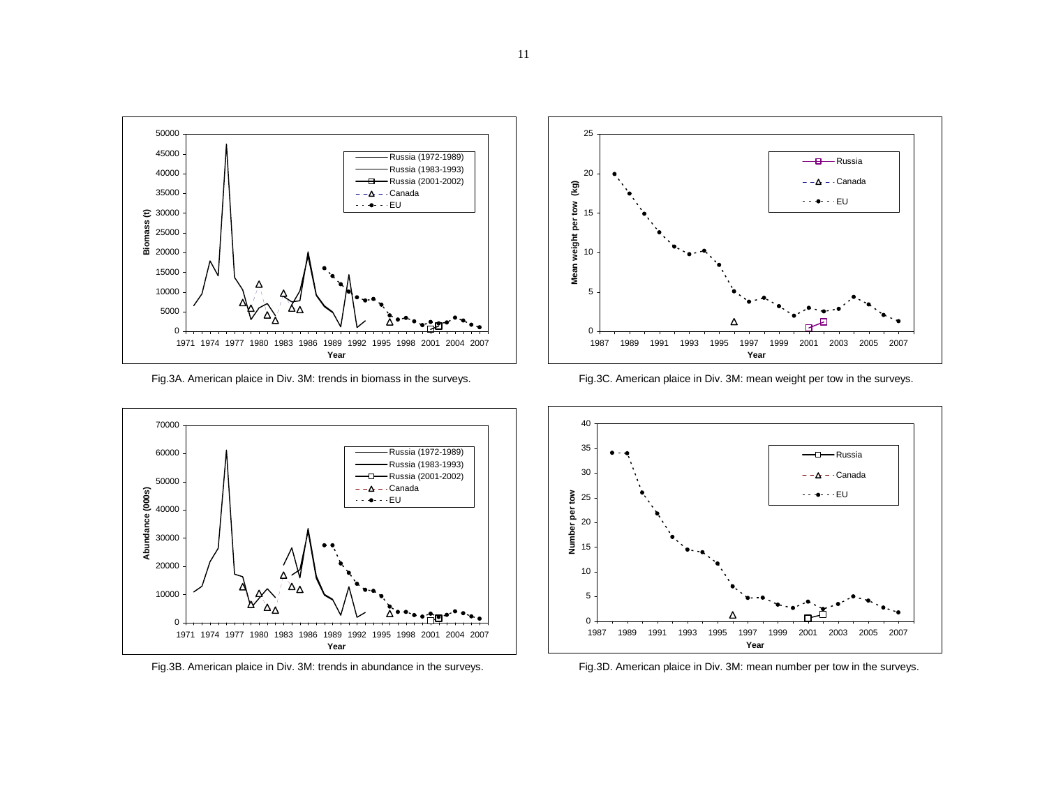50000
45000
40000
35000
30000
25000
20000
15000
10000
5000
0

Biomass (t)

1971 1974 1977 1980 1983 1986 1989 1992 1995 1998 2001 2004 2007

Year

Russia (1972-1989)
Russia (1983-1993)
Russia (2001-2002)
Canada
EU

Fig.3A. American plaice in Div. 3M: trends in biomass in the surveys.

25
20
15
10
5
0

Mean weight per tow (kg)

1987 1989 1991 1993 1995 1997 1999 2001 2003 2005 2007

Year

Russia
Canada
EU

Fig.3C. American plaice in Div. 3M: mean weight per tow in the surveys.

70000
60000
50000
40000
30000
20000
10000
0

Abundance (000s)

1971 1974 1977 1980 1983 1986 1989 1992 1995 1998 2001 2004 2007

Year

Russia (1972-1989)
Russia (1983-1993)
Russia (2001-2002)
Canada
EU

Fig.3B. American plaice in Div. 3M: trends in abundance in the surveys.

40
35
30
25
20
15
10
5
0

Number per tow

1987 1989 1991 1993 1995 1997 1999 2001 2003 2005 2007

Year

Russia
Canada
EU

Fig.3D. American plaice in Div. 3M: mean number per tow in the surveys.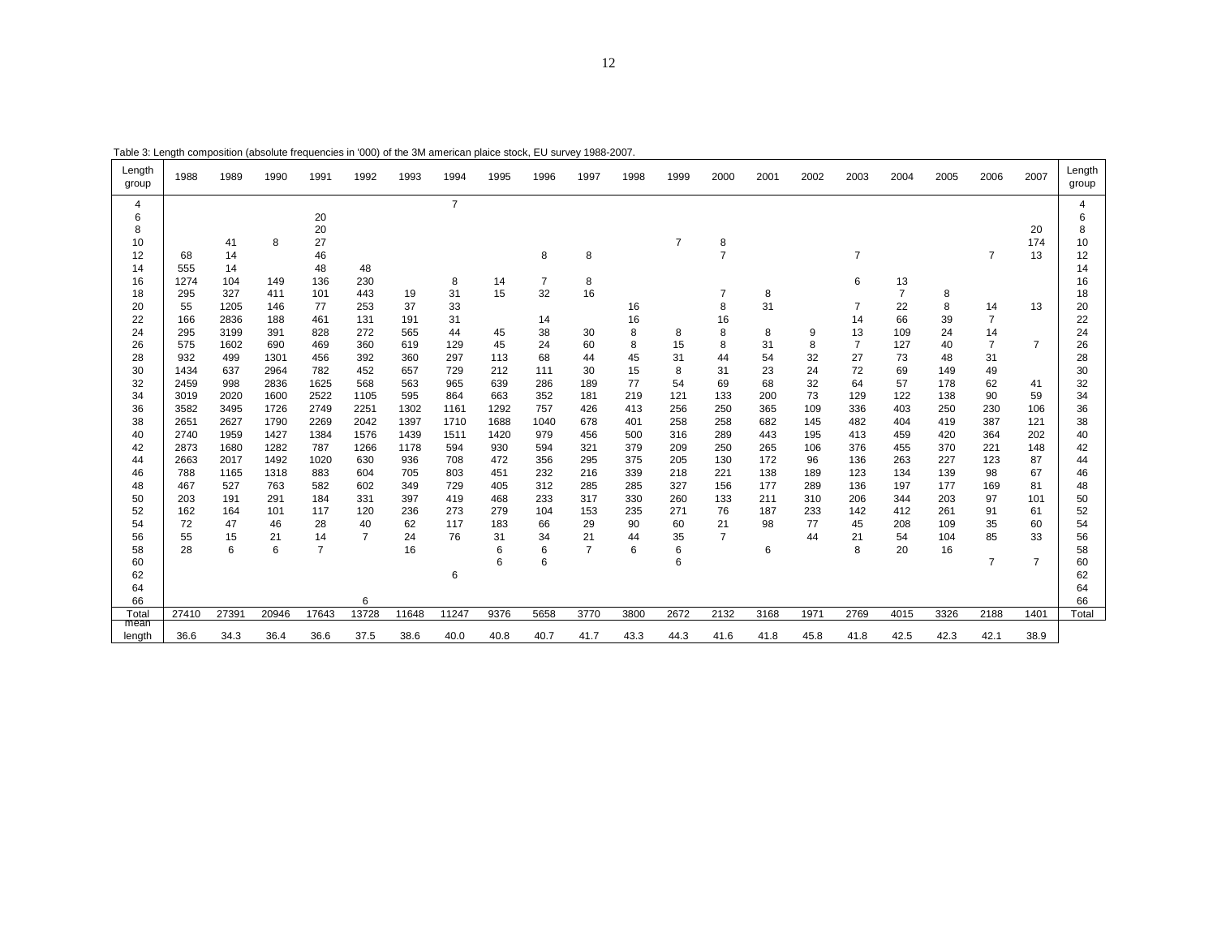Table 3: Length composition (absolute frequencies in '000) of the 3M american plaice stock, EU survey 1988-2007.

| Length group | 1988 | 1989 | 1990 | 1991 | 1992 | 1993 | 1994 | 1995 | 1996 | 1997 | 1998 | 1999 | 2000 | 2001 | 2002 | 2003 | 2004 | 2005 | 2006 | 2007 | Length group |
|---|---|---|---|---|---|---|---|---|---|---|---|---|---|---|---|---|---|---|---|---|---|
| 4 | | | | | | | 7 | | | | | | | | | | | | | | 4 |
| 6 | | | | 20 | | | | | | | | | | | | | | | | | 6 |
| 8 | | | | 20 | | | | | | | | | | | | | | | | 20 | 8 |
| 10 | | 41 | 8 | 27 | | | | | | | | 7 | 8 | | | | | | | 174 | 10 |
| 12 | 68 | 14 | | 46 | | | | | 8 | 8 | | | 7 | | | 7 | | | 7 | 13 | 12 |
| 14 | 555 | 14 | | 48 | 48 | | | | | | | | | | | | | | | | 14 |
| 16 | 1274 | 104 | 149 | 136 | 230 | | 8 | 14 | 7 | 8 | | | | | | 6 | 13 | | | | 16 |
| 18 | 295 | 327 | 411 | 101 | 443 | 19 | 31 | 15 | 32 | 16 | | | 7 | 8 | | | 7 | 8 | | | 18 |
| 20 | 55 | 1205 | 146 | 77 | 253 | 37 | 33 | | | | 16 | | 8 | 31 | | 7 | 22 | 8 | 14 | 13 | 20 |
| 22 | 166 | 2836 | 188 | 461 | 131 | 191 | 31 | | 14 | | 16 | | 16 | | | 14 | 66 | 39 | 7 | | 22 |
| 24 | 295 | 3199 | 391 | 828 | 272 | 565 | 44 | 45 | 38 | 30 | 8 | 8 | 8 | 8 | 9 | 13 | 109 | 24 | 14 | | 24 |
| 26 | 575 | 1602 | 690 | 469 | 360 | 619 | 129 | 45 | 24 | 60 | 8 | 15 | 8 | 31 | 8 | 7 | 127 | 40 | 7 | 7 | 26 |
| 28 | 932 | 499 | 1301 | 456 | 392 | 360 | 297 | 113 | 68 | 44 | 45 | 31 | 44 | 54 | 32 | 27 | 73 | 48 | 31 | | 28 |
| 30 | 1434 | 637 | 2964 | 782 | 452 | 657 | 729 | 212 | 111 | 30 | 15 | 8 | 31 | 23 | 24 | 72 | 69 | 149 | 49 | | 30 |
| 32 | 2459 | 998 | 2836 | 1625 | 568 | 563 | 965 | 639 | 286 | 189 | 77 | 54 | 69 | 68 | 32 | 64 | 57 | 178 | 62 | 41 | 32 |
| 34 | 3019 | 2020 | 1600 | 2522 | 1105 | 595 | 864 | 663 | 352 | 181 | 219 | 121 | 133 | 200 | 73 | 129 | 122 | 138 | 90 | 59 | 34 |
| 36 | 3582 | 3495 | 1726 | 2749 | 2251 | 1302 | 1161 | 1292 | 757 | 426 | 413 | 256 | 250 | 365 | 109 | 336 | 403 | 250 | 230 | 106 | 36 |
| 38 | 2651 | 2627 | 1790 | 2269 | 2042 | 1397 | 1710 | 1688 | 1040 | 678 | 401 | 258 | 258 | 682 | 145 | 482 | 404 | 419 | 387 | 121 | 38 |
| 40 | 2740 | 1959 | 1427 | 1384 | 1576 | 1439 | 1511 | 1420 | 979 | 456 | 500 | 316 | 289 | 443 | 195 | 413 | 459 | 420 | 364 | 202 | 40 |
| 42 | 2873 | 1680 | 1282 | 787 | 1266 | 1178 | 594 | 930 | 594 | 321 | 379 | 209 | 250 | 265 | 106 | 376 | 455 | 370 | 221 | 148 | 42 |
| 44 | 2663 | 2017 | 1492 | 1020 | 630 | 936 | 708 | 472 | 356 | 295 | 375 | 205 | 130 | 172 | 96 | 136 | 263 | 227 | 123 | 87 | 44 |
| 46 | 788 | 1165 | 1318 | 883 | 604 | 705 | 803 | 451 | 232 | 216 | 339 | 218 | 221 | 138 | 189 | 123 | 134 | 139 | 98 | 67 | 46 |
| 48 | 467 | 527 | 763 | 582 | 602 | 349 | 729 | 405 | 312 | 285 | 285 | 327 | 156 | 177 | 289 | 136 | 197 | 177 | 169 | 81 | 48 |
| 50 | 203 | 191 | 291 | 184 | 331 | 397 | 419 | 468 | 233 | 317 | 330 | 260 | 133 | 211 | 310 | 206 | 344 | 203 | 97 | 101 | 50 |
| 52 | 162 | 164 | 101 | 117 | 120 | 236 | 273 | 279 | 104 | 153 | 235 | 271 | 76 | 187 | 233 | 142 | 412 | 261 | 91 | 61 | 52 |
| 54 | 72 | 47 | 46 | 28 | 40 | 62 | 117 | 183 | 66 | 29 | 90 | 60 | 21 | 98 | 77 | 45 | 208 | 109 | 35 | 60 | 54 |
| 56 | 55 | 15 | 21 | 14 | 7 | 24 | 76 | 31 | 34 | 21 | 44 | 35 | 7 | | 44 | 21 | 54 | 104 | 85 | 33 | 56 |
| 58 | 28 | 6 | 6 | 7 | | 16 | | 6 | 6 | 7 | 6 | 6 | | 6 | | 8 | 20 | 16 | | | 58 |
| 60 | | | | | | | | 6 | 6 | | | 6 | | | | | | | 7 | 7 | 60 |
| 62 | | | | | | | 6 | | | | | | | | | | | | | | 62 |
| 64 | | | | | | | | | | | | | | | | | | | | | 64 |
| 66 | | | | | 6 | | | | | | | | | | | | | | | | 66 |
| Total | 27410 | 27391 | 20946 | 17643 | 13728 | 11648 | 11247 | 9376 | 5658 | 3770 | 3800 | 2672 | 2132 | 3168 | 1971 | 2769 | 4015 | 3326 | 2188 | 1401 | Total |
| mean length | 36.6 | 34.3 | 36.4 | 36.6 | 37.5 | 38.6 | 40.0 | 40.8 | 40.7 | 41.7 | 43.3 | 44.3 | 41.6 | 41.8 | 45.8 | 41.8 | 42.5 | 42.3 | 42.1 | 38.9 | |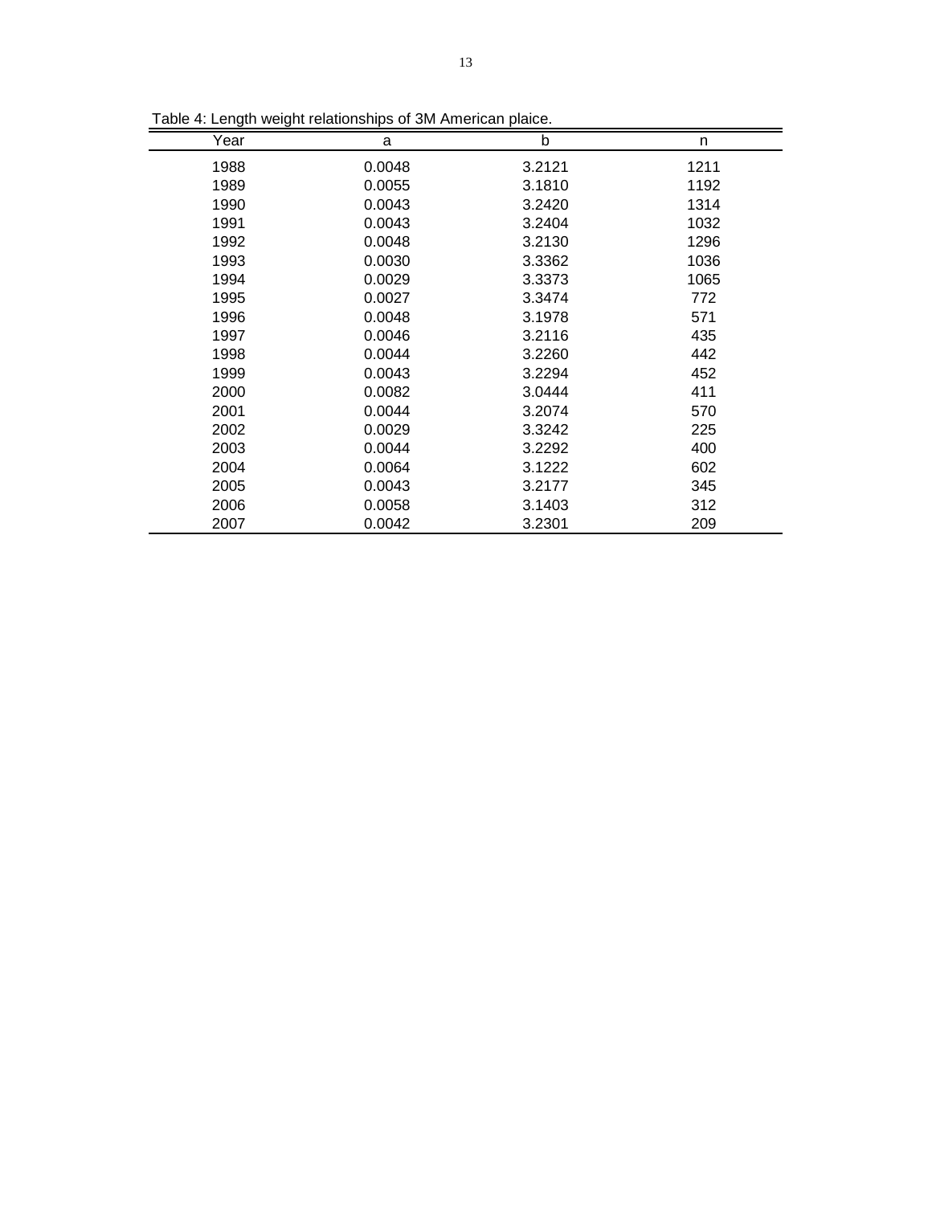Table 4: Length weight relationships of 3M American plaice.

| Year | a | b | n |
|---|---|---|---|
| 1988 | 0.0048 | 3.2121 | 1211 |
| 1989 | 0.0055 | 3.1810 | 1192 |
| 1990 | 0.0043 | 3.2420 | 1314 |
| 1991 | 0.0043 | 3.2404 | 1032 |
| 1992 | 0.0048 | 3.2130 | 1296 |
| 1993 | 0.0030 | 3.3362 | 1036 |
| 1994 | 0.0029 | 3.3373 | 1065 |
| 1995 | 0.0027 | 3.3474 | 772 |
| 1996 | 0.0048 | 3.1978 | 571 |
| 1997 | 0.0046 | 3.2116 | 435 |
| 1998 | 0.0044 | 3.2260 | 442 |
| 1999 | 0.0043 | 3.2294 | 452 |
| 2000 | 0.0082 | 3.0444 | 411 |
| 2001 | 0.0044 | 3.2074 | 570 |
| 2002 | 0.0029 | 3.3242 | 225 |
| 2003 | 0.0044 | 3.2292 | 400 |
| 2004 | 0.0064 | 3.1222 | 602 |
| 2005 | 0.0043 | 3.2177 | 345 |
| 2006 | 0.0058 | 3.1403 | 312 |
| 2007 | 0.0042 | 3.2301 | 209 |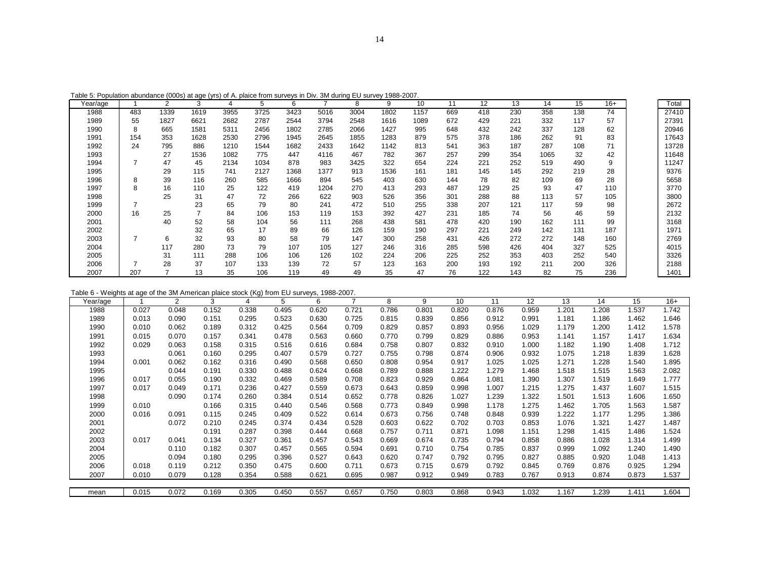Table 5: Population abundance (000s) at age (yrs) of A. plaice from surveys in Div. 3M during EU survey 1988-2007.

| Year/age | 1 | 2 | 3 | 4 | 5 | 6 | 7 | 8 | 9 | 10 | 11 | 12 | 13 | 14 | 15 | 16+ | Total |
|---|---|---|---|---|---|---|---|---|---|---|---|---|---|---|---|---|---|
| 1988 | 483 | 1339 | 1619 | 3955 | 3725 | 3423 | 5016 | 3004 | 1802 | 1157 | 669 | 418 | 230 | 358 | 138 | 74 | 27410 |
| 1989 | 55 | 1827 | 6621 | 2682 | 2787 | 2544 | 3794 | 2548 | 1616 | 1089 | 672 | 429 | 221 | 332 | 117 | 57 | 27391 |
| 1990 | 8 | 665 | 1581 | 5311 | 2456 | 1802 | 2785 | 2066 | 1427 | 995 | 648 | 432 | 242 | 337 | 128 | 62 | 20946 |
| 1991 | 154 | 353 | 1628 | 2530 | 2796 | 1945 | 2645 | 1855 | 1283 | 879 | 575 | 378 | 186 | 262 | 91 | 83 | 17643 |
| 1992 | 24 | 795 | 886 | 1210 | 1544 | 1682 | 2433 | 1642 | 1142 | 813 | 541 | 363 | 187 | 287 | 108 | 71 | 13728 |
| 1993 | | 27 | 1536 | 1082 | 775 | 447 | 4116 | 467 | 782 | 367 | 257 | 299 | 354 | 1065 | 32 | 42 | 11648 |
| 1994 | 7 | 47 | 45 | 2134 | 1034 | 878 | 983 | 3425 | 322 | 654 | 224 | 221 | 252 | 519 | 490 | 9 | 11247 |
| 1995 | | 29 | 115 | 741 | 2127 | 1368 | 1377 | 913 | 1536 | 161 | 181 | 145 | 145 | 292 | 219 | 28 | 9376 |
| 1996 | 8 | 39 | 116 | 260 | 585 | 1666 | 894 | 545 | 403 | 630 | 144 | 78 | 82 | 109 | 69 | 28 | 5658 |
| 1997 | 8 | 16 | 110 | 25 | 122 | 419 | 1204 | 270 | 413 | 293 | 487 | 129 | 25 | 93 | 47 | 110 | 3770 |
| 1998 | | 25 | 31 | 47 | 72 | 266 | 622 | 903 | 526 | 356 | 301 | 288 | 88 | 113 | 57 | 105 | 3800 |
| 1999 | 7 | | 23 | 65 | 79 | 80 | 241 | 472 | 510 | 255 | 338 | 207 | 121 | 117 | 59 | 98 | 2672 |
| 2000 | 16 | 25 | 7 | 84 | 106 | 153 | 119 | 153 | 392 | 427 | 231 | 185 | 74 | 56 | 46 | 59 | 2132 |
| 2001 | | 40 | 52 | 58 | 104 | 56 | 111 | 268 | 438 | 581 | 478 | 420 | 190 | 162 | 111 | 99 | 3168 |
| 2002 | | | 32 | 65 | 17 | 89 | 66 | 126 | 159 | 190 | 297 | 221 | 249 | 142 | 131 | 187 | 1971 |
| 2003 | 7 | 6 | 32 | 93 | 80 | 58 | 79 | 147 | 300 | 258 | 431 | 426 | 272 | 272 | 148 | 160 | 2769 |
| 2004 | | 117 | 280 | 73 | 79 | 107 | 105 | 127 | 246 | 316 | 285 | 598 | 426 | 404 | 327 | 525 | 4015 |
| 2005 | | 31 | 111 | 288 | 106 | 106 | 126 | 102 | 224 | 206 | 225 | 252 | 353 | 403 | 252 | 540 | 3326 |
| 2006 | 7 | 28 | 37 | 107 | 133 | 139 | 72 | 57 | 123 | 163 | 200 | 193 | 192 | 211 | 200 | 326 | 2188 |
| 2007 | 207 | 7 | 13 | 35 | 106 | 119 | 49 | 49 | 35 | 47 | 76 | 122 | 143 | 82 | 75 | 236 | 1401 |

Table 6 - Weights at age of the 3M American plaice stock (Kg) from EU surveys, 1988-2007.

| Year/age | 1 | 2 | 3 | 4 | 5 | 6 | 7 | 8 | 9 | 10 | 11 | 12 | 13 | 14 | 15 | 16+ |
|---|---|---|---|---|---|---|---|---|---|---|---|---|---|---|---|---|
| 1988 | 0.027 | 0.048 | 0.152 | 0.338 | 0.495 | 0.620 | 0.721 | 0.786 | 0.801 | 0.820 | 0.876 | 0.959 | 1.201 | 1.208 | 1.537 | 1.742 |
| 1989 | 0.013 | 0.090 | 0.151 | 0.295 | 0.523 | 0.630 | 0.725 | 0.815 | 0.839 | 0.856 | 0.912 | 0.991 | 1.181 | 1.186 | 1.462 | 1.646 |
| 1990 | 0.010 | 0.062 | 0.189 | 0.312 | 0.425 | 0.564 | 0.709 | 0.829 | 0.857 | 0.893 | 0.956 | 1.029 | 1.179 | 1.200 | 1.412 | 1.578 |
| 1991 | 0.015 | 0.070 | 0.157 | 0.341 | 0.478 | 0.563 | 0.660 | 0.770 | 0.799 | 0.829 | 0.886 | 0.953 | 1.141 | 1.157 | 1.417 | 1.634 |
| 1992 | 0.029 | 0.063 | 0.158 | 0.315 | 0.516 | 0.616 | 0.684 | 0.758 | 0.807 | 0.832 | 0.910 | 1.000 | 1.182 | 1.190 | 1.408 | 1.712 |
| 1993 | | 0.061 | 0.160 | 0.295 | 0.407 | 0.579 | 0.727 | 0.755 | 0.798 | 0.874 | 0.906 | 0.932 | 1.075 | 1.218 | 1.839 | 1.628 |
| 1994 | 0.001 | 0.062 | 0.162 | 0.316 | 0.490 | 0.568 | 0.650 | 0.808 | 0.954 | 0.917 | 1.025 | 1.025 | 1.271 | 1.228 | 1.540 | 1.895 |
| 1995 | | 0.044 | 0.191 | 0.330 | 0.488 | 0.624 | 0.668 | 0.789 | 0.888 | 1.222 | 1.279 | 1.468 | 1.518 | 1.515 | 1.563 | 2.082 |
| 1996 | 0.017 | 0.055 | 0.190 | 0.332 | 0.469 | 0.589 | 0.708 | 0.823 | 0.929 | 0.864 | 1.081 | 1.390 | 1.307 | 1.519 | 1.649 | 1.777 |
| 1997 | 0.017 | 0.049 | 0.171 | 0.236 | 0.427 | 0.559 | 0.673 | 0.643 | 0.859 | 0.998 | 1.007 | 1.215 | 1.275 | 1.437 | 1.607 | 1.515 |
| 1998 | | 0.090 | 0.174 | 0.260 | 0.384 | 0.514 | 0.652 | 0.778 | 0.826 | 1.027 | 1.239 | 1.322 | 1.501 | 1.513 | 1.606 | 1.650 |
| 1999 | 0.010 | | 0.166 | 0.315 | 0.440 | 0.546 | 0.568 | 0.773 | 0.849 | 0.998 | 1.178 | 1.275 | 1.462 | 1.705 | 1.563 | 1.587 |
| 2000 | 0.016 | 0.091 | 0.115 | 0.245 | 0.409 | 0.522 | 0.614 | 0.673 | 0.756 | 0.748 | 0.848 | 0.939 | 1.222 | 1.177 | 1.295 | 1.386 |
| 2001 | | 0.072 | 0.210 | 0.245 | 0.374 | 0.434 | 0.528 | 0.603 | 0.622 | 0.702 | 0.703 | 0.853 | 1.076 | 1.321 | 1.427 | 1.487 |
| 2002 | | | 0.191 | 0.287 | 0.398 | 0.444 | 0.668 | 0.757 | 0.711 | 0.871 | 1.098 | 1.151 | 1.298 | 1.415 | 1.486 | 1.524 |
| 2003 | 0.017 | 0.041 | 0.134 | 0.327 | 0.361 | 0.457 | 0.543 | 0.669 | 0.674 | 0.735 | 0.794 | 0.858 | 0.886 | 1.028 | 1.314 | 1.499 |
| 2004 | | 0.110 | 0.182 | 0.307 | 0.457 | 0.565 | 0.594 | 0.691 | 0.710 | 0.754 | 0.785 | 0.837 | 0.999 | 1.092 | 1.240 | 1.490 |
| 2005 | | 0.094 | 0.180 | 0.295 | 0.396 | 0.527 | 0.643 | 0.620 | 0.747 | 0.792 | 0.795 | 0.827 | 0.885 | 0.920 | 1.048 | 1.413 |
| 2006 | 0.018 | 0.119 | 0.212 | 0.350 | 0.475 | 0.600 | 0.711 | 0.673 | 0.715 | 0.679 | 0.792 | 0.845 | 0.769 | 0.876 | 0.925 | 1.294 |
| 2007 | 0.010 | 0.079 | 0.128 | 0.354 | 0.588 | 0.621 | 0.695 | 0.987 | 0.912 | 0.949 | 0.783 | 0.767 | 0.913 | 0.874 | 0.873 | 1.537 |
| mean | 0.015 | 0.072 | 0.169 | 0.305 | 0.450 | 0.557 | 0.657 | 0.750 | 0.803 | 0.868 | 0.943 | 1.032 | 1.167 | 1.239 | 1.411 | 1.604 |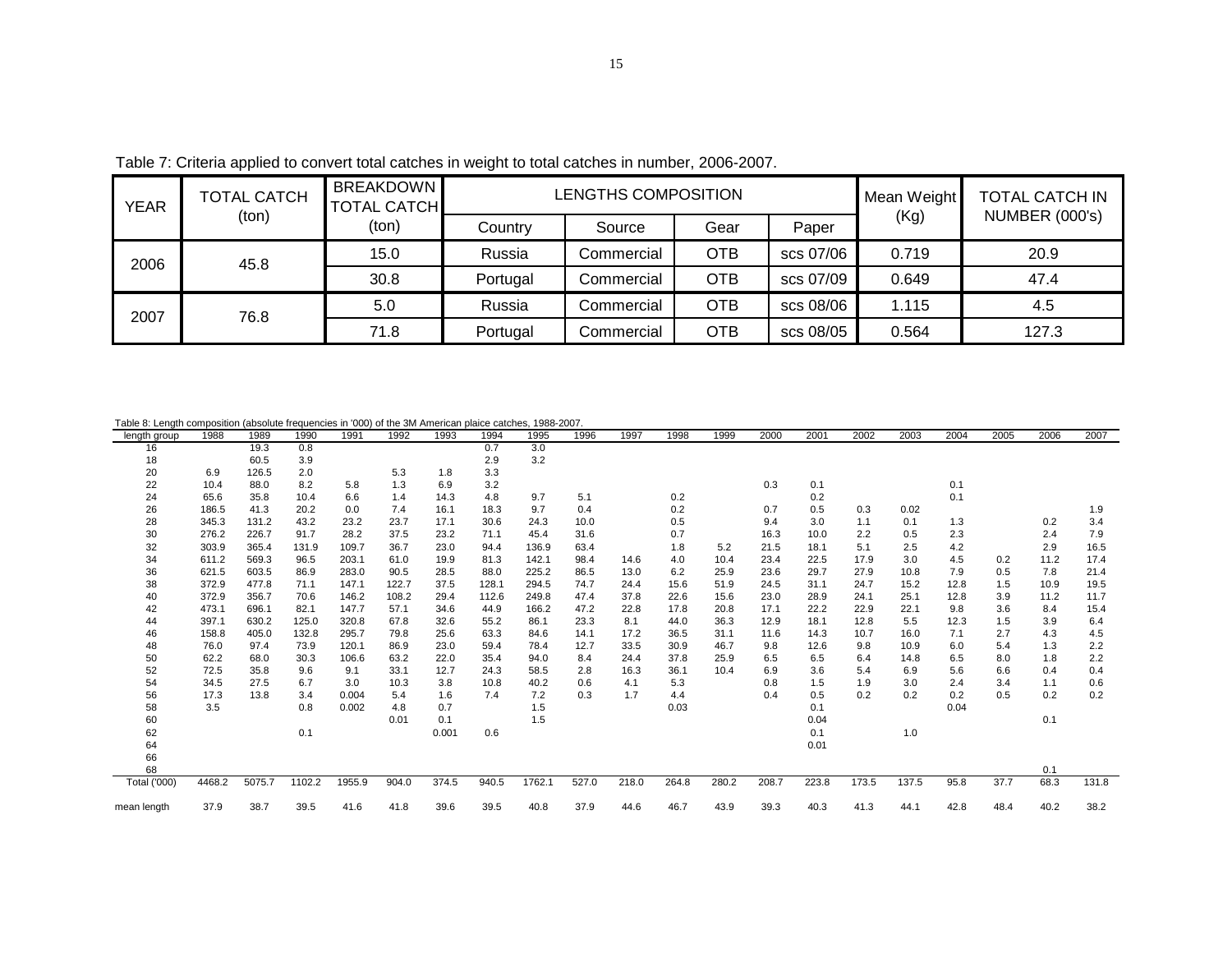Table 7: Criteria applied to convert total catches in weight to total catches in number, 2006-2007.

| YEAR | TOTAL CATCH (ton) | BREAKDOWN TOTAL CATCH (ton) | LENGTHS COMPOSITION | | | | Mean Weight (Kg) | TOTAL CATCH IN NUMBER (000's) |
|---|---|---|---|---|---|---|---|---|
| | | | Country | Source | Gear | Paper | | |
| 2006 | 45.8 | 15.0 | Russia | Commercial | OTB | scs 07/06 | 0.719 | 20.9 |
| | | 30.8 | Portugal | Commercial | OTB | scs 07/09 | 0.649 | 47.4 |
| 2007 | 76.8 | 5.0 | Russia | Commercial | OTB | scs 08/06 | 1.115 | 4.5 |
| | | 71.8 | Portugal | Commercial | OTB | scs 08/05 | 0.564 | 127.3 |

Table 8: Length composition (absolute frequencies in '000) of the 3M American plaice catches, 1988-2007.

| length group | 1988 | 1989 | 1990 | 1991 | 1992 | 1993 | 1994 | 1995 | 1996 | 1997 | 1998 | 1999 | 2000 | 2001 | 2002 | 2003 | 2004 | 2005 | 2006 | 2007 |
|---|---|---|---|---|---|---|---|---|---|---|---|---|---|---|---|---|---|---|---|---|
| 16 | | 19.3 | 0.8 | | | | 0.7 | 3.0 | | | | | | | | | | | | |
| 18 | | 60.5 | 3.9 | | | | 2.9 | 3.2 | | | | | | | | | | | | |
| 20 | 6.9 | 126.5 | 2.0 | | 5.3 | 1.8 | 3.3 | | | | | | | | | | | | | |
| 22 | 10.4 | 88.0 | 8.2 | 5.8 | 1.3 | 6.9 | 3.2 | | | | | | 0.3 | 0.1 | | | 0.1 | | | |
| 24 | 65.6 | 35.8 | 10.4 | 6.6 | 1.4 | 14.3 | 4.8 | 9.7 | 5.1 | | 0.2 | | | 0.2 | | | 0.1 | | | |
| 26 | 186.5 | 41.3 | 20.2 | 0.0 | 7.4 | 16.1 | 18.3 | 9.7 | 0.4 | | 0.2 | | 0.7 | 0.5 | 0.3 | 0.02 | | | | 1.9 |
| 28 | 345.3 | 131.2 | 43.2 | 23.2 | 23.7 | 17.1 | 30.6 | 24.3 | 10.0 | | 0.5 | | 9.4 | 3.0 | 1.1 | 0.1 | 1.3 | | 0.2 | 3.4 |
| 30 | 276.2 | 226.7 | 91.7 | 28.2 | 37.5 | 23.2 | 71.1 | 45.4 | 31.6 | | 0.7 | | 16.3 | 10.0 | 2.2 | 0.5 | 2.3 | | 2.4 | 7.9 |
| 32 | 303.9 | 365.4 | 131.9 | 109.7 | 36.7 | 23.0 | 94.4 | 136.9 | 63.4 | | 1.8 | 5.2 | 21.5 | 18.1 | 5.1 | 2.5 | 4.2 | | 2.9 | 16.5 |
| 34 | 611.2 | 569.3 | 96.5 | 203.1 | 61.0 | 19.9 | 81.3 | 142.1 | 98.4 | 14.6 | 4.0 | 10.4 | 23.4 | 22.5 | 17.9 | 3.0 | 4.5 | 0.2 | 11.2 | 17.4 |
| 36 | 621.5 | 603.5 | 86.9 | 283.0 | 90.5 | 28.5 | 88.0 | 225.2 | 86.5 | 13.0 | 6.2 | 25.9 | 23.6 | 29.7 | 27.9 | 10.8 | 7.9 | 0.5 | 7.8 | 21.4 |
| 38 | 372.9 | 477.8 | 71.1 | 147.1 | 122.7 | 37.5 | 128.1 | 294.5 | 74.7 | 24.4 | 15.6 | 51.9 | 24.5 | 31.1 | 24.7 | 15.2 | 12.8 | 1.5 | 10.9 | 19.5 |
| 40 | 372.9 | 356.7 | 70.6 | 146.2 | 108.2 | 29.4 | 112.6 | 249.8 | 47.4 | 37.8 | 22.6 | 15.6 | 23.0 | 28.9 | 24.1 | 25.1 | 12.8 | 3.9 | 11.2 | 11.7 |
| 42 | 473.1 | 696.1 | 82.1 | 147.7 | 57.1 | 34.6 | 44.9 | 166.2 | 47.2 | 22.8 | 17.8 | 20.8 | 17.1 | 22.2 | 22.9 | 22.1 | 9.8 | 3.6 | 8.4 | 15.4 |
| 44 | 397.1 | 630.2 | 125.0 | 320.8 | 67.8 | 32.6 | 55.2 | 86.1 | 23.3 | 8.1 | 44.0 | 36.3 | 12.9 | 18.1 | 12.8 | 5.5 | 12.3 | 1.5 | 3.9 | 6.4 |
| 46 | 158.8 | 405.0 | 132.8 | 295.7 | 79.8 | 25.6 | 63.3 | 84.6 | 14.1 | 17.2 | 36.5 | 31.1 | 11.6 | 14.3 | 10.7 | 16.0 | 7.1 | 2.7 | 4.3 | 4.5 |
| 48 | 76.0 | 97.4 | 73.9 | 120.1 | 86.9 | 23.0 | 59.4 | 78.4 | 12.7 | 33.5 | 30.9 | 46.7 | 9.8 | 12.6 | 9.8 | 10.9 | 6.0 | 5.4 | 1.3 | 2.2 |
| 50 | 62.2 | 68.0 | 30.3 | 106.6 | 63.2 | 22.0 | 35.4 | 94.0 | 8.4 | 24.4 | 37.8 | 25.9 | 6.5 | 6.5 | 6.4 | 14.8 | 6.5 | 8.0 | 1.8 | 2.2 |
| 52 | 72.5 | 35.8 | 9.6 | 9.1 | 33.1 | 12.7 | 24.3 | 58.5 | 2.8 | 16.3 | 36.1 | 10.4 | 6.9 | 3.6 | 5.4 | 6.9 | 5.6 | 6.6 | 0.4 | 0.4 |
| 54 | 34.5 | 27.5 | 6.7 | 3.0 | 10.3 | 3.8 | 10.8 | 40.2 | 0.6 | 4.1 | 5.3 | | 0.8 | 1.5 | 1.9 | 3.0 | 2.4 | 3.4 | 1.1 | 0.6 |
| 56 | 17.3 | 13.8 | 3.4 | 0.004 | 5.4 | 1.6 | 7.4 | 7.2 | 0.3 | 1.7 | 4.4 | | 0.4 | 0.5 | 0.2 | 0.2 | 0.2 | 0.5 | 0.2 | 0.2 |
| 58 | 3.5 | | 0.8 | 0.002 | 4.8 | 0.7 | | 1.5 | | | 0.03 | | | 0.1 | | | 0.04 | | | |
| 60 | | | | | 0.01 | 0.1 | | 1.5 | | | | | | 0.04 | | | | | 0.1 | |
| 62 | | | 0.1 | | | 0.001 | 0.6 | | | | | | | 0.1 | | 1.0 | | | | |
| 64 | | | | | | | | | | | | | | 0.01 | | | | | | |
| 66 | | | | | | | | | | | | | | | | | | | | |
| 68 | | | | | | | | | | | | | | | | | | | 0.1 | |
| Total ('000) | 4468.2 | 5075.7 | 1102.2 | 1955.9 | 904.0 | 374.5 | 940.5 | 1762.1 | 527.0 | 218.0 | 264.8 | 280.2 | 208.7 | 223.8 | 173.5 | 137.5 | 95.8 | 37.7 | 68.3 | 131.8 |
| mean length | 37.9 | 38.7 | 39.5 | 41.6 | 41.8 | 39.6 | 39.5 | 40.8 | 37.9 | 44.6 | 46.7 | 43.9 | 39.3 | 40.3 | 41.3 | 44.1 | 42.8 | 48.4 | 40.2 | 38.2 |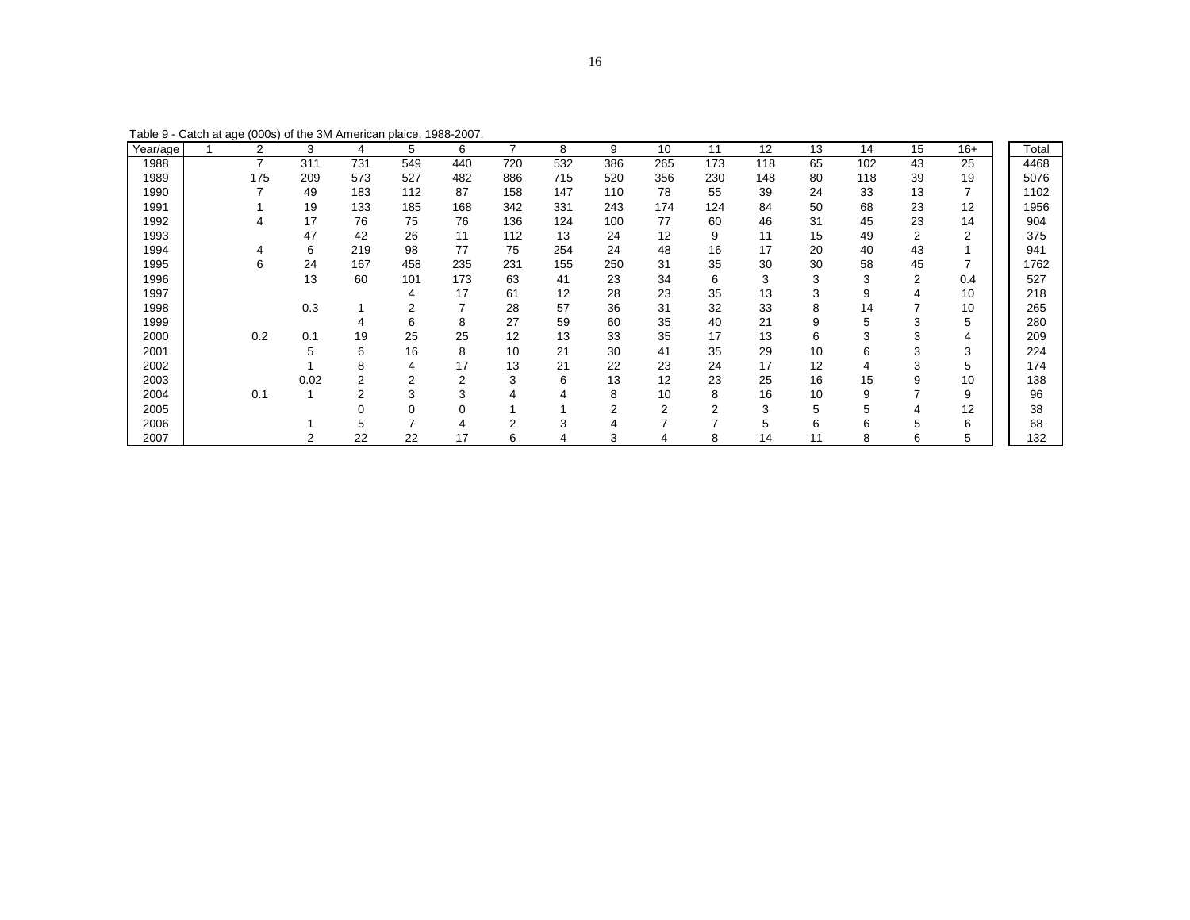Table 9 - Catch at age (000s) of the 3M American plaice, 1988-2007.

| Year/age | 1 | 2 | 3 | 4 | 5 | 6 | 7 | 8 | 9 | 10 | 11 | 12 | 13 | 14 | 15 | 16+ | Total |
|---|---|---|---|---|---|---|---|---|---|---|---|---|---|---|---|---|---|
| 1988 | | 7 | 311 | 731 | 549 | 440 | 720 | 532 | 386 | 265 | 173 | 118 | 65 | 102 | 43 | 25 | 4468 |
| 1989 | | 175 | 209 | 573 | 527 | 482 | 886 | 715 | 520 | 356 | 230 | 148 | 80 | 118 | 39 | 19 | 5076 |
| 1990 | | 7 | 49 | 183 | 112 | 87 | 158 | 147 | 110 | 78 | 55 | 39 | 24 | 33 | 13 | 7 | 1102 |
| 1991 | | 1 | 19 | 133 | 185 | 168 | 342 | 331 | 243 | 174 | 124 | 84 | 50 | 68 | 23 | 12 | 1956 |
| 1992 | | 4 | 17 | 76 | 75 | 76 | 136 | 124 | 100 | 77 | 60 | 46 | 31 | 45 | 23 | 14 | 904 |
| 1993 | | | 47 | 42 | 26 | 11 | 112 | 13 | 24 | 12 | 9 | 11 | 15 | 49 | 2 | 2 | 375 |
| 1994 | | 4 | 6 | 219 | 98 | 77 | 75 | 254 | 24 | 48 | 16 | 17 | 20 | 40 | 43 | 1 | 941 |
| 1995 | | 6 | 24 | 167 | 458 | 235 | 231 | 155 | 250 | 31 | 35 | 30 | 30 | 58 | 45 | 7 | 1762 |
| 1996 | | | 13 | 60 | 101 | 173 | 63 | 41 | 23 | 34 | 6 | 3 | 3 | 3 | 2 | 0.4 | 527 |
| 1997 | | | | | 4 | 17 | 61 | 12 | 28 | 23 | 35 | 13 | 3 | 9 | 4 | 10 | 218 |
| 1998 | | | 0.3 | 1 | 2 | 7 | 28 | 57 | 36 | 31 | 32 | 33 | 8 | 14 | 7 | 10 | 265 |
| 1999 | | | | 4 | 6 | 8 | 27 | 59 | 60 | 35 | 40 | 21 | 9 | 5 | 3 | 5 | 280 |
| 2000 | | 0.2 | 0.1 | 19 | 25 | 25 | 12 | 13 | 33 | 35 | 17 | 13 | 6 | 3 | 3 | 4 | 209 |
| 2001 | | | 5 | 6 | 16 | 8 | 10 | 21 | 30 | 41 | 35 | 29 | 10 | 6 | 3 | 3 | 224 |
| 2002 | | | 1 | 8 | 4 | 17 | 13 | 21 | 22 | 23 | 24 | 17 | 12 | 4 | 3 | 5 | 174 |
| 2003 | | | 0.02 | 2 | 2 | 2 | 3 | 6 | 13 | 12 | 23 | 25 | 16 | 15 | 9 | 10 | 138 |
| 2004 | | 0.1 | 1 | 2 | 3 | 3 | 4 | 4 | 8 | 10 | 8 | 16 | 10 | 9 | 7 | 9 | 96 |
| 2005 | | | | 0 | 0 | 0 | 1 | 1 | 2 | 2 | 2 | 3 | 5 | 5 | 4 | 12 | 38 |
| 2006 | | | 1 | 5 | 7 | 4 | 2 | 3 | 4 | 7 | 7 | 5 | 6 | 6 | 5 | 6 | 68 |
| 2007 | | | 2 | 22 | 22 | 17 | 6 | 4 | 3 | 4 | 8 | 14 | 11 | 8 | 6 | 5 | 132 |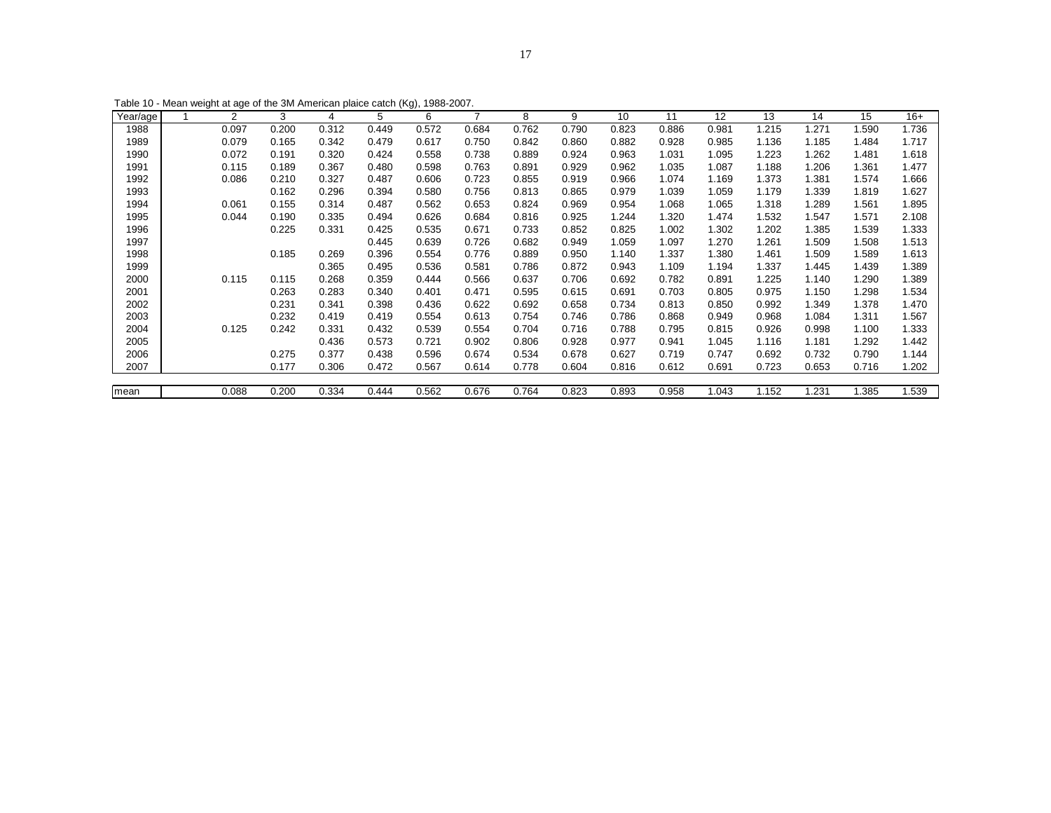Table 10 - Mean weight at age of the 3M American plaice catch (Kg), 1988-2007.

| Year/age | 1 | 2 | 3 | 4 | 5 | 6 | 7 | 8 | 9 | 10 | 11 | 12 | 13 | 14 | 15 | 16+ |
|---|---|---|---|---|---|---|---|---|---|---|---|---|---|---|---|---|
| 1988 | | 0.097 | 0.200 | 0.312 | 0.449 | 0.572 | 0.684 | 0.762 | 0.790 | 0.823 | 0.886 | 0.981 | 1.215 | 1.271 | 1.590 | 1.736 |
| 1989 | | 0.079 | 0.165 | 0.342 | 0.479 | 0.617 | 0.750 | 0.842 | 0.860 | 0.882 | 0.928 | 0.985 | 1.136 | 1.185 | 1.484 | 1.717 |
| 1990 | | 0.072 | 0.191 | 0.320 | 0.424 | 0.558 | 0.738 | 0.889 | 0.924 | 0.963 | 1.031 | 1.095 | 1.223 | 1.262 | 1.481 | 1.618 |
| 1991 | | 0.115 | 0.189 | 0.367 | 0.480 | 0.598 | 0.763 | 0.891 | 0.929 | 0.962 | 1.035 | 1.087 | 1.188 | 1.206 | 1.361 | 1.477 |
| 1992 | | 0.086 | 0.210 | 0.327 | 0.487 | 0.606 | 0.723 | 0.855 | 0.919 | 0.966 | 1.074 | 1.169 | 1.373 | 1.381 | 1.574 | 1.666 |
| 1993 | | | 0.162 | 0.296 | 0.394 | 0.580 | 0.756 | 0.813 | 0.865 | 0.979 | 1.039 | 1.059 | 1.179 | 1.339 | 1.819 | 1.627 |
| 1994 | | 0.061 | 0.155 | 0.314 | 0.487 | 0.562 | 0.653 | 0.824 | 0.969 | 0.954 | 1.068 | 1.065 | 1.318 | 1.289 | 1.561 | 1.895 |
| 1995 | | 0.044 | 0.190 | 0.335 | 0.494 | 0.626 | 0.684 | 0.816 | 0.925 | 1.244 | 1.320 | 1.474 | 1.532 | 1.547 | 1.571 | 2.108 |
| 1996 | | | 0.225 | 0.331 | 0.425 | 0.535 | 0.671 | 0.733 | 0.852 | 0.825 | 1.002 | 1.302 | 1.202 | 1.385 | 1.539 | 1.333 |
| 1997 | | | | | 0.445 | 0.639 | 0.726 | 0.682 | 0.949 | 1.059 | 1.097 | 1.270 | 1.261 | 1.509 | 1.508 | 1.513 |
| 1998 | | | 0.185 | 0.269 | 0.396 | 0.554 | 0.776 | 0.889 | 0.950 | 1.140 | 1.337 | 1.380 | 1.461 | 1.509 | 1.589 | 1.613 |
| 1999 | | | | 0.365 | 0.495 | 0.536 | 0.581 | 0.786 | 0.872 | 0.943 | 1.109 | 1.194 | 1.337 | 1.445 | 1.439 | 1.389 |
| 2000 | | 0.115 | 0.115 | 0.268 | 0.359 | 0.444 | 0.566 | 0.637 | 0.706 | 0.692 | 0.782 | 0.891 | 1.225 | 1.140 | 1.290 | 1.389 |
| 2001 | | | 0.263 | 0.283 | 0.340 | 0.401 | 0.471 | 0.595 | 0.615 | 0.691 | 0.703 | 0.805 | 0.975 | 1.150 | 1.298 | 1.534 |
| 2002 | | | 0.231 | 0.341 | 0.398 | 0.436 | 0.622 | 0.692 | 0.658 | 0.734 | 0.813 | 0.850 | 0.992 | 1.349 | 1.378 | 1.470 |
| 2003 | | | 0.232 | 0.419 | 0.419 | 0.554 | 0.613 | 0.754 | 0.746 | 0.786 | 0.868 | 0.949 | 0.968 | 1.084 | 1.311 | 1.567 |
| 2004 | | 0.125 | 0.242 | 0.331 | 0.432 | 0.539 | 0.554 | 0.704 | 0.716 | 0.788 | 0.795 | 0.815 | 0.926 | 0.998 | 1.100 | 1.333 |
| 2005 | | | | 0.436 | 0.573 | 0.721 | 0.902 | 0.806 | 0.928 | 0.977 | 0.941 | 1.045 | 1.116 | 1.181 | 1.292 | 1.442 |
| 2006 | | | 0.275 | 0.377 | 0.438 | 0.596 | 0.674 | 0.534 | 0.678 | 0.627 | 0.719 | 0.747 | 0.692 | 0.732 | 0.790 | 1.144 |
| 2007 | | | 0.177 | 0.306 | 0.472 | 0.567 | 0.614 | 0.778 | 0.604 | 0.816 | 0.612 | 0.691 | 0.723 | 0.653 | 0.716 | 1.202 |
| mean | | 0.088 | 0.200 | 0.334 | 0.444 | 0.562 | 0.676 | 0.764 | 0.823 | 0.893 | 0.958 | 1.043 | 1.152 | 1.231 | 1.385 | 1.539 |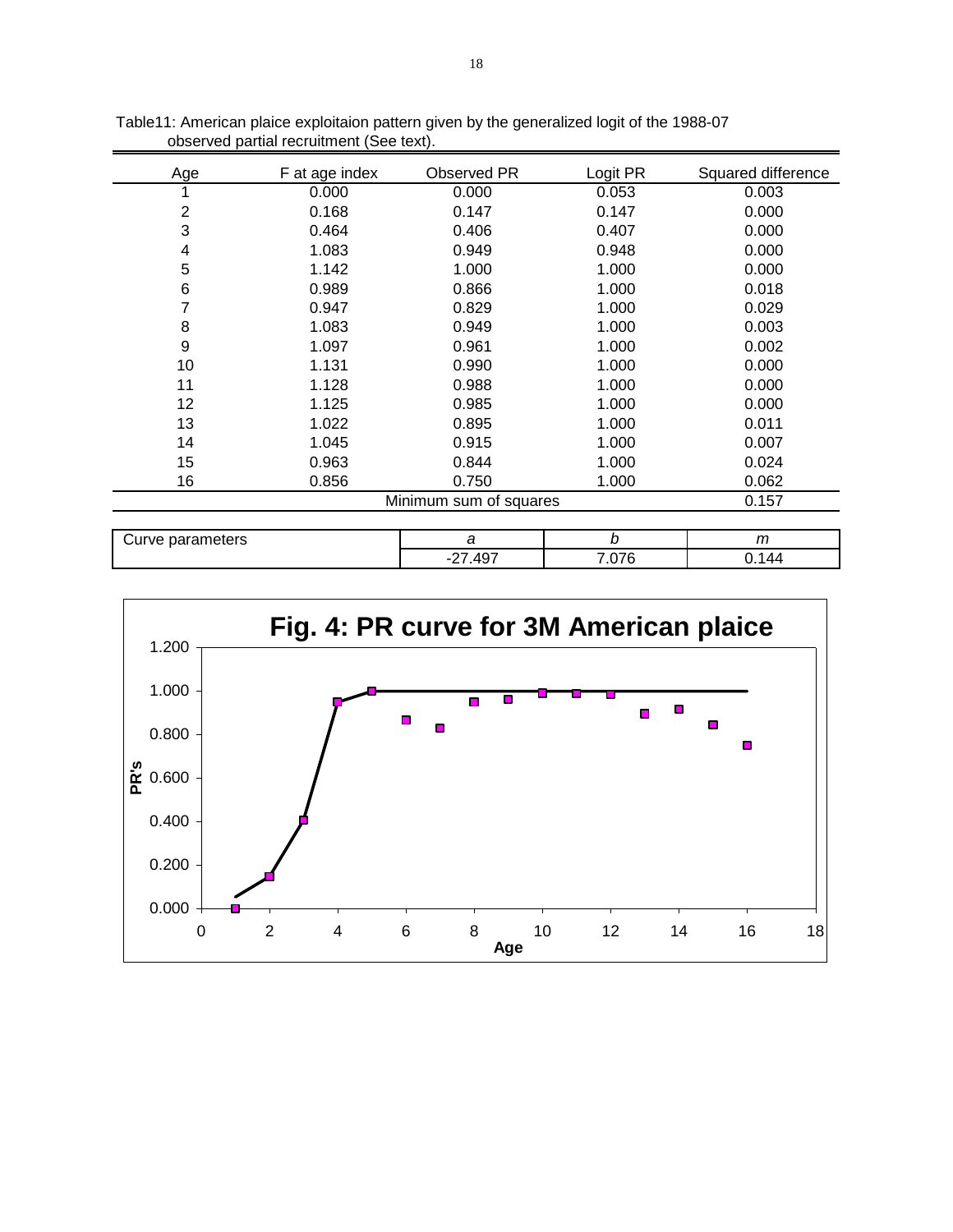Table11: American plaice exploitaion pattern given by the generalized logit of the 1988-07 observed partial recruitment (See text).

| Age | F at age index | Observed PR | Logit PR | Squared difference |
|---|---|---|---|---|
| 1 | 0.000 | 0.000 | 0.053 | 0.003 |
| 2 | 0.168 | 0.147 | 0.147 | 0.000 |
| 3 | 0.464 | 0.406 | 0.407 | 0.000 |
| 4 | 1.083 | 0.949 | 0.948 | 0.000 |
| 5 | 1.142 | 1.000 | 1.000 | 0.000 |
| 6 | 0.989 | 0.866 | 1.000 | 0.018 |
| 7 | 0.947 | 0.829 | 1.000 | 0.029 |
| 8 | 1.083 | 0.949 | 1.000 | 0.003 |
| 9 | 1.097 | 0.961 | 1.000 | 0.002 |
| 10 | 1.131 | 0.990 | 1.000 | 0.000 |
| 11 | 1.128 | 0.988 | 1.000 | 0.000 |
| 12 | 1.125 | 0.985 | 1.000 | 0.000 |
| 13 | 1.022 | 0.895 | 1.000 | 0.011 |
| 14 | 1.045 | 0.915 | 1.000 | 0.007 |
| 15 | 0.963 | 0.844 | 1.000 | 0.024 |
| 16 | 0.856 | 0.750 | 1.000 | 0.062 |
| | | Minimum sum of squares | | 0.157 |

| Curve parameters | *a* | *b* | *m* |
|---|---|---|---|
| | -27.497 | 7.076 | 0.144 |

**Fig. 4: PR curve for 3M American plaice**

1.200
1.000
0.800
0.600
0.400
0.200
0.000

PR's

0 2 4 6 8 10 12 14 16 18

Age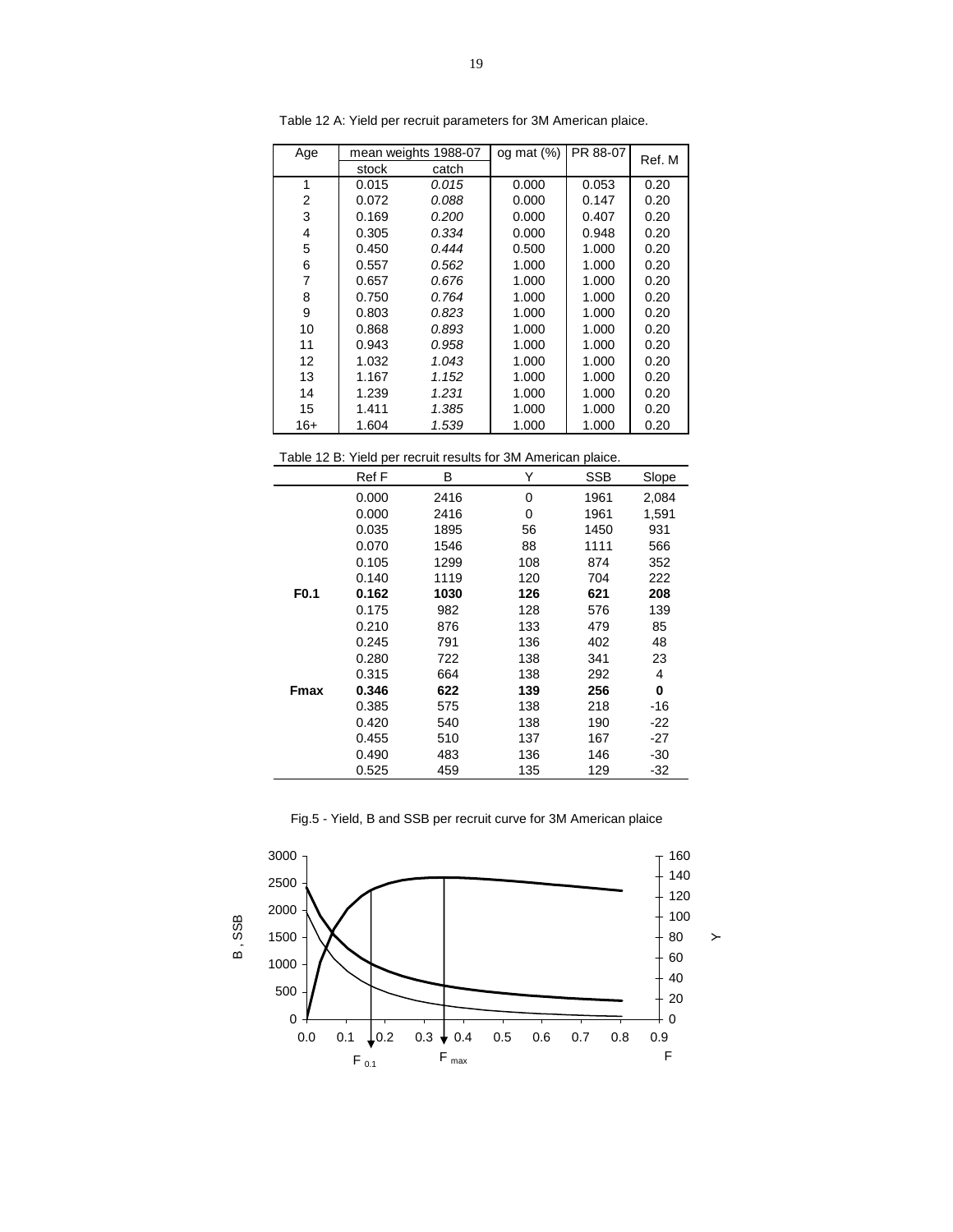Table 12 A: Yield per recruit parameters for 3M American plaice.

| Age | mean weights 1988-07 | | og mat (%) | PR 88-07 | Ref. M |
|---|---|---|---|---|---|
| | stock | catch | | | |
| 1 | 0.015 | *0.015* | 0.000 | 0.053 | 0.20 |
| 2 | 0.072 | *0.088* | 0.000 | 0.147 | 0.20 |
| 3 | 0.169 | *0.200* | 0.000 | 0.407 | 0.20 |
| 4 | 0.305 | *0.334* | 0.000 | 0.948 | 0.20 |
| 5 | 0.450 | *0.444* | 0.500 | 1.000 | 0.20 |
| 6 | 0.557 | *0.562* | 1.000 | 1.000 | 0.20 |
| 7 | 0.657 | *0.676* | 1.000 | 1.000 | 0.20 |
| 8 | 0.750 | *0.764* | 1.000 | 1.000 | 0.20 |
| 9 | 0.803 | *0.823* | 1.000 | 1.000 | 0.20 |
| 10 | 0.868 | *0.893* | 1.000 | 1.000 | 0.20 |
| 11 | 0.943 | *0.958* | 1.000 | 1.000 | 0.20 |
| 12 | 1.032 | *1.043* | 1.000 | 1.000 | 0.20 |
| 13 | 1.167 | *1.152* | 1.000 | 1.000 | 0.20 |
| 14 | 1.239 | *1.231* | 1.000 | 1.000 | 0.20 |
| 15 | 1.411 | *1.385* | 1.000 | 1.000 | 0.20 |
| 16+ | 1.604 | *1.539* | 1.000 | 1.000 | 0.20 |

Table 12 B: Yield per recruit results for 3M American plaice.

| | Ref F | B | Y | SSB | Slope |
|---|---|---|---|---|---|
| | 0.000 | 2416 | 0 | 1961 | 2,084 |
| | 0.000 | 2416 | 0 | 1961 | 1,591 |
| | 0.035 | 1895 | 56 | 1450 | 931 |
| | 0.070 | 1546 | 88 | 1111 | 566 |
| | 0.105 | 1299 | 108 | 874 | 352 |
| | 0.140 | 1119 | 120 | 704 | 222 |
| **F0.1** | **0.162** | **1030** | **126** | **621** | **208** |
| | 0.175 | 982 | 128 | 576 | 139 |
| | 0.210 | 876 | 133 | 479 | 85 |
| | 0.245 | 791 | 136 | 402 | 48 |
| | 0.280 | 722 | 138 | 341 | 23 |
| | 0.315 | 664 | 138 | 292 | 4 |
| **Fmax** | **0.346** | **622** | **139** | **256** | **0** |
| | 0.385 | 575 | 138 | 218 | -16 |
| | 0.420 | 540 | 138 | 190 | -22 |
| | 0.455 | 510 | 137 | 167 | -27 |
| | 0.490 | 483 | 136 | 146 | -30 |
| | 0.525 | 459 | 135 | 129 | -32 |

Fig.5 - Yield, B and SSB per recruit curve for 3M American plaice

B , SSB

3000
2500
2000
1500
1000
500
0

Y

160
140
120
100
80
60
40
20
0

0.0 0.1 0.2 0.3 0.4 0.5 0.6 0.7 0.8 0.9

F

$F_{0.1}$

$F_{max}$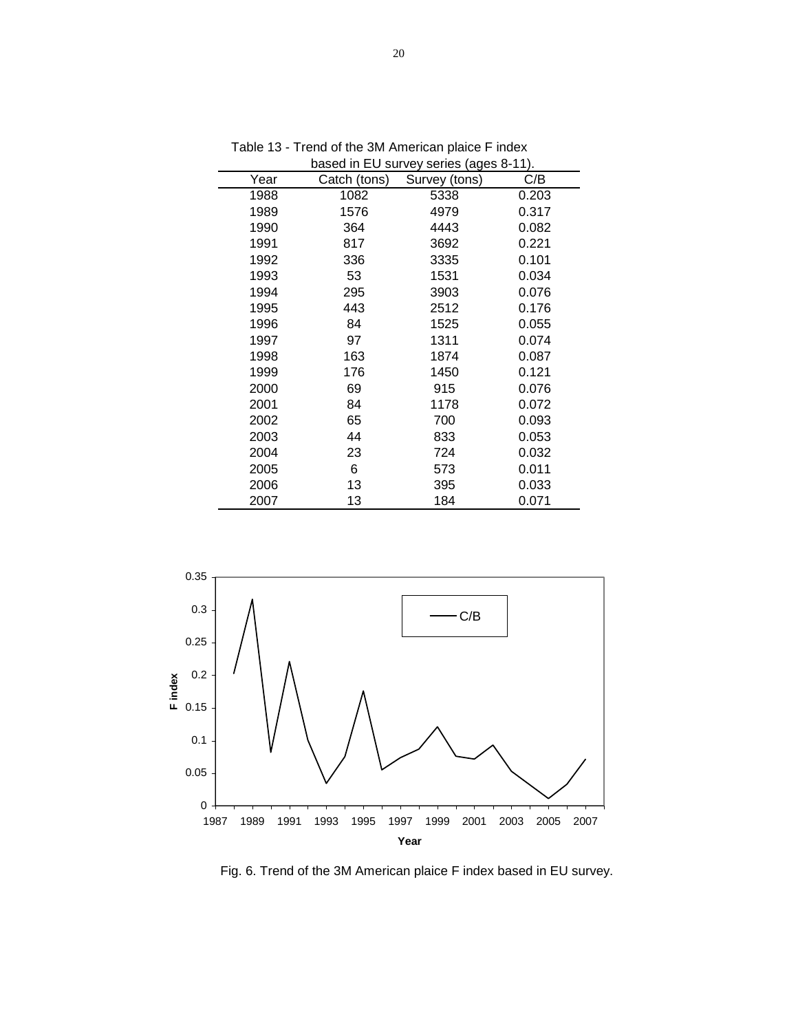Table 13 - Trend of the 3M American plaice F index based in EU survey series (ages 8-11).

| Year | Catch (tons) | Survey (tons) | C/B |
|---|---|---|---|
| 1988 | 1082 | 5338 | 0.203 |
| 1989 | 1576 | 4979 | 0.317 |
| 1990 | 364 | 4443 | 0.082 |
| 1991 | 817 | 3692 | 0.221 |
| 1992 | 336 | 3335 | 0.101 |
| 1993 | 53 | 1531 | 0.034 |
| 1994 | 295 | 3903 | 0.076 |
| 1995 | 443 | 2512 | 0.176 |
| 1996 | 84 | 1525 | 0.055 |
| 1997 | 97 | 1311 | 0.074 |
| 1998 | 163 | 1874 | 0.087 |
| 1999 | 176 | 1450 | 0.121 |
| 2000 | 69 | 915 | 0.076 |
| 2001 | 84 | 1178 | 0.072 |
| 2002 | 65 | 700 | 0.093 |
| 2003 | 44 | 833 | 0.053 |
| 2004 | 23 | 724 | 0.032 |
| 2005 | 6 | 573 | 0.011 |
| 2006 | 13 | 395 | 0.033 |
| 2007 | 13 | 184 | 0.071 |

F index

0.35
0.3
0.25
0.2
0.15
0.1
0.05
0

1987 1989 1991 1993 1995 1997 1999 2001 2003 2005 2007

Year

C/B

Fig. 6. Trend of the 3M American plaice F index based in EU survey.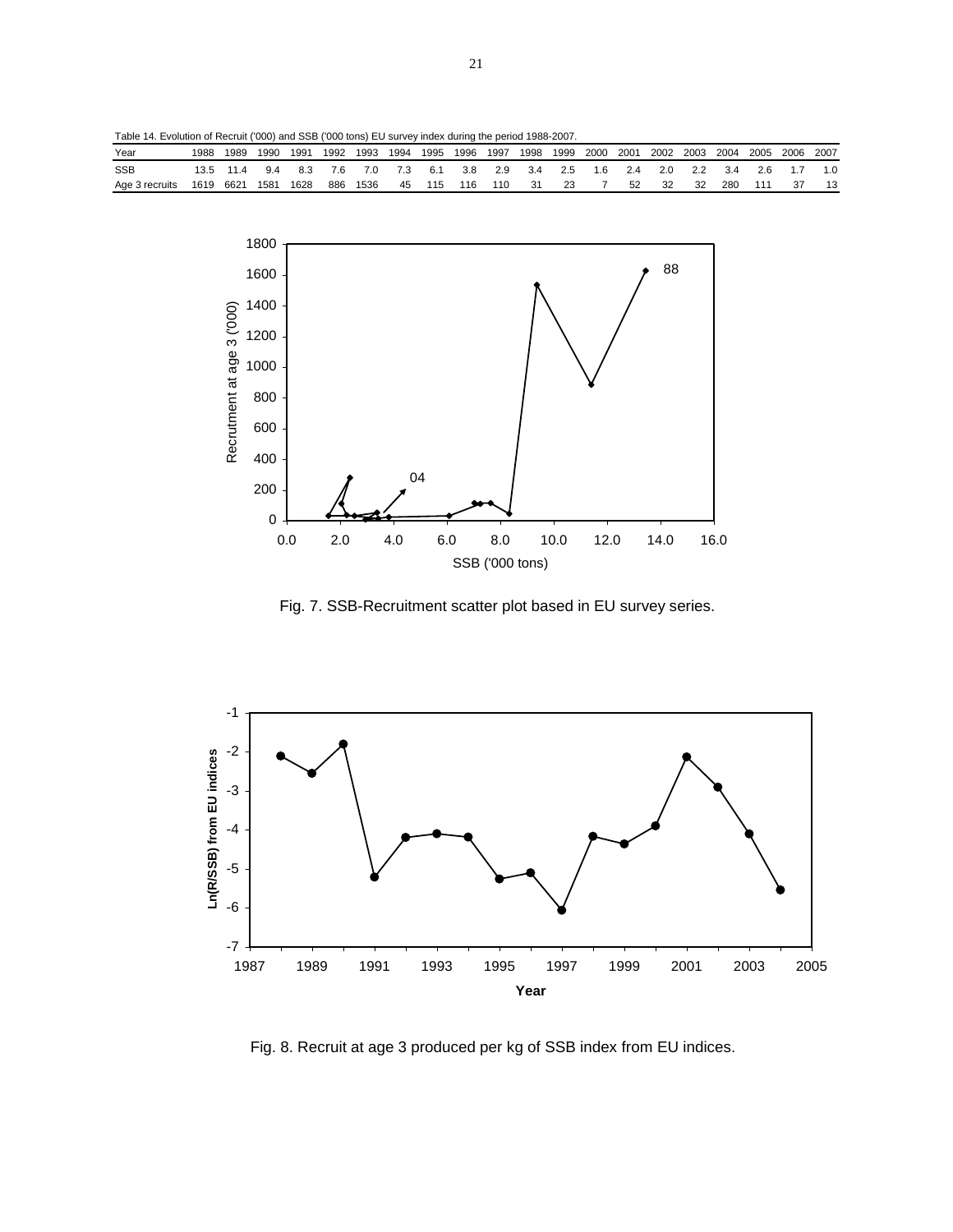Table 14. Evolution of Recruit ('000) and SSB ('000 tons) EU survey index during the period 1988-2007.

| Year | 1988 | 1989 | 1990 | 1991 | 1992 | 1993 | 1994 | 1995 | 1996 | 1997 | 1998 | 1999 | 2000 | 2001 | 2002 | 2003 | 2004 | 2005 | 2006 | 2007 |
|---|---|---|---|---|---|---|---|---|---|---|---|---|---|---|---|---|---|---|---|---|
| SSB | 13.5 | 11.4 | 9.4 | 8.3 | 7.6 | 7.0 | 7.3 | 6.1 | 3.8 | 2.9 | 3.4 | 2.5 | 1.6 | 2.4 | 2.0 | 2.2 | 3.4 | 2.6 | 1.7 | 1.0 |
| Age 3 recruits | 1619 | 6621 | 1581 | 1628 | 886 | 1536 | 45 | 115 | 116 | 110 | 31 | 23 | 7 | 52 | 32 | 32 | 280 | 111 | 37 | 13 |

Recrutment at age 3 ('000)

SSB ('000 tons)

88

04

0 200 400 600 800 1000 1200 1400 1600 1800

0.0 2.0 4.0 6.0 8.0 10.0 12.0 14.0 16.0

Fig. 7. SSB-Recruitment scatter plot based in EU survey series.

**Ln(R/SSB) from EU indices**

**Year**

-1 -2 -3 -4 -5 -6 -7

1987 1989 1991 1993 1995 1997 1999 2001 2003 2005

Fig. 8. Recruit at age 3 produced per kg of SSB index from EU indices.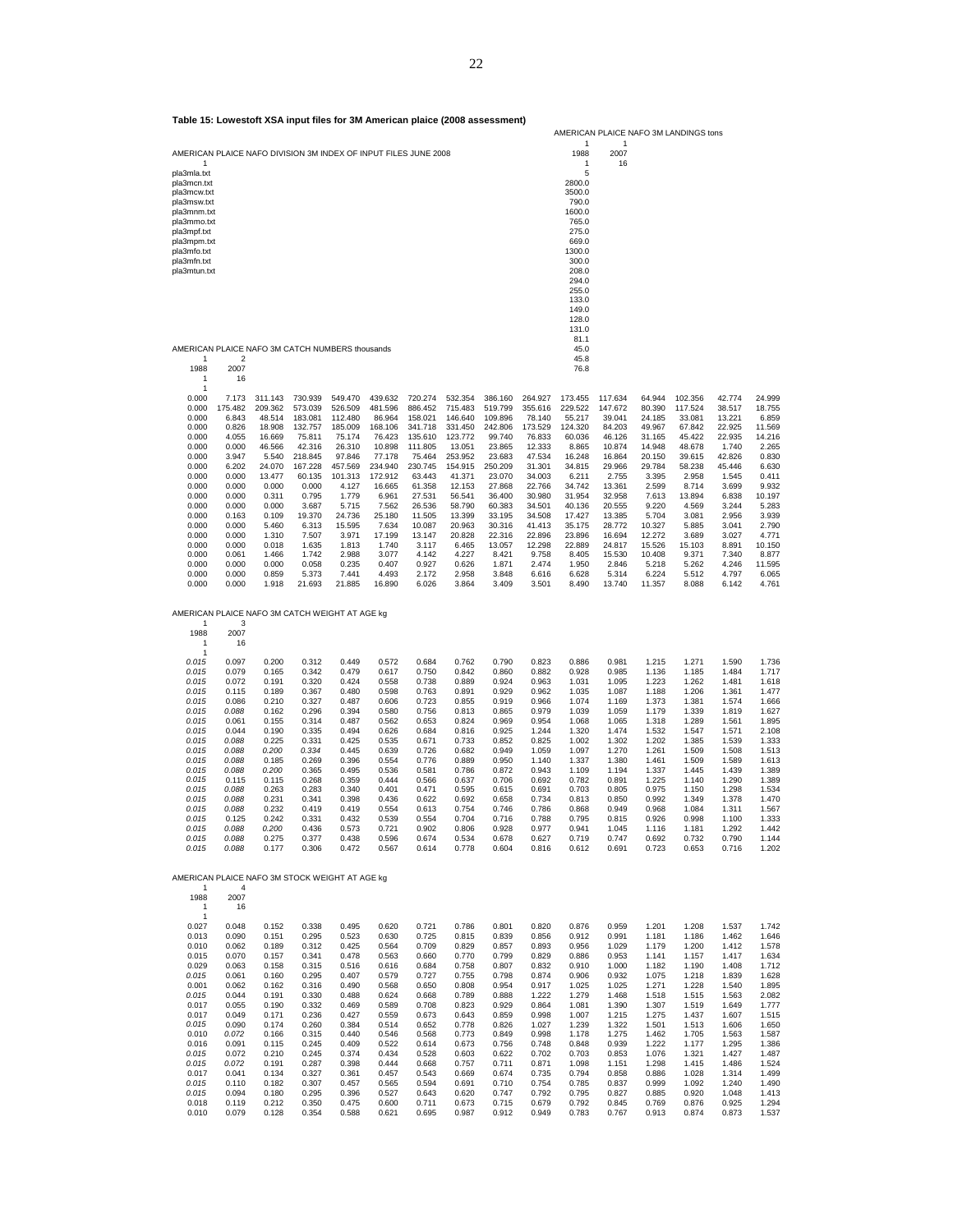**Table 15: Lowestoft XSA input files for 3M American plaice (2008 assessment)**

AMERICAN PLAICE NAFO DIVISION 3M INDEX OF INPUT FILES JUNE 2008
1
pla3mla.txt
pla3mcn.txt
pla3mcw.txt
pla3msw.txt
pla3mnm.txt
pla3mmo.txt
pla3mpf.txt
pla3mpm.txt
pla3mfo.txt
pla3mfn.txt
pla3mtun.txt

AMERICAN PLAICE NAFO 3M LANDINGS tons
1 1
1988 2007
1 16
5
2800.0
3500.0
790.0
1600.0
765.0
275.0
669.0
1300.0
300.0
208.0
294.0
255.0
133.0
149.0
128.0
131.0
81.1
45.0
45.8
76.8

AMERICAN PLAICE NAFO 3M CATCH NUMBERS thousands
1 2
1988 2007
1 16
1

| | | | | | | | | | | | | | | | |
|---|---|---|---|---|---|---|---|---|---|---|---|---|---|---|---|
| 0.000 | 7.173 | 311.143 | 730.939 | 549.470 | 439.632 | 720.274 | 532.354 | 386.160 | 264.927 | 173.455 | 117.634 | 64.944 | 102.356 | 42.774 | 24.999 |
| 0.000 | 175.482 | 209.362 | 573.039 | 526.509 | 481.596 | 886.452 | 715.483 | 519.799 | 355.616 | 229.522 | 147.672 | 80.390 | 117.524 | 38.517 | 18.755 |
| 0.000 | 6.843 | 48.514 | 183.081 | 112.480 | 86.964 | 158.021 | 146.640 | 109.896 | 78.140 | 55.217 | 39.041 | 24.185 | 33.081 | 13.221 | 6.859 |
| 0.000 | 0.826 | 18.908 | 132.757 | 185.009 | 168.106 | 341.718 | 331.450 | 242.806 | 173.529 | 124.320 | 84.203 | 49.967 | 67.842 | 22.925 | 11.569 |
| 0.000 | 4.055 | 16.669 | 75.811 | 75.174 | 76.423 | 135.610 | 123.772 | 99.740 | 76.833 | 60.036 | 46.126 | 31.165 | 45.422 | 22.935 | 14.216 |
| 0.000 | 0.000 | 46.566 | 42.316 | 26.310 | 10.898 | 111.805 | 13.051 | 23.865 | 12.333 | 8.865 | 10.874 | 14.948 | 48.678 | 1.740 | 2.265 |
| 0.000 | 3.947 | 5.540 | 218.845 | 97.846 | 77.178 | 75.464 | 253.952 | 23.683 | 47.534 | 16.248 | 16.864 | 20.150 | 39.615 | 42.826 | 0.830 |
| 0.000 | 6.202 | 24.070 | 167.228 | 457.569 | 234.940 | 230.745 | 154.915 | 250.209 | 31.301 | 34.815 | 29.966 | 29.784 | 58.238 | 45.446 | 6.630 |
| 0.000 | 0.000 | 13.477 | 60.135 | 101.313 | 172.912 | 63.443 | 41.371 | 23.070 | 34.003 | 6.211 | 2.755 | 3.395 | 2.958 | 1.545 | 0.411 |
| 0.000 | 0.000 | 0.000 | 0.000 | 4.127 | 16.665 | 61.358 | 12.153 | 27.868 | 22.766 | 34.742 | 13.361 | 2.599 | 8.714 | 3.699 | 9.932 |
| 0.000 | 0.000 | 0.311 | 0.795 | 1.779 | 6.961 | 27.531 | 56.541 | 36.400 | 30.980 | 31.954 | 32.958 | 7.613 | 13.894 | 6.838 | 10.197 |
| 0.000 | 0.000 | 0.000 | 3.687 | 5.715 | 7.562 | 26.536 | 58.790 | 60.383 | 34.501 | 40.136 | 20.555 | 9.220 | 4.569 | 3.244 | 5.283 |
| 0.000 | 0.163 | 0.109 | 19.370 | 24.736 | 25.180 | 11.505 | 13.399 | 33.195 | 34.508 | 17.427 | 13.385 | 5.704 | 3.081 | 2.956 | 3.939 |
| 0.000 | 0.000 | 5.460 | 6.313 | 15.595 | 7.634 | 10.087 | 20.963 | 30.316 | 41.413 | 35.175 | 28.772 | 10.327 | 5.885 | 3.041 | 2.790 |
| 0.000 | 0.000 | 1.310 | 7.507 | 3.971 | 17.199 | 13.147 | 20.828 | 22.316 | 22.896 | 23.896 | 16.694 | 12.272 | 3.689 | 3.027 | 4.771 |
| 0.000 | 0.000 | 0.018 | 1.635 | 1.813 | 1.740 | 3.117 | 6.465 | 13.057 | 12.298 | 22.889 | 24.817 | 15.526 | 15.103 | 8.891 | 10.150 |
| 0.000 | 0.061 | 1.466 | 1.742 | 2.988 | 3.077 | 4.142 | 4.227 | 8.421 | 9.758 | 8.405 | 15.530 | 10.408 | 9.371 | 7.340 | 8.877 |
| 0.000 | 0.000 | 0.000 | 0.058 | 0.235 | 0.407 | 0.927 | 0.626 | 1.871 | 2.474 | 1.950 | 2.846 | 5.218 | 5.262 | 4.246 | 11.595 |
| 0.000 | 0.000 | 0.859 | 5.373 | 7.441 | 4.493 | 2.172 | 2.958 | 3.848 | 6.616 | 6.628 | 5.314 | 6.224 | 5.512 | 4.797 | 6.065 |
| 0.000 | 0.000 | 1.918 | 21.693 | 21.885 | 16.890 | 6.026 | 3.864 | 3.409 | 3.501 | 8.490 | 13.740 | 11.357 | 8.088 | 6.142 | 4.761 |

AMERICAN PLAICE NAFO 3M CATCH WEIGHT AT AGE kg
1 3
1988 2007
1 16
1

| | | | | | | | | | | | | | | | |
|---|---|---|---|---|---|---|---|---|---|---|---|---|---|---|---|
| *0.015* | 0.097 | 0.200 | 0.312 | 0.449 | 0.572 | 0.684 | 0.762 | 0.790 | 0.823 | 0.886 | 0.981 | 1.215 | 1.271 | 1.590 | 1.736 |
| *0.015* | 0.079 | 0.165 | 0.342 | 0.479 | 0.617 | 0.750 | 0.842 | 0.860 | 0.882 | 0.928 | 0.985 | 1.136 | 1.185 | 1.484 | 1.717 |
| *0.015* | 0.072 | 0.191 | 0.320 | 0.424 | 0.558 | 0.738 | 0.889 | 0.924 | 0.963 | 1.031 | 1.095 | 1.223 | 1.262 | 1.481 | 1.618 |
| *0.015* | 0.115 | 0.189 | 0.367 | 0.480 | 0.598 | 0.763 | 0.891 | 0.929 | 0.962 | 1.035 | 1.087 | 1.188 | 1.206 | 1.361 | 1.477 |
| *0.015* | 0.086 | 0.210 | 0.327 | 0.487 | 0.606 | 0.723 | 0.855 | 0.919 | 0.966 | 1.074 | 1.169 | 1.373 | 1.381 | 1.574 | 1.666 |
| *0.015* | *0.088* | 0.162 | 0.296 | 0.394 | 0.580 | 0.756 | 0.813 | 0.865 | 0.979 | 1.039 | 1.059 | 1.179 | 1.339 | 1.819 | 1.627 |
| *0.015* | 0.061 | 0.155 | 0.314 | 0.487 | 0.562 | 0.653 | 0.824 | 0.969 | 0.954 | 1.068 | 1.065 | 1.318 | 1.289 | 1.561 | 1.895 |
| *0.015* | 0.044 | 0.190 | 0.335 | 0.494 | 0.626 | 0.684 | 0.816 | 0.925 | 1.244 | 1.320 | 1.474 | 1.532 | 1.547 | 1.571 | 2.108 |
| *0.015* | *0.088* | 0.225 | 0.331 | 0.425 | 0.535 | 0.671 | 0.733 | 0.852 | 0.825 | 1.002 | 1.302 | 1.202 | 1.385 | 1.539 | 1.333 |
| *0.015* | *0.088* | *0.200* | *0.334* | 0.445 | 0.639 | 0.726 | 0.682 | 0.949 | 1.059 | 1.097 | 1.270 | 1.261 | 1.509 | 1.508 | 1.513 |
| *0.015* | *0.088* | 0.185 | 0.269 | 0.396 | 0.554 | 0.776 | 0.889 | 0.950 | 1.140 | 1.337 | 1.380 | 1.461 | 1.509 | 1.589 | 1.613 |
| *0.015* | *0.088* | *0.200* | 0.365 | 0.495 | 0.536 | 0.581 | 0.786 | 0.872 | 0.943 | 1.109 | 1.194 | 1.337 | 1.445 | 1.439 | 1.389 |
| *0.015* | 0.115 | 0.268 | 0.359 | 0.444 | 0.566 | 0.637 | 0.706 | 0.692 | 0.782 | 0.891 | 1.225 | 1.140 | 1.290 | 1.389 | |
| *0.015* | *0.088* | 0.263 | 0.283 | 0.340 | 0.401 | 0.471 | 0.595 | 0.615 | 0.691 | 0.703 | 0.805 | 0.975 | 1.150 | 1.298 | 1.534 |
| *0.015* | *0.088* | 0.231 | 0.341 | 0.398 | 0.436 | 0.622 | 0.692 | 0.658 | 0.734 | 0.813 | 0.850 | 0.992 | 1.349 | 1.378 | 1.470 |
| *0.015* | *0.088* | 0.232 | 0.419 | 0.419 | 0.554 | 0.613 | 0.754 | 0.746 | 0.786 | 0.868 | 0.949 | 0.968 | 1.084 | 1.311 | 1.567 |
| *0.015* | 0.125 | 0.242 | 0.331 | 0.432 | 0.539 | 0.554 | 0.704 | 0.716 | 0.788 | 0.795 | 0.815 | 0.926 | 0.998 | 1.100 | 1.333 |
| *0.015* | *0.088* | *0.200* | 0.436 | 0.573 | 0.721 | 0.902 | 0.806 | 0.928 | 0.977 | 0.941 | 1.045 | 1.116 | 1.181 | 1.292 | 1.442 |
| *0.015* | *0.088* | 0.275 | 0.377 | 0.438 | 0.596 | 0.674 | 0.534 | 0.678 | 0.627 | 0.719 | 0.747 | 0.692 | 0.732 | 0.790 | 1.144 |
| *0.015* | *0.088* | 0.177 | 0.306 | 0.472 | 0.567 | 0.614 | 0.778 | 0.604 | 0.816 | 0.612 | 0.691 | 0.723 | 0.653 | 0.716 | 1.202 |

AMERICAN PLAICE NAFO 3M STOCK WEIGHT AT AGE kg
1 4
1988 2007
1 16
1

| | | | | | | | | | | | | | | | |
|---|---|---|---|---|---|---|---|---|---|---|---|---|---|---|---|
| 0.027 | 0.048 | 0.152 | 0.338 | 0.495 | 0.620 | 0.721 | 0.786 | 0.801 | 0.820 | 0.876 | 0.959 | 1.201 | 1.208 | 1.537 | 1.742 |
| 0.013 | 0.090 | 0.151 | 0.295 | 0.523 | 0.630 | 0.725 | 0.815 | 0.839 | 0.856 | 0.912 | 0.991 | 1.181 | 1.186 | 1.462 | 1.646 |
| 0.010 | 0.062 | 0.189 | 0.312 | 0.425 | 0.564 | 0.709 | 0.829 | 0.857 | 0.893 | 0.956 | 1.029 | 1.179 | 1.200 | 1.412 | 1.578 |
| 0.015 | 0.070 | 0.157 | 0.341 | 0.478 | 0.563 | 0.660 | 0.770 | 0.799 | 0.829 | 0.886 | 0.953 | 1.141 | 1.157 | 1.417 | 1.634 |
| 0.029 | 0.063 | 0.158 | 0.315 | 0.516 | 0.616 | 0.684 | 0.758 | 0.807 | 0.832 | 0.910 | 1.000 | 1.182 | 1.190 | 1.408 | 1.712 |
| *0.015* | 0.061 | 0.160 | 0.295 | 0.407 | 0.579 | 0.727 | 0.755 | 0.798 | 0.874 | 0.906 | 0.932 | 1.075 | 1.218 | 1.839 | 1.628 |
| 0.001 | 0.062 | 0.162 | 0.316 | 0.490 | 0.568 | 0.650 | 0.808 | 0.954 | 0.917 | 1.025 | 1.025 | 1.271 | 1.228 | 1.540 | 1.895 |
| *0.015* | 0.044 | 0.191 | 0.330 | 0.488 | 0.624 | 0.668 | 0.789 | 0.888 | 1.222 | 1.279 | 1.468 | 1.518 | 1.515 | 1.563 | 2.082 |
| 0.017 | 0.055 | 0.190 | 0.332 | 0.469 | 0.589 | 0.708 | 0.823 | 0.929 | 0.864 | 1.081 | 1.390 | 1.307 | 1.519 | 1.649 | 1.777 |
| 0.017 | 0.049 | 0.171 | 0.236 | 0.427 | 0.559 | 0.673 | 0.643 | 0.859 | 0.998 | 1.007 | 1.215 | 1.275 | 1.437 | 1.607 | 1.515 |
| *0.015* | 0.090 | 0.174 | 0.260 | 0.384 | 0.514 | 0.652 | 0.778 | 0.826 | 1.027 | 1.239 | 1.322 | 1.501 | 1.513 | 1.606 | 1.650 |
| 0.010 | *0.072* | 0.166 | 0.315 | 0.440 | 0.546 | 0.568 | 0.773 | 0.849 | 0.998 | 1.178 | 1.275 | 1.462 | 1.705 | 1.563 | 1.587 |
| 0.016 | 0.091 | 0.115 | 0.245 | 0.409 | 0.522 | 0.614 | 0.673 | 0.756 | 0.748 | 0.848 | 0.939 | 1.222 | 1.177 | 1.295 | 1.386 |
| *0.015* | 0.072 | 0.210 | 0.245 | 0.374 | 0.434 | 0.528 | 0.603 | 0.622 | 0.702 | 0.703 | 0.853 | 1.076 | 1.321 | 1.427 | 1.487 |
| *0.015* | *0.072* | 0.191 | 0.287 | 0.398 | 0.444 | 0.668 | 0.757 | 0.711 | 0.871 | 1.098 | 1.151 | 1.298 | 1.415 | 1.486 | 1.524 |
| 0.017 | 0.041 | 0.134 | 0.327 | 0.361 | 0.457 | 0.543 | 0.669 | 0.674 | 0.735 | 0.794 | 0.858 | 0.886 | 1.028 | 1.314 | 1.499 |
| *0.015* | 0.110 | 0.182 | 0.307 | 0.457 | 0.565 | 0.594 | 0.691 | 0.710 | 0.754 | 0.785 | 0.837 | 0.999 | 1.092 | 1.240 | 1.490 |
| *0.015* | 0.094 | 0.180 | 0.295 | 0.396 | 0.527 | 0.643 | 0.620 | 0.747 | 0.792 | 0.795 | 0.827 | 0.885 | 0.920 | 1.048 | 1.413 |
| 0.018 | 0.119 | 0.212 | 0.350 | 0.475 | 0.600 | 0.711 | 0.673 | 0.715 | 0.679 | 0.792 | 0.845 | 0.769 | 0.876 | 0.925 | 1.294 |
| 0.010 | 0.079 | 0.128 | 0.354 | 0.588 | 0.621 | 0.695 | 0.987 | 0.912 | 0.949 | 0.783 | 0.767 | 0.913 | 0.874 | 0.873 | 1.537 |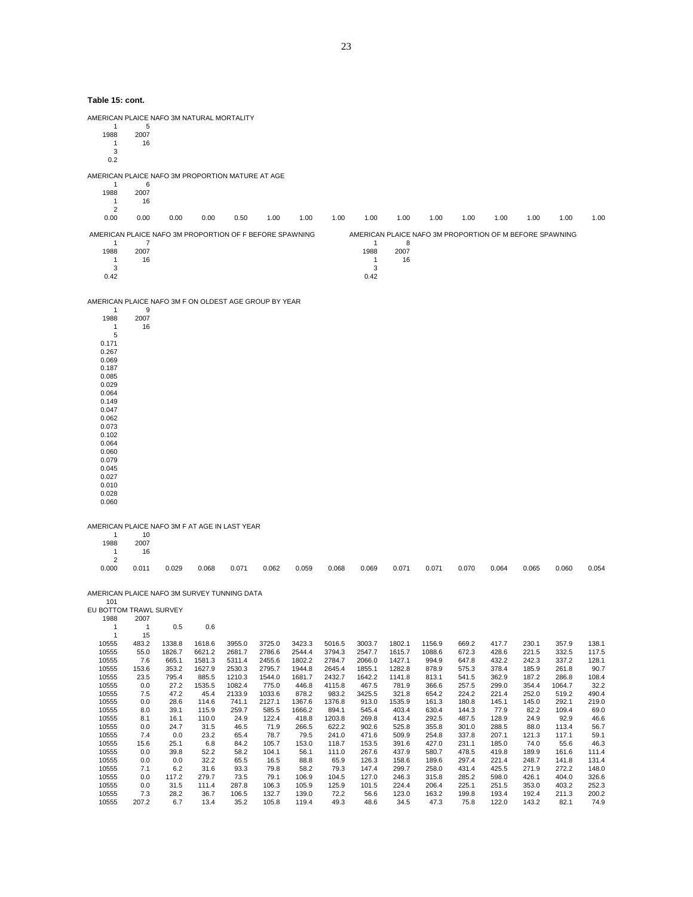**Table 15: cont.**

AMERICAN PLAICE NAFO 3M NATURAL MORTALITY

```
1	5
1988	2007
1	16
3
0.2
```

AMERICAN PLAICE NAFO 3M PROPORTION MATURE AT AGE

```
1	6
1988	2007
1	16
2
0.00	0.00	0.00	0.00	0.50	1.00	1.00	1.00	1.00	1.00	1.00	1.00	1.00	1.00	1.00	1.00
```

AMERICAN PLAICE NAFO 3M PROPORTION OF F BEFORE SPAWNING

```
1	7
1988	2007
1	16
3
0.42
```

AMERICAN PLAICE NAFO 3M PROPORTION OF M BEFORE SPAWNING

```
1	8
1988	2007
1	16
3
0.42
```

AMERICAN PLAICE NAFO 3M F ON OLDEST AGE GROUP BY YEAR

```
1	9
1988	2007
1	16
5
0.171
0.267
0.069
0.187
0.085
0.029
0.064
0.149
0.047
0.062
0.073
0.102
0.064
0.060
0.079
0.045
0.027
0.010
0.028
0.060
```

AMERICAN PLAICE NAFO 3M F AT AGE IN LAST YEAR

```
1	10
1988	2007
1	16
2
0.000	0.011	0.029	0.068	0.071	0.062	0.059	0.068	0.069	0.071	0.071	0.070	0.064	0.065	0.060	0.054
```

AMERICAN PLAICE NAFO 3M SURVEY TUNNING DATA

```
101
EU BOTTOM TRAWL SURVEY
1988	2007
1	1	0.5	0.6
1	15
```

| | | | | | | | | | | | | | | | |
|---|---|---|---|---|---|---|---|---|---|---|---|---|---|---|---|
| 10555 | 483.2 | 1338.8 | 1618.6 | 3955.0 | 3725.0 | 3423.3 | 5016.5 | 3003.7 | 1802.1 | 1156.9 | 669.2 | 417.7 | 230.1 | 357.9 | 138.1 |
| 10555 | 55.0 | 1826.7 | 6621.2 | 2681.7 | 2786.6 | 2544.4 | 3794.3 | 2547.7 | 1615.7 | 1088.6 | 672.3 | 428.6 | 221.5 | 332.5 | 117.5 |
| 10555 | 7.6 | 665.1 | 1581.3 | 5311.4 | 2455.6 | 1802.2 | 2784.7 | 2066.0 | 1427.1 | 994.9 | 647.8 | 432.2 | 242.3 | 337.2 | 128.1 |
| 10555 | 153.6 | 353.2 | 1627.9 | 2530.3 | 2795.7 | 1944.8 | 2645.4 | 1855.1 | 1282.8 | 878.9 | 575.3 | 378.4 | 185.9 | 261.8 | 90.7 |
| 10555 | 23.5 | 795.4 | 885.5 | 1210.3 | 1544.0 | 1681.7 | 2432.7 | 1642.2 | 1141.8 | 813.1 | 541.5 | 362.9 | 187.2 | 286.8 | 108.4 |
| 10555 | 0.0 | 27.2 | 1535.5 | 1082.4 | 775.0 | 446.8 | 4115.8 | 467.5 | 781.9 | 366.6 | 257.5 | 299.0 | 354.4 | 1064.7 | 32.2 |
| 10555 | 7.5 | 47.2 | 45.4 | 2133.9 | 1033.6 | 878.2 | 983.2 | 3425.5 | 321.8 | 654.2 | 224.2 | 221.4 | 252.0 | 519.2 | 490.4 |
| 10555 | 0.0 | 28.6 | 114.6 | 741.1 | 2127.1 | 1367.6 | 1376.8 | 913.0 | 1535.9 | 161.3 | 180.8 | 145.1 | 145.0 | 292.1 | 219.0 |
| 10555 | 8.0 | 39.1 | 115.9 | 259.7 | 585.5 | 1666.2 | 894.1 | 545.4 | 403.4 | 630.4 | 144.3 | 77.9 | 82.2 | 109.4 | 69.0 |
| 10555 | 8.1 | 16.1 | 110.0 | 24.9 | 122.4 | 418.8 | 1203.8 | 269.8 | 413.4 | 292.5 | 487.5 | 128.9 | 24.9 | 92.9 | 46.6 |
| 10555 | 0.0 | 24.7 | 31.5 | 46.5 | 71.9 | 266.5 | 622.2 | 902.6 | 525.8 | 355.8 | 301.0 | 288.5 | 88.0 | 113.4 | 56.7 |
| 10555 | 7.4 | 0.0 | 23.2 | 65.4 | 78.7 | 79.5 | 241.0 | 471.6 | 509.9 | 254.8 | 337.8 | 207.1 | 121.3 | 117.1 | 59.1 |
| 10555 | 15.6 | 25.1 | 6.8 | 84.2 | 105.7 | 153.0 | 118.7 | 153.5 | 391.6 | 427.0 | 231.1 | 185.0 | 74.0 | 55.6 | 46.3 |
| 10555 | 0.0 | 39.8 | 52.2 | 58.2 | 104.1 | 56.1 | 111.0 | 267.6 | 437.9 | 580.7 | 478.5 | 419.8 | 189.9 | 161.6 | 111.4 |
| 10555 | 0.0 | 0.0 | 32.2 | 65.5 | 16.5 | 88.8 | 65.9 | 126.3 | 158.6 | 189.6 | 297.4 | 221.4 | 248.7 | 141.8 | 131.4 |
| 10555 | 7.1 | 6.2 | 31.6 | 93.3 | 79.8 | 58.2 | 79.3 | 147.4 | 299.7 | 258.0 | 431.4 | 425.5 | 271.9 | 272.2 | 148.0 |
| 10555 | 0.0 | 117.2 | 279.7 | 73.5 | 79.1 | 106.9 | 104.5 | 127.0 | 246.3 | 315.8 | 285.2 | 598.0 | 426.1 | 404.0 | 326.6 |
| 10555 | 0.0 | 31.5 | 111.4 | 287.8 | 106.3 | 105.9 | 125.9 | 101.5 | 224.4 | 206.4 | 225.1 | 251.5 | 353.0 | 403.2 | 252.3 |
| 10555 | 7.3 | 28.2 | 36.7 | 106.5 | 132.7 | 139.0 | 72.2 | 56.6 | 123.0 | 163.2 | 199.8 | 193.4 | 192.4 | 211.3 | 200.2 |
| 10555 | 207.2 | 6.7 | 13.4 | 35.2 | 105.8 | 119.4 | 49.3 | 48.6 | 34.5 | 47.3 | 75.8 | 122.0 | 143.2 | 82.1 | 74.9 |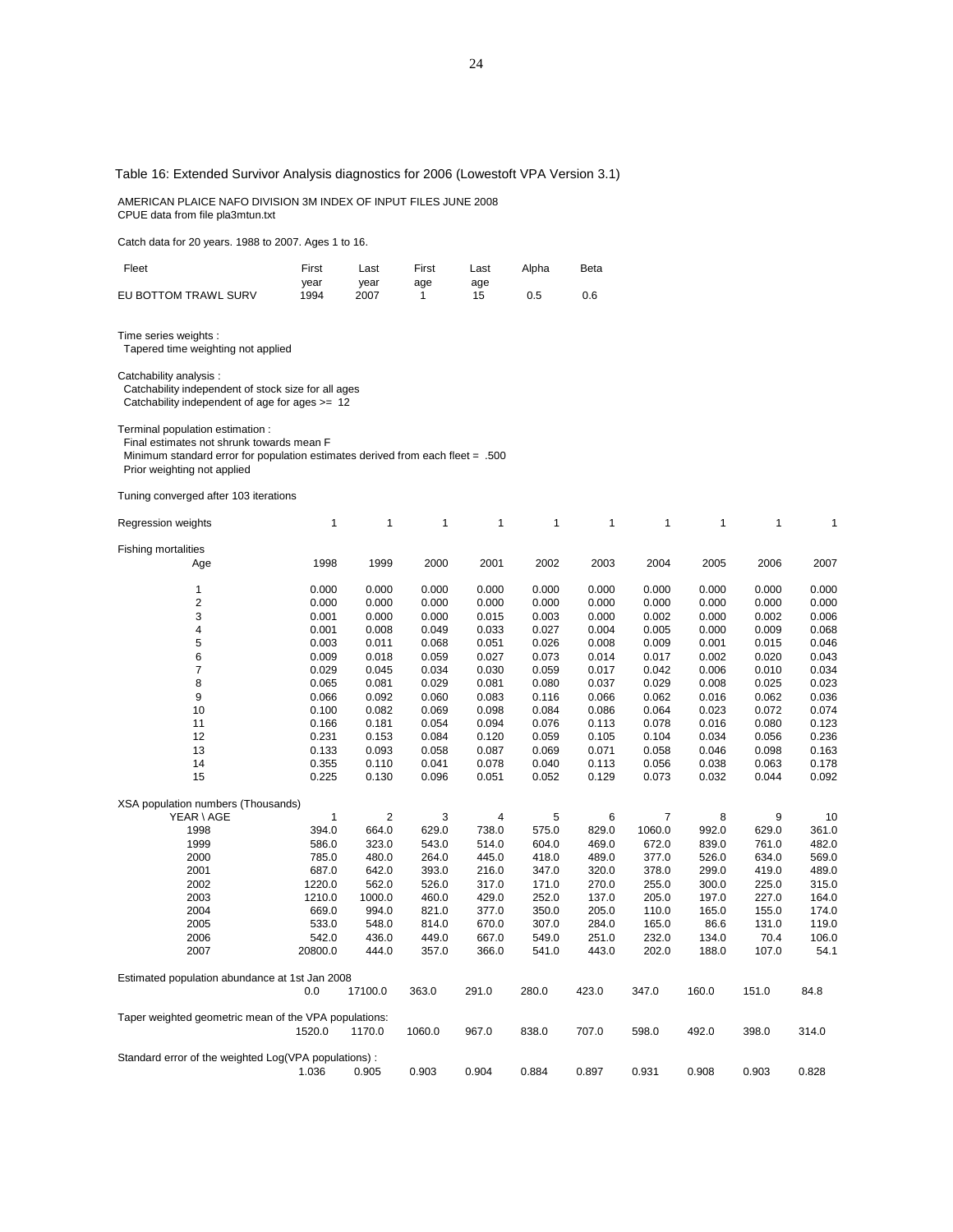Table 16: Extended Survivor Analysis diagnostics for 2006 (Lowestoft VPA Version 3.1)

AMERICAN PLAICE NAFO DIVISION 3M INDEX OF INPUT FILES JUNE 2008
CPUE data from file pla3mtun.txt

Catch data for 20 years. 1988 to 2007. Ages 1 to 16.

| Fleet | First year | Last year | First age | Last age | Alpha | Beta |
|---|---|---|---|---|---|---|
| EU BOTTOM TRAWL SURV | 1994 | 2007 | 1 | 15 | 0.5 | 0.6 |

Time series weights :
Tapered time weighting not applied

Catchability analysis :
Catchability independent of stock size for all ages
Catchability independent of age for ages >= 12

Terminal population estimation :
Final estimates not shrunk towards mean F
Minimum standard error for population estimates derived from each fleet = .500
Prior weighting not applied

Tuning converged after 103 iterations

| Regression weights | 1 | 1 | 1 | 1 | 1 | 1 | 1 | 1 | 1 | 1 |
|---|---|---|---|---|---|---|---|---|---|---|

Fishing mortalities

| Age | 1998 | 1999 | 2000 | 2001 | 2002 | 2003 | 2004 | 2005 | 2006 | 2007 |
|---|---|---|---|---|---|---|---|---|---|---|
| 1 | 0.000 | 0.000 | 0.000 | 0.000 | 0.000 | 0.000 | 0.000 | 0.000 | 0.000 | 0.000 |
| 2 | 0.000 | 0.000 | 0.000 | 0.000 | 0.000 | 0.000 | 0.000 | 0.000 | 0.000 | 0.000 |
| 3 | 0.001 | 0.000 | 0.000 | 0.015 | 0.003 | 0.000 | 0.002 | 0.000 | 0.002 | 0.006 |
| 4 | 0.001 | 0.008 | 0.049 | 0.033 | 0.027 | 0.004 | 0.005 | 0.000 | 0.009 | 0.068 |
| 5 | 0.003 | 0.011 | 0.068 | 0.051 | 0.026 | 0.008 | 0.009 | 0.001 | 0.015 | 0.046 |
| 6 | 0.009 | 0.018 | 0.059 | 0.027 | 0.073 | 0.014 | 0.017 | 0.002 | 0.020 | 0.043 |
| 7 | 0.029 | 0.045 | 0.034 | 0.030 | 0.059 | 0.017 | 0.042 | 0.006 | 0.010 | 0.034 |
| 8 | 0.065 | 0.081 | 0.029 | 0.081 | 0.080 | 0.037 | 0.029 | 0.008 | 0.025 | 0.023 |
| 9 | 0.066 | 0.092 | 0.060 | 0.083 | 0.116 | 0.066 | 0.062 | 0.016 | 0.062 | 0.036 |
| 10 | 0.100 | 0.082 | 0.069 | 0.098 | 0.084 | 0.086 | 0.064 | 0.023 | 0.072 | 0.074 |
| 11 | 0.166 | 0.181 | 0.054 | 0.094 | 0.076 | 0.113 | 0.078 | 0.016 | 0.080 | 0.123 |
| 12 | 0.231 | 0.153 | 0.084 | 0.120 | 0.059 | 0.105 | 0.104 | 0.034 | 0.056 | 0.236 |
| 13 | 0.133 | 0.093 | 0.058 | 0.087 | 0.069 | 0.071 | 0.058 | 0.046 | 0.098 | 0.163 |
| 14 | 0.355 | 0.110 | 0.041 | 0.078 | 0.040 | 0.113 | 0.056 | 0.038 | 0.063 | 0.178 |
| 15 | 0.225 | 0.130 | 0.096 | 0.051 | 0.052 | 0.129 | 0.073 | 0.032 | 0.044 | 0.092 |

XSA population numbers (Thousands)

| YEAR \ AGE | 1 | 2 | 3 | 4 | 5 | 6 | 7 | 8 | 9 | 10 |
|---|---|---|---|---|---|---|---|---|---|---|
| 1998 | 394.0 | 664.0 | 629.0 | 738.0 | 575.0 | 829.0 | 1060.0 | 992.0 | 629.0 | 361.0 |
| 1999 | 586.0 | 323.0 | 543.0 | 514.0 | 604.0 | 469.0 | 672.0 | 839.0 | 761.0 | 482.0 |
| 2000 | 785.0 | 480.0 | 264.0 | 445.0 | 418.0 | 489.0 | 377.0 | 526.0 | 634.0 | 569.0 |
| 2001 | 687.0 | 642.0 | 393.0 | 216.0 | 347.0 | 320.0 | 378.0 | 299.0 | 419.0 | 489.0 |
| 2002 | 1220.0 | 562.0 | 526.0 | 317.0 | 171.0 | 270.0 | 255.0 | 300.0 | 225.0 | 315.0 |
| 2003 | 1210.0 | 1000.0 | 460.0 | 429.0 | 252.0 | 137.0 | 205.0 | 197.0 | 227.0 | 164.0 |
| 2004 | 669.0 | 994.0 | 821.0 | 377.0 | 350.0 | 205.0 | 110.0 | 165.0 | 155.0 | 174.0 |
| 2005 | 533.0 | 548.0 | 814.0 | 670.0 | 307.0 | 284.0 | 165.0 | 86.6 | 131.0 | 119.0 |
| 2006 | 542.0 | 436.0 | 449.0 | 667.0 | 549.0 | 251.0 | 232.0 | 134.0 | 70.4 | 106.0 |
| 2007 | 20800.0 | 444.0 | 357.0 | 366.0 | 541.0 | 443.0 | 202.0 | 188.0 | 107.0 | 54.1 |
| Estimated population abundance at 1st Jan 2008 | 0.0 | 17100.0 | 363.0 | 291.0 | 280.0 | 423.0 | 347.0 | 160.0 | 151.0 | 84.8 |
| Taper weighted geometric mean of the VPA populations: | 1520.0 | 1170.0 | 1060.0 | 967.0 | 838.0 | 707.0 | 598.0 | 492.0 | 398.0 | 314.0 |
| Standard error of the weighted Log(VPA populations) : | 1.036 | 0.905 | 0.903 | 0.904 | 0.884 | 0.897 | 0.931 | 0.908 | 0.903 | 0.828 |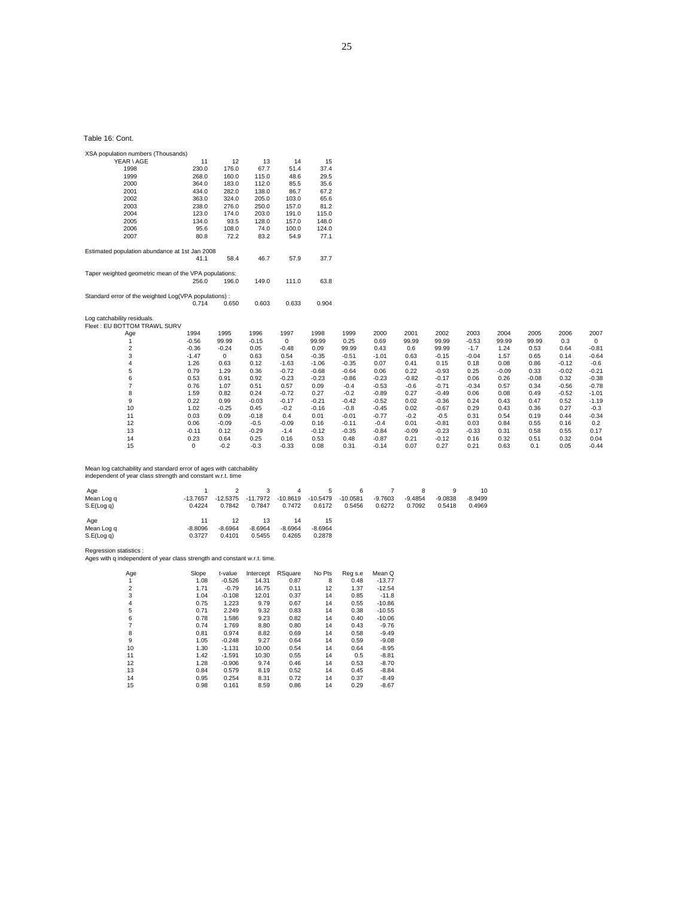Table 16: Cont.

XSA population numbers (Thousands)

| YEAR \ AGE | 11 | 12 | 13 | 14 | 15 |
|---|---|---|---|---|---|
| 1998 | 230.0 | 176.0 | 67.7 | 51.4 | 37.4 |
| 1999 | 268.0 | 160.0 | 115.0 | 48.6 | 29.5 |
| 2000 | 364.0 | 183.0 | 112.0 | 85.5 | 35.6 |
| 2001 | 434.0 | 282.0 | 138.0 | 86.7 | 67.2 |
| 2002 | 363.0 | 324.0 | 205.0 | 103.0 | 65.6 |
| 2003 | 238.0 | 276.0 | 250.0 | 157.0 | 81.2 |
| 2004 | 123.0 | 174.0 | 203.0 | 191.0 | 115.0 |
| 2005 | 134.0 | 93.5 | 128.0 | 157.0 | 148.0 |
| 2006 | 95.6 | 108.0 | 74.0 | 100.0 | 124.0 |
| 2007 | 80.8 | 72.2 | 83.2 | 54.9 | 77.1 |

Estimated population abundance at 1st Jan 2008

| | | | | |
|---|---|---|---|---|
| 41.1 | 58.4 | 46.7 | 57.9 | 37.7 |

Taper weighted geometric mean of the VPA populations:

| | | | | |
|---|---|---|---|---|
| 256.0 | 196.0 | 149.0 | 111.0 | 63.8 |

Standard error of the weighted Log(VPA populations) :

| | | | | |
|---|---|---|---|---|
| 0.714 | 0.650 | 0.603 | 0.633 | 0.904 |

Log catchability residuals.

Fleet : EU BOTTOM TRAWL SURV

| Age | 1994 | 1995 | 1996 | 1997 | 1998 | 1999 | 2000 | 2001 | 2002 | 2003 | 2004 | 2005 | 2006 | 2007 |
|---|---|---|---|---|---|---|---|---|---|---|---|---|---|---|
| 1 | -0.56 | 99.99 | -0.15 | 0 | 99.99 | 0.25 | 0.69 | 99.99 | 99.99 | -0.53 | 99.99 | 99.99 | 0.3 | 0 |
| 2 | -0.36 | -0.24 | 0.05 | -0.48 | 0.09 | 99.99 | 0.43 | 0.6 | 99.99 | -1.7 | 1.24 | 0.53 | 0.64 | -0.81 |
| 3 | -1.47 | 0 | 0.63 | 0.54 | -0.35 | -0.51 | -1.01 | 0.63 | -0.15 | -0.04 | 1.57 | 0.65 | 0.14 | -0.64 |
| 4 | 1.26 | 0.63 | 0.12 | -1.63 | -1.06 | -0.35 | 0.07 | 0.41 | 0.15 | 0.18 | 0.08 | 0.86 | -0.12 | -0.6 |
| 5 | 0.79 | 1.29 | 0.36 | -0.72 | -0.68 | -0.64 | 0.06 | 0.22 | -0.93 | 0.25 | -0.09 | 0.33 | -0.02 | -0.21 |
| 6 | 0.53 | 0.91 | 0.92 | -0.23 | -0.23 | -0.86 | -0.23 | -0.82 | -0.17 | 0.06 | 0.26 | -0.08 | 0.32 | -0.38 |
| 7 | 0.76 | 1.07 | 0.51 | 0.57 | 0.09 | -0.4 | -0.53 | -0.6 | -0.71 | -0.34 | 0.57 | 0.34 | -0.56 | -0.78 |
| 8 | 1.59 | 0.82 | 0.24 | -0.72 | 0.27 | -0.2 | -0.89 | 0.27 | -0.49 | 0.06 | 0.08 | 0.49 | -0.52 | -1.01 |
| 9 | 0.22 | 0.99 | -0.03 | -0.17 | -0.21 | -0.42 | -0.52 | 0.02 | -0.36 | 0.24 | 0.43 | 0.47 | 0.52 | -1.19 |
| 10 | 1.02 | -0.25 | 0.45 | -0.2 | -0.16 | -0.8 | -0.45 | 0.02 | -0.67 | 0.29 | 0.43 | 0.36 | 0.27 | -0.3 |
| 11 | 0.03 | 0.09 | -0.18 | 0.4 | 0.01 | -0.01 | -0.77 | -0.2 | -0.5 | 0.31 | 0.54 | 0.19 | 0.44 | -0.34 |
| 12 | 0.06 | -0.09 | -0.5 | -0.09 | 0.16 | -0.11 | -0.4 | 0.01 | -0.81 | 0.03 | 0.84 | 0.55 | 0.16 | 0.2 |
| 13 | -0.11 | 0.12 | -0.29 | -1.4 | -0.12 | -0.35 | -0.84 | -0.09 | -0.23 | -0.33 | 0.31 | 0.58 | 0.55 | 0.17 |
| 14 | 0.23 | 0.64 | 0.25 | 0.16 | 0.53 | 0.48 | -0.87 | 0.21 | -0.12 | 0.16 | 0.32 | 0.51 | 0.32 | 0.04 |
| 15 | 0 | -0.2 | -0.3 | -0.33 | 0.08 | 0.31 | -0.14 | 0.07 | 0.27 | 0.21 | 0.63 | 0.1 | 0.05 | -0.44 |

Mean log catchability and standard error of ages with catchability
independent of year class strength and constant w.r.t. time

| Age | 1 | 2 | 3 | 4 | 5 | 6 | 7 | 8 | 9 | 10 |
|---|---|---|---|---|---|---|---|---|---|---|
| Mean Log q | -13.7657 | -12.5375 | -11.7972 | -10.8619 | -10.5479 | -10.0581 | -9.7603 | -9.4854 | -9.0838 | -8.9499 |
| S.E(Log q) | 0.4224 | 0.7842 | 0.7847 | 0.7472 | 0.6172 | 0.5456 | 0.6272 | 0.7092 | 0.5418 | 0.4969 |

| Age | 11 | 12 | 13 | 14 | 15 |
|---|---|---|---|---|---|
| Mean Log q | -8.8096 | -8.6964 | -8.6964 | -8.6964 | -8.6964 |
| S.E(Log q) | 0.3727 | 0.4101 | 0.5455 | 0.4265 | 0.2878 |

Regression statistics :

Ages with q independent of year class strength and constant w.r.t. time.

| Age | Slope | t-value | Intercept | RSquare | No Pts | Reg s.e | Mean Q |
|---|---|---|---|---|---|---|---|
| 1 | 1.08 | -0.526 | 14.31 | 0.87 | 8 | 0.48 | -13.77 |
| 2 | 1.71 | -0.79 | 16.75 | 0.11 | 12 | 1.37 | -12.54 |
| 3 | 1.04 | -0.108 | 12.01 | 0.37 | 14 | 0.85 | -11.8 |
| 4 | 0.75 | 1.223 | 9.79 | 0.67 | 14 | 0.55 | -10.86 |
| 5 | 0.71 | 2.249 | 9.32 | 0.83 | 14 | 0.38 | -10.55 |
| 6 | 0.78 | 1.586 | 9.23 | 0.82 | 14 | 0.40 | -10.06 |
| 7 | 0.74 | 1.769 | 8.80 | 0.80 | 14 | 0.43 | -9.76 |
| 8 | 0.81 | 0.974 | 8.82 | 0.69 | 14 | 0.58 | -9.49 |
| 9 | 1.05 | -0.248 | 9.27 | 0.64 | 14 | 0.59 | -9.08 |
| 10 | 1.30 | -1.131 | 10.00 | 0.54 | 14 | 0.64 | -8.95 |
| 11 | 1.42 | -1.591 | 10.30 | 0.55 | 14 | 0.5 | -8.81 |
| 12 | 1.28 | -0.906 | 9.74 | 0.46 | 14 | 0.53 | -8.70 |
| 13 | 0.84 | 0.579 | 8.19 | 0.52 | 14 | 0.45 | -8.84 |
| 14 | 0.95 | 0.254 | 8.31 | 0.72 | 14 | 0.37 | -8.49 |
| 15 | 0.98 | 0.161 | 8.59 | 0.86 | 14 | 0.29 | -8.67 |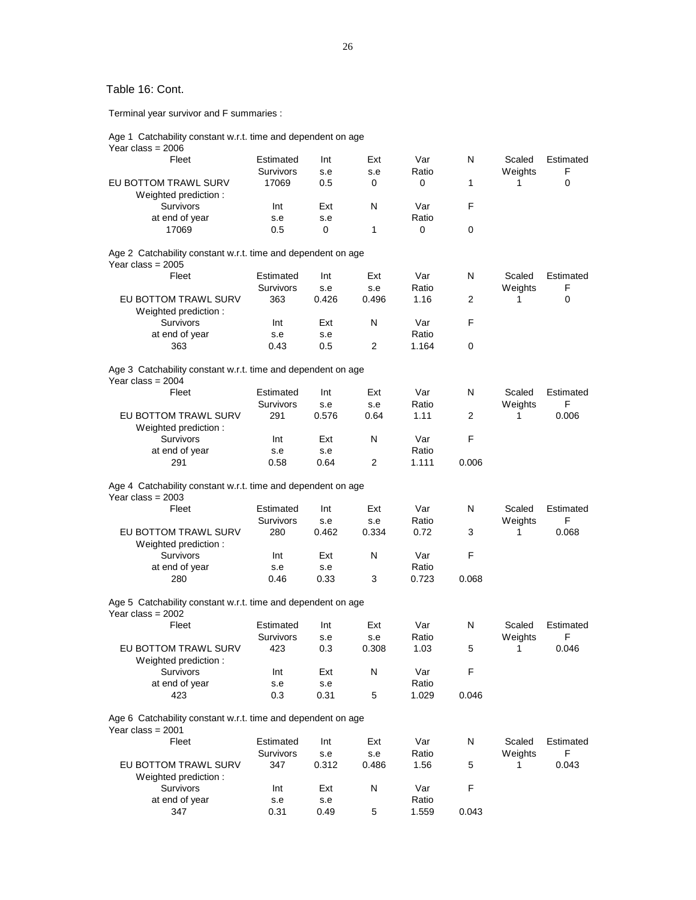Table 16: Cont.

Terminal year survivor and F summaries :

Age 1 Catchability constant w.r.t. time and dependent on age
Year class = 2006

| Fleet | Estimated Survivors | Int s.e | Ext s.e | Var Ratio | N | Scaled Weights | Estimated F |
|---|---|---|---|---|---|---|---|
| EU BOTTOM TRAWL SURV | 17069 | 0.5 | 0 | 0 | 1 | 1 | 0 |

Weighted prediction :

| Survivors at end of year | Int s.e | Ext s.e | N | Var Ratio | F |
|---|---|---|---|---|---|
| 17069 | 0.5 | 0 | 1 | 0 | 0 |

Age 2 Catchability constant w.r.t. time and dependent on age
Year class = 2005

| Fleet | Estimated Survivors | Int s.e | Ext s.e | Var Ratio | N | Scaled Weights | Estimated F |
|---|---|---|---|---|---|---|---|
| EU BOTTOM TRAWL SURV | 363 | 0.426 | 0.496 | 1.16 | 2 | 1 | 0 |

Weighted prediction :

| Survivors at end of year | Int s.e | Ext s.e | N | Var Ratio | F |
|---|---|---|---|---|---|
| 363 | 0.43 | 0.5 | 2 | 1.164 | 0 |

Age 3 Catchability constant w.r.t. time and dependent on age
Year class = 2004

| Fleet | Estimated Survivors | Int s.e | Ext s.e | Var Ratio | N | Scaled Weights | Estimated F |
|---|---|---|---|---|---|---|---|
| EU BOTTOM TRAWL SURV | 291 | 0.576 | 0.64 | 1.11 | 2 | 1 | 0.006 |

Weighted prediction :

| Survivors at end of year | Int s.e | Ext s.e | N | Var Ratio | F |
|---|---|---|---|---|---|
| 291 | 0.58 | 0.64 | 2 | 1.111 | 0.006 |

Age 4 Catchability constant w.r.t. time and dependent on age
Year class = 2003

| Fleet | Estimated Survivors | Int s.e | Ext s.e | Var Ratio | N | Scaled Weights | Estimated F |
|---|---|---|---|---|---|---|---|
| EU BOTTOM TRAWL SURV | 280 | 0.462 | 0.334 | 0.72 | 3 | 1 | 0.068 |

Weighted prediction :

| Survivors at end of year | Int s.e | Ext s.e | N | Var Ratio | F |
|---|---|---|---|---|---|
| 280 | 0.46 | 0.33 | 3 | 0.723 | 0.068 |

Age 5 Catchability constant w.r.t. time and dependent on age
Year class = 2002

| Fleet | Estimated Survivors | Int s.e | Ext s.e | Var Ratio | N | Scaled Weights | Estimated F |
|---|---|---|---|---|---|---|---|
| EU BOTTOM TRAWL SURV | 423 | 0.3 | 0.308 | 1.03 | 5 | 1 | 0.046 |

Weighted prediction :

| Survivors at end of year | Int s.e | Ext s.e | N | Var Ratio | F |
|---|---|---|---|---|---|
| 423 | 0.3 | 0.31 | 5 | 1.029 | 0.046 |

Age 6 Catchability constant w.r.t. time and dependent on age
Year class = 2001

| Fleet | Estimated Survivors | Int s.e | Ext s.e | Var Ratio | N | Scaled Weights | Estimated F |
|---|---|---|---|---|---|---|---|
| EU BOTTOM TRAWL SURV | 347 | 0.312 | 0.486 | 1.56 | 5 | 1 | 0.043 |

Weighted prediction :

| Survivors at end of year | Int s.e | Ext s.e | N | Var Ratio | F |
|---|---|---|---|---|---|
| 347 | 0.31 | 0.49 | 5 | 1.559 | 0.043 |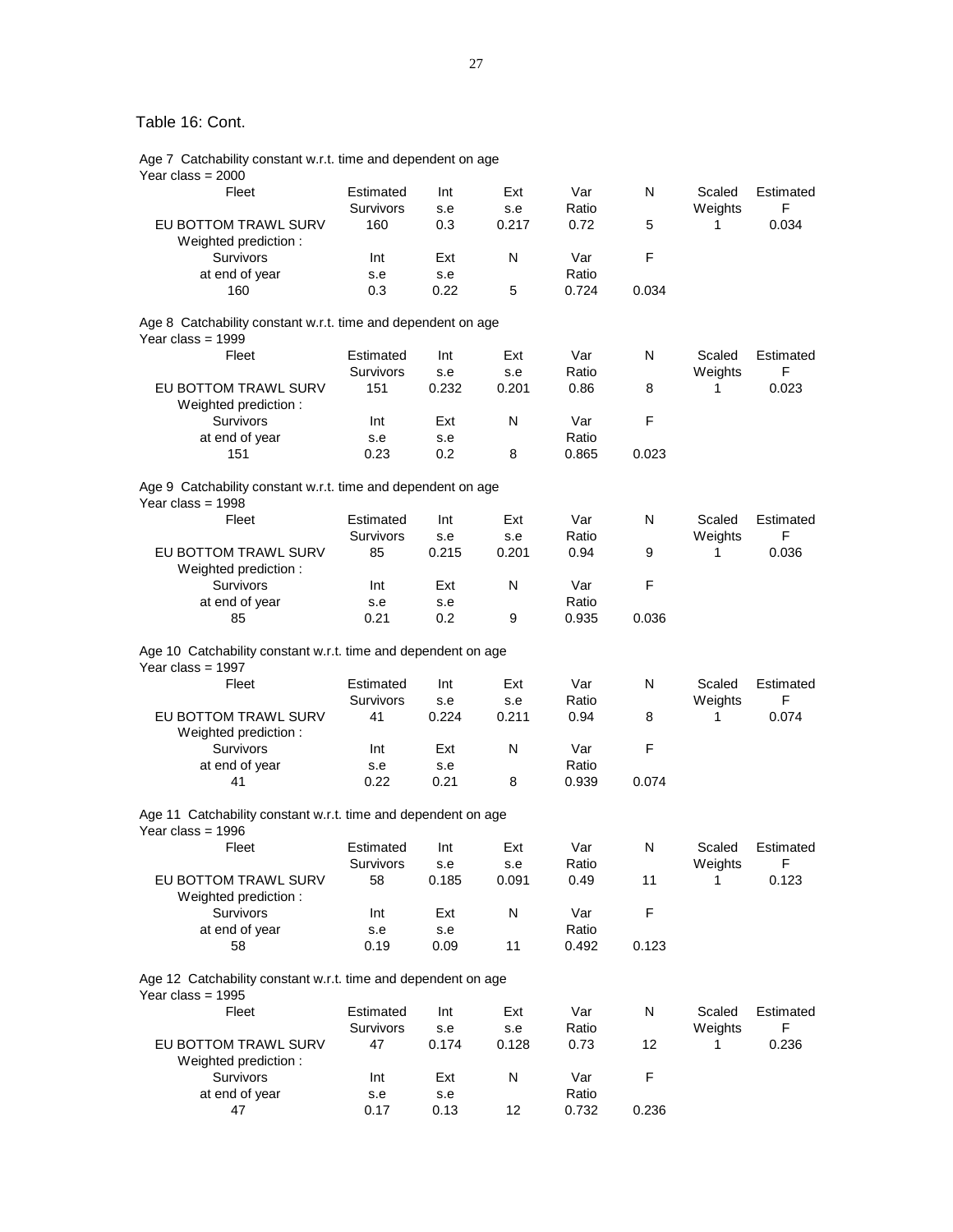Table 16: Cont.

Age 7 Catchability constant w.r.t. time and dependent on age
Year class = 2000

| Fleet | Estimated Survivors | Int s.e | Ext s.e | Var Ratio | N | Scaled Weights | Estimated F |
|---|---|---|---|---|---|---|---|
| EU BOTTOM TRAWL SURV | 160 | 0.3 | 0.217 | 0.72 | 5 | 1 | 0.034 |

Weighted prediction :

| Survivors at end of year | Int s.e | Ext s.e | N | Var Ratio | F |
|---|---|---|---|---|---|
| 160 | 0.3 | 0.22 | 5 | 0.724 | 0.034 |

Age 8 Catchability constant w.r.t. time and dependent on age
Year class = 1999

| Fleet | Estimated Survivors | Int s.e | Ext s.e | Var Ratio | N | Scaled Weights | Estimated F |
|---|---|---|---|---|---|---|---|
| EU BOTTOM TRAWL SURV | 151 | 0.232 | 0.201 | 0.86 | 8 | 1 | 0.023 |

Weighted prediction :

| Survivors at end of year | Int s.e | Ext s.e | N | Var Ratio | F |
|---|---|---|---|---|---|
| 151 | 0.23 | 0.2 | 8 | 0.865 | 0.023 |

Age 9 Catchability constant w.r.t. time and dependent on age
Year class = 1998

| Fleet | Estimated Survivors | Int s.e | Ext s.e | Var Ratio | N | Scaled Weights | Estimated F |
|---|---|---|---|---|---|---|---|
| EU BOTTOM TRAWL SURV | 85 | 0.215 | 0.201 | 0.94 | 9 | 1 | 0.036 |

Weighted prediction :

| Survivors at end of year | Int s.e | Ext s.e | N | Var Ratio | F |
|---|---|---|---|---|---|
| 85 | 0.21 | 0.2 | 9 | 0.935 | 0.036 |

Age 10 Catchability constant w.r.t. time and dependent on age
Year class = 1997

| Fleet | Estimated Survivors | Int s.e | Ext s.e | Var Ratio | N | Scaled Weights | Estimated F |
|---|---|---|---|---|---|---|---|
| EU BOTTOM TRAWL SURV | 41 | 0.224 | 0.211 | 0.94 | 8 | 1 | 0.074 |

Weighted prediction :

| Survivors at end of year | Int s.e | Ext s.e | N | Var Ratio | F |
|---|---|---|---|---|---|
| 41 | 0.22 | 0.21 | 8 | 0.939 | 0.074 |

Age 11 Catchability constant w.r.t. time and dependent on age
Year class = 1996

| Fleet | Estimated Survivors | Int s.e | Ext s.e | Var Ratio | N | Scaled Weights | Estimated F |
|---|---|---|---|---|---|---|---|
| EU BOTTOM TRAWL SURV | 58 | 0.185 | 0.091 | 0.49 | 11 | 1 | 0.123 |

Weighted prediction :

| Survivors at end of year | Int s.e | Ext s.e | N | Var Ratio | F |
|---|---|---|---|---|---|
| 58 | 0.19 | 0.09 | 11 | 0.492 | 0.123 |

Age 12 Catchability constant w.r.t. time and dependent on age
Year class = 1995

| Fleet | Estimated Survivors | Int s.e | Ext s.e | Var Ratio | N | Scaled Weights | Estimated F |
|---|---|---|---|---|---|---|---|
| EU BOTTOM TRAWL SURV | 47 | 0.174 | 0.128 | 0.73 | 12 | 1 | 0.236 |

Weighted prediction :

| Survivors at end of year | Int s.e | Ext s.e | N | Var Ratio | F |
|---|---|---|---|---|---|
| 47 | 0.17 | 0.13 | 12 | 0.732 | 0.236 |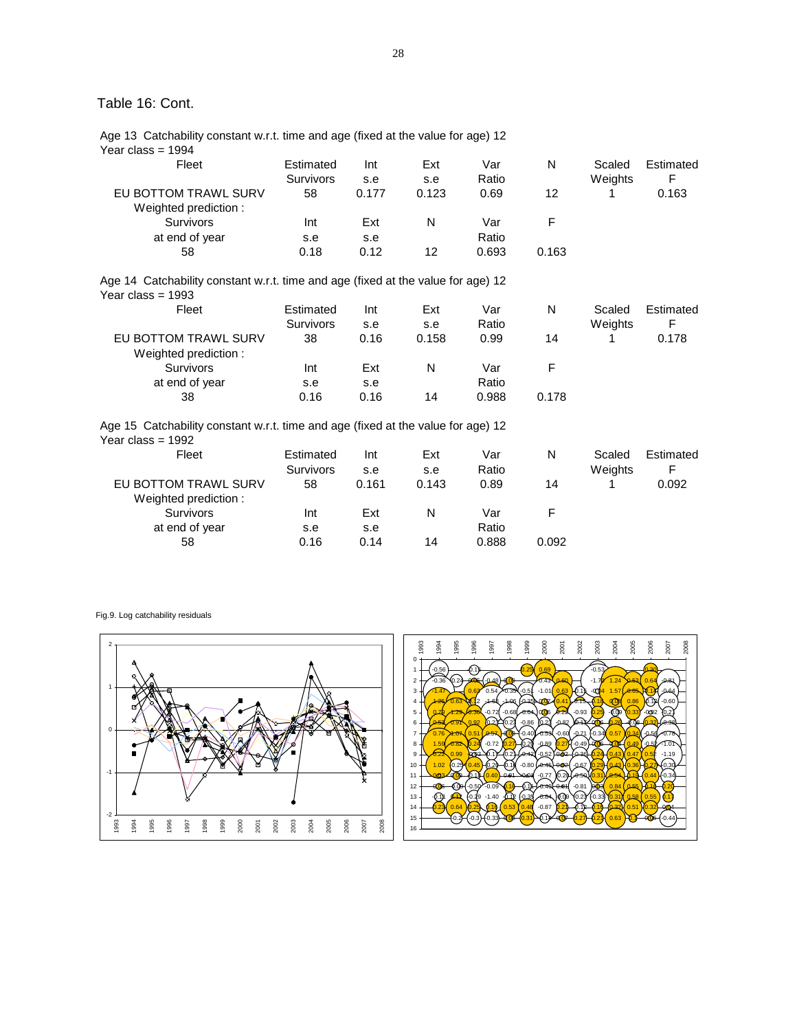Table 16: Cont.

Age 13 Catchability constant w.r.t. time and age (fixed at the value for age) 12
Year class = 1994

| Fleet | Estimated Survivors | Int s.e | Ext s.e | Var Ratio | N | Scaled Weights | Estimated F |
|---|---|---|---|---|---|---|---|
| EU BOTTOM TRAWL SURV | 58 | 0.177 | 0.123 | 0.69 | 12 | 1 | 0.163 |

Weighted prediction :

| Survivors at end of year | Int s.e | Ext s.e | N | Var Ratio | F |
|---|---|---|---|---|---|
| 58 | 0.18 | 0.12 | 12 | 0.693 | 0.163 |

Age 14 Catchability constant w.r.t. time and age (fixed at the value for age) 12
Year class = 1993

| Fleet | Estimated Survivors | Int s.e | Ext s.e | Var Ratio | N | Scaled Weights | Estimated F |
|---|---|---|---|---|---|---|---|
| EU BOTTOM TRAWL SURV | 38 | 0.16 | 0.158 | 0.99 | 14 | 1 | 0.178 |

Weighted prediction :

| Survivors at end of year | Int s.e | Ext s.e | N | Var Ratio | F |
|---|---|---|---|---|---|
| 38 | 0.16 | 0.16 | 14 | 0.988 | 0.178 |

Age 15 Catchability constant w.r.t. time and age (fixed at the value for age) 12
Year class = 1992

| Fleet | Estimated Survivors | Int s.e | Ext s.e | Var Ratio | N | Scaled Weights | Estimated F |
|---|---|---|---|---|---|---|---|
| EU BOTTOM TRAWL SURV | 58 | 0.161 | 0.143 | 0.89 | 14 | 1 | 0.092 |

Weighted prediction :

| Survivors at end of year | Int s.e | Ext s.e | N | Var Ratio | F |
|---|---|---|---|---|---|
| 58 | 0.16 | 0.14 | 14 | 0.888 | 0.092 |

Fig.9. Log catchability residuals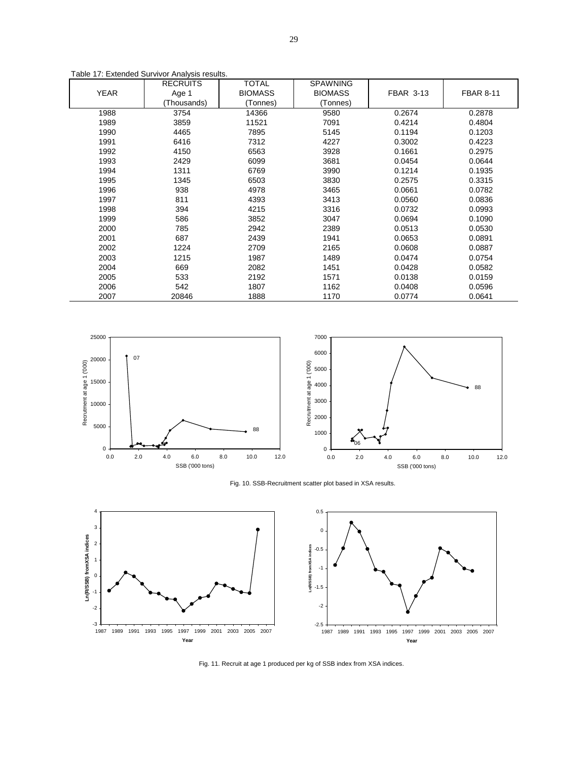Table 17: Extended Survivor Analysis results.

| YEAR | RECRUITS Age 1 (Thousands) | TOTAL BIOMASS (Tonnes) | SPAWNING BIOMASS (Tonnes) | FBAR 3-13 | FBAR 8-11 |
|---|---|---|---|---|---|
| 1988 | 3754 | 14366 | 9580 | 0.2674 | 0.2878 |
| 1989 | 3859 | 11521 | 7091 | 0.4214 | 0.4804 |
| 1990 | 4465 | 7895 | 5145 | 0.1194 | 0.1203 |
| 1991 | 6416 | 7312 | 4227 | 0.3002 | 0.4223 |
| 1992 | 4150 | 6563 | 3928 | 0.1661 | 0.2975 |
| 1993 | 2429 | 6099 | 3681 | 0.0454 | 0.0644 |
| 1994 | 1311 | 6769 | 3990 | 0.1214 | 0.1935 |
| 1995 | 1345 | 6503 | 3830 | 0.2575 | 0.3315 |
| 1996 | 938 | 4978 | 3465 | 0.0661 | 0.0782 |
| 1997 | 811 | 4393 | 3413 | 0.0560 | 0.0836 |
| 1998 | 394 | 4215 | 3316 | 0.0732 | 0.0993 |
| 1999 | 586 | 3852 | 3047 | 0.0694 | 0.1090 |
| 2000 | 785 | 2942 | 2389 | 0.0513 | 0.0530 |
| 2001 | 687 | 2439 | 1941 | 0.0653 | 0.0891 |
| 2002 | 1224 | 2709 | 2165 | 0.0608 | 0.0887 |
| 2003 | 1215 | 1987 | 1489 | 0.0474 | 0.0754 |
| 2004 | 669 | 2082 | 1451 | 0.0428 | 0.0582 |
| 2005 | 533 | 2192 | 1571 | 0.0138 | 0.0159 |
| 2006 | 542 | 1807 | 1162 | 0.0408 | 0.0596 |
| 2007 | 20846 | 1888 | 1170 | 0.0774 | 0.0641 |

Recrutiment at age 1 ('000)
SSB ('000 tons)
07
88
06

Fig. 10. SSB-Recruitment scatter plot based in XSA results.

Ln(R/SSB) fromXSA indices
Year

Fig. 11. Recruit at age 1 produced per kg of SSB index from XSA indices.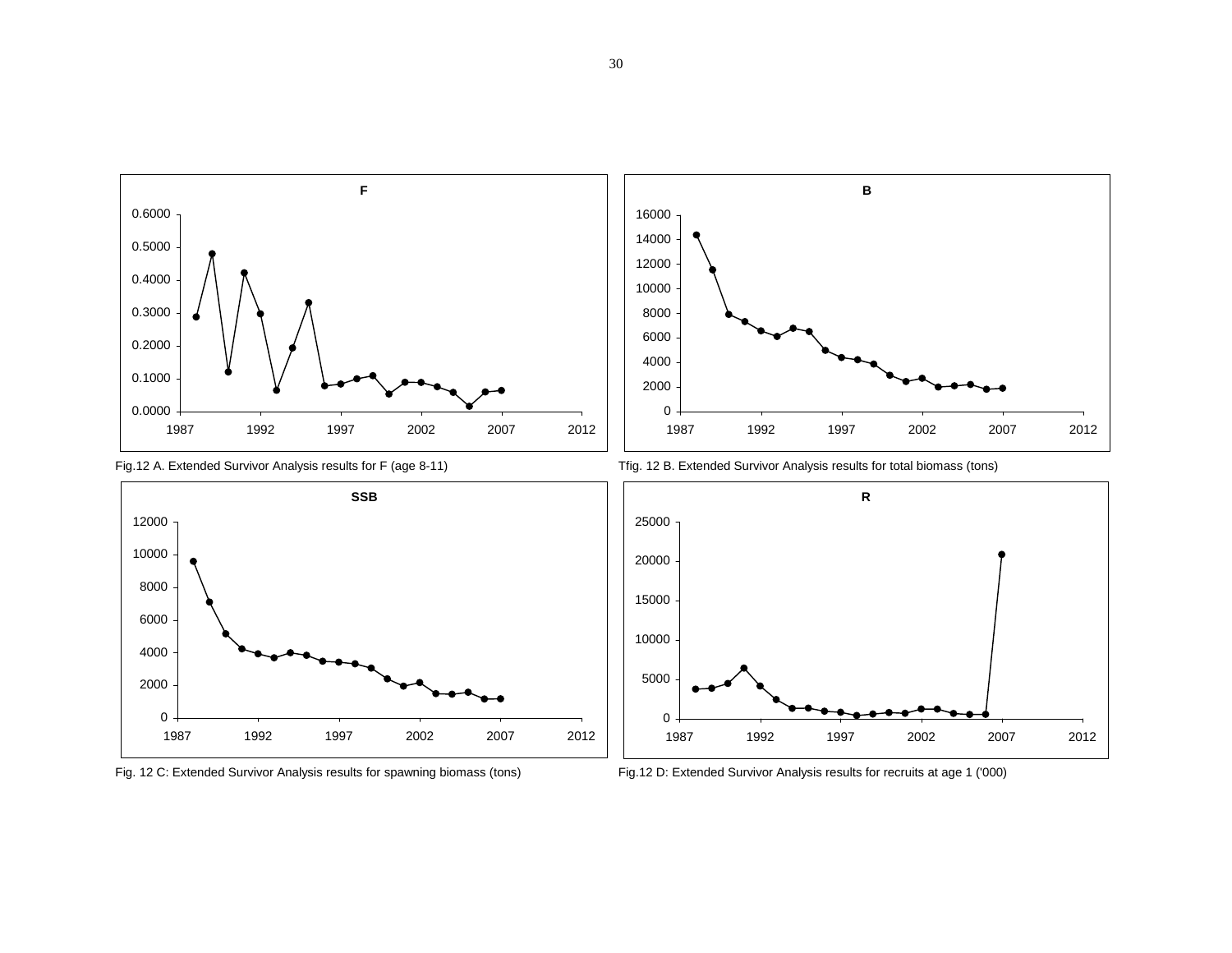F

0.6000
0.5000
0.4000
0.3000
0.2000
0.1000
0.0000
1987 1992 1997 2002 2007 2012

Fig.12 A. Extended Survivor Analysis results for F (age 8-11)

B

16000
14000
12000
10000
8000
6000
4000
2000
0
1987 1992 1997 2002 2007 2012

Tfig. 12 B. Extended Survivor Analysis results for total biomass (tons)

SSB

12000
10000
8000
6000
4000
2000
0
1987 1992 1997 2002 2007 2012

Fig. 12 C: Extended Survivor Analysis results for spawning biomass (tons)

R

25000
20000
15000
10000
5000
0
1987 1992 1997 2002 2007 2012

Fig.12 D: Extended Survivor Analysis results for recruits at age 1 ('000)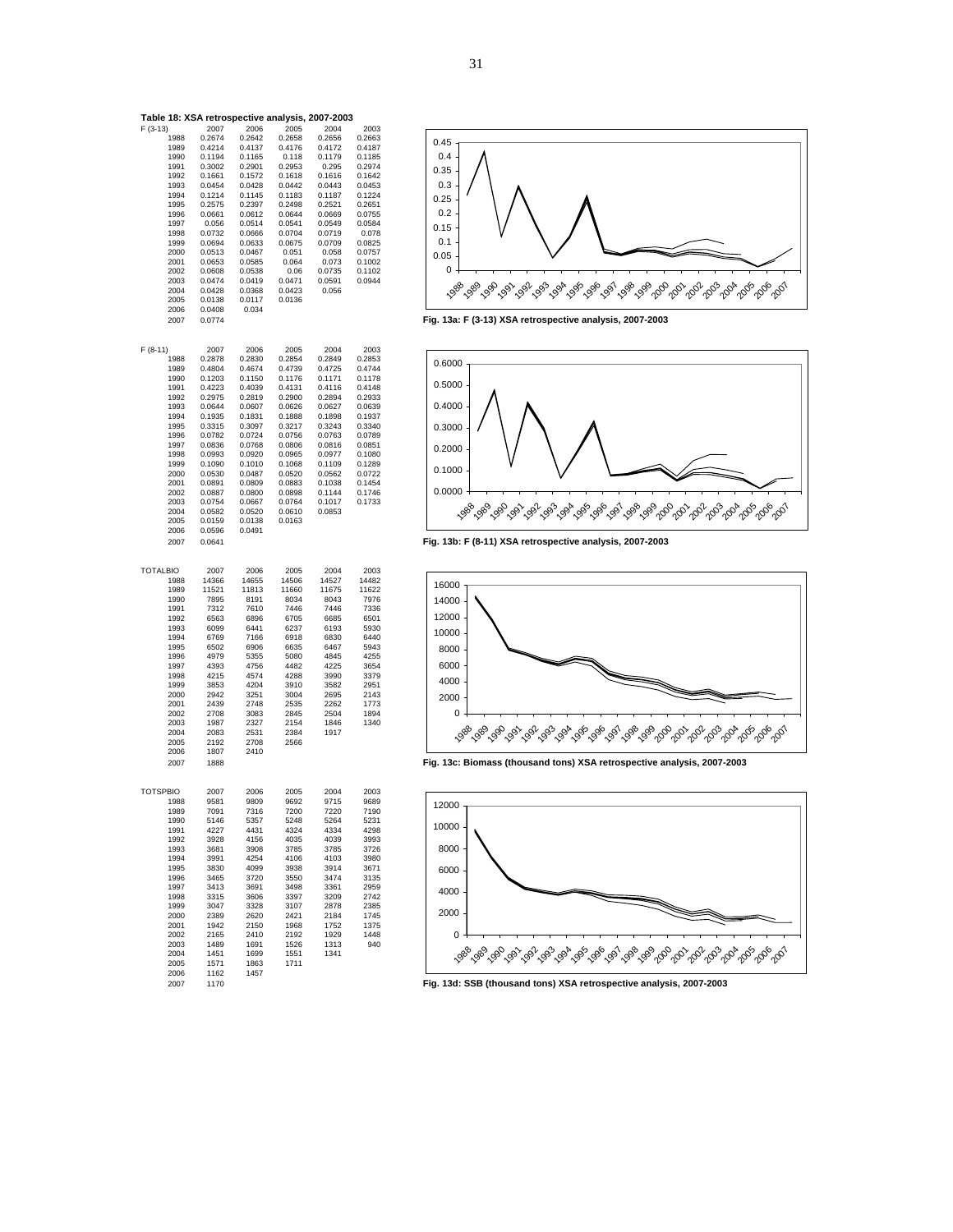**Table 18: XSA retrospective analysis, 2007-2003**

| F (3-13) | 2007 | 2006 | 2005 | 2004 | 2003 |
|---|---|---|---|---|---|
| 1988 | 0.2674 | 0.2642 | 0.2658 | 0.2656 | 0.2663 |
| 1989 | 0.4214 | 0.4137 | 0.4176 | 0.4172 | 0.4187 |
| 1990 | 0.1194 | 0.1165 | 0.118 | 0.1179 | 0.1185 |
| 1991 | 0.3002 | 0.2901 | 0.2953 | 0.295 | 0.2974 |
| 1992 | 0.1661 | 0.1572 | 0.1618 | 0.1616 | 0.1642 |
| 1993 | 0.0454 | 0.0428 | 0.0442 | 0.0443 | 0.0453 |
| 1994 | 0.1214 | 0.1145 | 0.1183 | 0.1187 | 0.1224 |
| 1995 | 0.2575 | 0.2397 | 0.2498 | 0.2521 | 0.2651 |
| 1996 | 0.0661 | 0.0612 | 0.0644 | 0.0669 | 0.0755 |
| 1997 | 0.056 | 0.0514 | 0.0541 | 0.0549 | 0.0584 |
| 1998 | 0.0732 | 0.0666 | 0.0704 | 0.0719 | 0.078 |
| 1999 | 0.0694 | 0.0633 | 0.0675 | 0.0709 | 0.0825 |
| 2000 | 0.0513 | 0.0467 | 0.051 | 0.058 | 0.0757 |
| 2001 | 0.0653 | 0.0585 | 0.064 | 0.073 | 0.1002 |
| 2002 | 0.0608 | 0.0538 | 0.06 | 0.0735 | 0.1102 |
| 2003 | 0.0474 | 0.0419 | 0.0471 | 0.0591 | 0.0944 |
| 2004 | 0.0428 | 0.0368 | 0.0423 | 0.056 | |
| 2005 | 0.0138 | 0.0117 | 0.0136 | | |
| 2006 | 0.0408 | 0.034 | | | |
| 2007 | 0.0774 | | | | |

0.45
0.4
0.35
0.3
0.25
0.2
0.15
0.1
0.05
0
1988 1989 1990 1991 1992 1993 1994 1995 1996 1997 1998 1999 2000 2001 2002 2003 2004 2005 2006 2007

**Fig. 13a: F (3-13) XSA retrospective analysis, 2007-2003**

| F (8-11) | 2007 | 2006 | 2005 | 2004 | 2003 |
|---|---|---|---|---|---|
| 1988 | 0.2878 | 0.2830 | 0.2854 | 0.2849 | 0.2853 |
| 1989 | 0.4804 | 0.4674 | 0.4739 | 0.4725 | 0.4744 |
| 1990 | 0.1203 | 0.1150 | 0.1176 | 0.1171 | 0.1178 |
| 1991 | 0.4223 | 0.4039 | 0.4131 | 0.4116 | 0.4148 |
| 1992 | 0.2975 | 0.2819 | 0.2900 | 0.2894 | 0.2933 |
| 1993 | 0.0644 | 0.0607 | 0.0626 | 0.0627 | 0.0639 |
| 1994 | 0.1935 | 0.1831 | 0.1888 | 0.1898 | 0.1937 |
| 1995 | 0.3315 | 0.3097 | 0.3217 | 0.3243 | 0.3340 |
| 1996 | 0.0782 | 0.0724 | 0.0756 | 0.0763 | 0.0789 |
| 1997 | 0.0836 | 0.0768 | 0.0806 | 0.0816 | 0.0851 |
| 1998 | 0.0993 | 0.0920 | 0.0965 | 0.0977 | 0.1080 |
| 1999 | 0.1090 | 0.1010 | 0.1068 | 0.1109 | 0.1289 |
| 2000 | 0.0530 | 0.0487 | 0.0520 | 0.0562 | 0.0722 |
| 2001 | 0.0891 | 0.0809 | 0.0883 | 0.1038 | 0.1454 |
| 2002 | 0.0887 | 0.0800 | 0.0898 | 0.1144 | 0.1746 |
| 2003 | 0.0754 | 0.0667 | 0.0764 | 0.1017 | 0.1733 |
| 2004 | 0.0582 | 0.0520 | 0.0610 | 0.0853 | |
| 2005 | 0.0159 | 0.0138 | 0.0163 | | |
| 2006 | 0.0596 | 0.0491 | | | |
| 2007 | 0.0641 | | | | |

0.6000
0.5000
0.4000
0.3000
0.2000
0.1000
0.0000
1988 1989 1990 1991 1992 1993 1994 1995 1996 1997 1998 1999 2000 2001 2002 2003 2004 2005 2006 2007

**Fig. 13b: F (8-11) XSA retrospective analysis, 2007-2003**

| TOTALBIO | 2007 | 2006 | 2005 | 2004 | 2003 |
|---|---|---|---|---|---|
| 1988 | 14366 | 14655 | 14506 | 14527 | 14482 |
| 1989 | 11521 | 11813 | 11660 | 11675 | 11622 |
| 1990 | 7895 | 8191 | 8034 | 8043 | 7976 |
| 1991 | 7312 | 7610 | 7446 | 7446 | 7336 |
| 1992 | 6563 | 6896 | 6705 | 6685 | 6501 |
| 1993 | 6099 | 6441 | 6237 | 6193 | 5930 |
| 1994 | 6769 | 7166 | 6918 | 6830 | 6440 |
| 1995 | 6502 | 6906 | 6635 | 6467 | 5943 |
| 1996 | 4979 | 5355 | 5080 | 4845 | 4255 |
| 1997 | 4393 | 4756 | 4482 | 4225 | 3654 |
| 1998 | 4215 | 4574 | 4288 | 3990 | 3379 |
| 1999 | 3853 | 4204 | 3910 | 3582 | 2951 |
| 2000 | 2942 | 3251 | 3004 | 2695 | 2143 |
| 2001 | 2439 | 2748 | 2535 | 2262 | 1773 |
| 2002 | 2708 | 3083 | 2845 | 2504 | 1894 |
| 2003 | 1987 | 2327 | 2154 | 1846 | 1340 |
| 2004 | 2083 | 2531 | 2384 | 1917 | |
| 2005 | 2192 | 2708 | 2566 | | |
| 2006 | 1807 | 2410 | | | |
| 2007 | 1888 | | | | |

16000
14000
12000
10000
8000
6000
4000
2000
0
1988 1989 1990 1991 1992 1993 1994 1995 1996 1997 1998 1999 2000 2001 2002 2003 2004 2005 2006 2007

**Fig. 13c: Biomass (thousand tons) XSA retrospective analysis, 2007-2003**

| TOTSPBIO | 2007 | 2006 | 2005 | 2004 | 2003 |
|---|---|---|---|---|---|
| 1988 | 9581 | 9809 | 9692 | 9715 | 9689 |
| 1989 | 7091 | 7316 | 7200 | 7220 | 7190 |
| 1990 | 5146 | 5357 | 5248 | 5264 | 5231 |
| 1991 | 4227 | 4431 | 4324 | 4334 | 4298 |
| 1992 | 3928 | 4156 | 4035 | 4039 | 3993 |
| 1993 | 3681 | 3908 | 3785 | 3785 | 3726 |
| 1994 | 3991 | 4254 | 4106 | 4103 | 3980 |
| 1995 | 3830 | 4099 | 3938 | 3914 | 3671 |
| 1996 | 3465 | 3720 | 3550 | 3474 | 3135 |
| 1997 | 3413 | 3691 | 3498 | 3361 | 2959 |
| 1998 | 3315 | 3606 | 3397 | 3209 | 2742 |
| 1999 | 3047 | 3328 | 3107 | 2878 | 2385 |
| 2000 | 2389 | 2620 | 2421 | 2184 | 1745 |
| 2001 | 1942 | 2150 | 1968 | 1752 | 1375 |
| 2002 | 2165 | 2410 | 2192 | 1929 | 1448 |
| 2003 | 1489 | 1691 | 1526 | 1313 | 940 |
| 2004 | 1451 | 1699 | 1551 | 1341 | |
| 2005 | 1571 | 1863 | 1711 | | |
| 2006 | 1162 | 1457 | | | |
| 2007 | 1170 | | | | |

12000
10000
8000
6000
4000
2000
0
1988 1989 1990 1991 1992 1993 1994 1995 1996 1997 1998 1999 2000 2001 2002 2003 2004 2005 2006 2007

**Fig. 13d: SSB (thousand tons) XSA retrospective analysis, 2007-2003**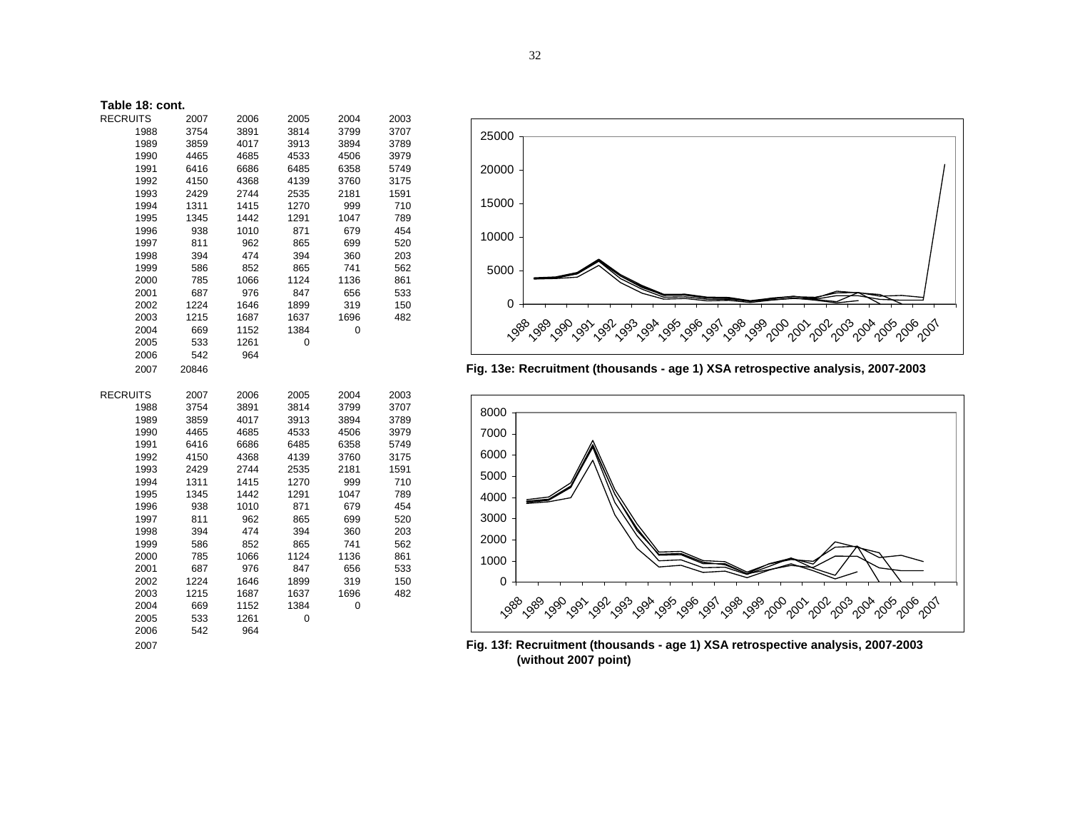**Table 18: cont.**

| RECRUITS | 2007 | 2006 | 2005 | 2004 | 2003 |
|---|---|---|---|---|---|
| 1988 | 3754 | 3891 | 3814 | 3799 | 3707 |
| 1989 | 3859 | 4017 | 3913 | 3894 | 3789 |
| 1990 | 4465 | 4685 | 4533 | 4506 | 3979 |
| 1991 | 6416 | 6686 | 6485 | 6358 | 5749 |
| 1992 | 4150 | 4368 | 4139 | 3760 | 3175 |
| 1993 | 2429 | 2744 | 2535 | 2181 | 1591 |
| 1994 | 1311 | 1415 | 1270 | 999 | 710 |
| 1995 | 1345 | 1442 | 1291 | 1047 | 789 |
| 1996 | 938 | 1010 | 871 | 679 | 454 |
| 1997 | 811 | 962 | 865 | 699 | 520 |
| 1998 | 394 | 474 | 394 | 360 | 203 |
| 1999 | 586 | 852 | 865 | 741 | 562 |
| 2000 | 785 | 1066 | 1124 | 1136 | 861 |
| 2001 | 687 | 976 | 847 | 656 | 533 |
| 2002 | 1224 | 1646 | 1899 | 319 | 150 |
| 2003 | 1215 | 1687 | 1637 | 1696 | 482 |
| 2004 | 669 | 1152 | 1384 | 0 | |
| 2005 | 533 | 1261 | 0 | | |
| 2006 | 542 | 964 | | | |
| 2007 | 20846 | | | | |

25000
20000
15000
10000
5000
0
1988 1989 1990 1991 1992 1993 1994 1995 1996 1997 1998 1999 2000 2001 2002 2003 2004 2005 2006 2007

**Fig. 13e: Recruitment (thousands - age 1) XSA retrospective analysis, 2007-2003**

| RECRUITS | 2007 | 2006 | 2005 | 2004 | 2003 |
|---|---|---|---|---|---|
| 1988 | 3754 | 3891 | 3814 | 3799 | 3707 |
| 1989 | 3859 | 4017 | 3913 | 3894 | 3789 |
| 1990 | 4465 | 4685 | 4533 | 4506 | 3979 |
| 1991 | 6416 | 6686 | 6485 | 6358 | 5749 |
| 1992 | 4150 | 4368 | 4139 | 3760 | 3175 |
| 1993 | 2429 | 2744 | 2535 | 2181 | 1591 |
| 1994 | 1311 | 1415 | 1270 | 999 | 710 |
| 1995 | 1345 | 1442 | 1291 | 1047 | 789 |
| 1996 | 938 | 1010 | 871 | 679 | 454 |
| 1997 | 811 | 962 | 865 | 699 | 520 |
| 1998 | 394 | 474 | 394 | 360 | 203 |
| 1999 | 586 | 852 | 865 | 741 | 562 |
| 2000 | 785 | 1066 | 1124 | 1136 | 861 |
| 2001 | 687 | 976 | 847 | 656 | 533 |
| 2002 | 1224 | 1646 | 1899 | 319 | 150 |
| 2003 | 1215 | 1687 | 1637 | 1696 | 482 |
| 2004 | 669 | 1152 | 1384 | 0 | |
| 2005 | 533 | 1261 | 0 | | |
| 2006 | 542 | 964 | | | |
| 2007 | | | | | |

8000
7000
6000
5000
4000
3000
2000
1000
0
1988 1989 1990 1991 1992 1993 1994 1995 1996 1997 1998 1999 2000 2001 2002 2003 2004 2005 2006 2007

**Fig. 13f: Recruitment (thousands - age 1) XSA retrospective analysis, 2007-2003 (without 2007 point)**